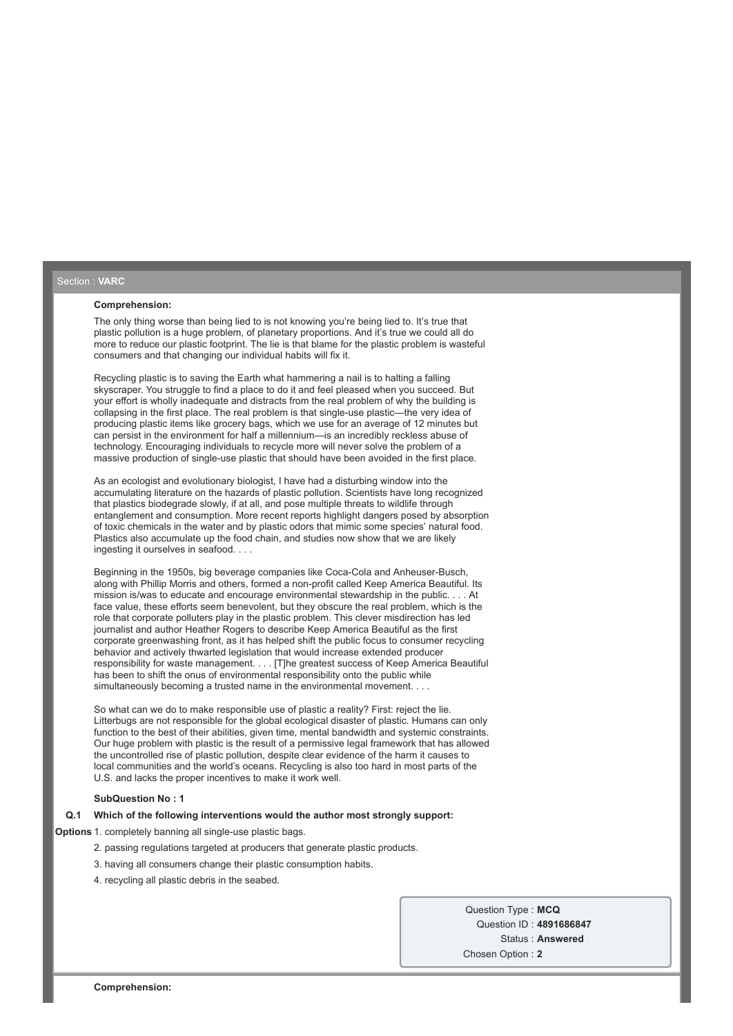Section : **VARC**

**Comprehension:**

The only thing worse than being lied to is not knowing you're being lied to. It's true that plastic pollution is a huge problem, of planetary proportions. And it's true we could all do more to reduce our plastic footprint. The lie is that blame for the plastic problem is wasteful consumers and that changing our individual habits will fix it.

Recycling plastic is to saving the Earth what hammering a nail is to halting a falling skyscraper. You struggle to find a place to do it and feel pleased when you succeed. But your effort is wholly inadequate and distracts from the real problem of why the building is collapsing in the first place. The real problem is that single-use plastic—the very idea of producing plastic items like grocery bags, which we use for an average of 12 minutes but can persist in the environment for half a millennium—is an incredibly reckless abuse of technology. Encouraging individuals to recycle more will never solve the problem of a massive production of single-use plastic that should have been avoided in the first place.

As an ecologist and evolutionary biologist, I have had a disturbing window into the accumulating literature on the hazards of plastic pollution. Scientists have long recognized that plastics biodegrade slowly, if at all, and pose multiple threats to wildlife through entanglement and consumption. More recent reports highlight dangers posed by absorption of toxic chemicals in the water and by plastic odors that mimic some species' natural food. Plastics also accumulate up the food chain, and studies now show that we are likely ingesting it ourselves in seafood. . . .

Beginning in the 1950s, big beverage companies like Coca-Cola and Anheuser-Busch, along with Phillip Morris and others, formed a non-profit called Keep America Beautiful. Its mission is/was to educate and encourage environmental stewardship in the public. . . . At face value, these efforts seem benevolent, but they obscure the real problem, which is the role that corporate polluters play in the plastic problem. This clever misdirection has led journalist and author Heather Rogers to describe Keep America Beautiful as the first corporate greenwashing front, as it has helped shift the public focus to consumer recycling behavior and actively thwarted legislation that would increase extended producer responsibility for waste management. . . . [T]he greatest success of Keep America Beautiful has been to shift the onus of environmental responsibility onto the public while simultaneously becoming a trusted name in the environmental movement. . . .

So what can we do to make responsible use of plastic a reality? First: reject the lie. Litterbugs are not responsible for the global ecological disaster of plastic. Humans can only function to the best of their abilities, given time, mental bandwidth and systemic constraints. Our huge problem with plastic is the result of a permissive legal framework that has allowed the uncontrolled rise of plastic pollution, despite clear evidence of the harm it causes to local communities and the world's oceans. Recycling is also too hard in most parts of the U.S. and lacks the proper incentives to make it work well.

**SubQuestion No : 1**

**Q.1 Which of the following interventions would the author most strongly support:**

**Options**

1. completely banning all single-use plastic bags.
2. passing regulations targeted at producers that generate plastic products.
3. having all consumers change their plastic consumption habits.
4. recycling all plastic debris in the seabed.

Question Type : **MCQ**
Question ID : **4891686847**
Status : **Answered**
Chosen Option : **2**

**Comprehension:**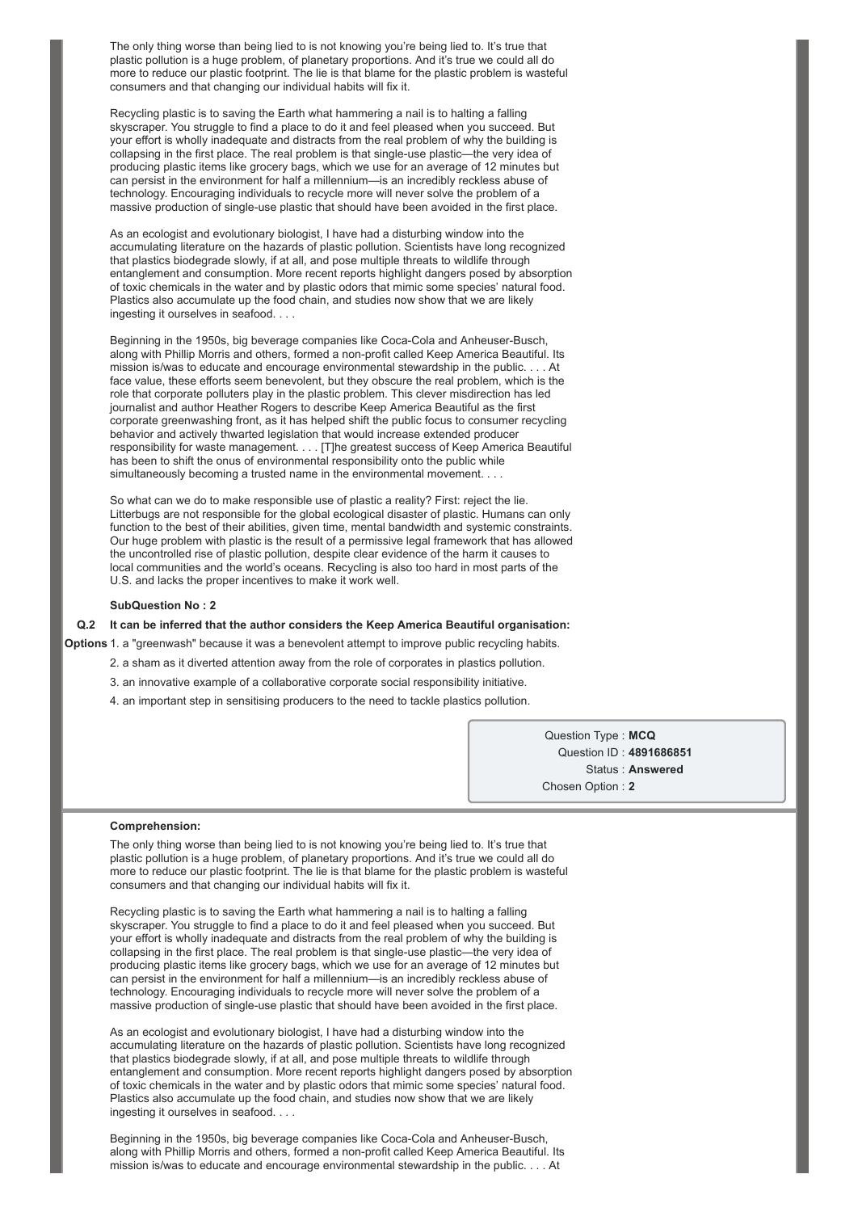The only thing worse than being lied to is not knowing you're being lied to. It's true that plastic pollution is a huge problem, of planetary proportions. And it's true we could all do more to reduce our plastic footprint. The lie is that blame for the plastic problem is wasteful consumers and that changing our individual habits will fix it.

Recycling plastic is to saving the Earth what hammering a nail is to halting a falling skyscraper. You struggle to find a place to do it and feel pleased when you succeed. But your effort is wholly inadequate and distracts from the real problem of why the building is collapsing in the first place. The real problem is that single-use plastic—the very idea of producing plastic items like grocery bags, which we use for an average of 12 minutes but can persist in the environment for half a millennium—is an incredibly reckless abuse of technology. Encouraging individuals to recycle more will never solve the problem of a massive production of single-use plastic that should have been avoided in the first place.

As an ecologist and evolutionary biologist, I have had a disturbing window into the accumulating literature on the hazards of plastic pollution. Scientists have long recognized that plastics biodegrade slowly, if at all, and pose multiple threats to wildlife through entanglement and consumption. More recent reports highlight dangers posed by absorption of toxic chemicals in the water and by plastic odors that mimic some species' natural food. Plastics also accumulate up the food chain, and studies now show that we are likely ingesting it ourselves in seafood. . . .

Beginning in the 1950s, big beverage companies like Coca-Cola and Anheuser-Busch, along with Phillip Morris and others, formed a non-profit called Keep America Beautiful. Its mission is/was to educate and encourage environmental stewardship in the public. . . . At face value, these efforts seem benevolent, but they obscure the real problem, which is the role that corporate polluters play in the plastic problem. This clever misdirection has led journalist and author Heather Rogers to describe Keep America Beautiful as the first corporate greenwashing front, as it has helped shift the public focus to consumer recycling behavior and actively thwarted legislation that would increase extended producer responsibility for waste management. . . . [T]he greatest success of Keep America Beautiful has been to shift the onus of environmental responsibility onto the public while simultaneously becoming a trusted name in the environmental movement. . . .

So what can we do to make responsible use of plastic a reality? First: reject the lie. Litterbugs are not responsible for the global ecological disaster of plastic. Humans can only function to the best of their abilities, given time, mental bandwidth and systemic constraints. Our huge problem with plastic is the result of a permissive legal framework that has allowed the uncontrolled rise of plastic pollution, despite clear evidence of the harm it causes to local communities and the world's oceans. Recycling is also too hard in most parts of the U.S. and lacks the proper incentives to make it work well.

**SubQuestion No : 2**

**Q.2 It can be inferred that the author considers the Keep America Beautiful organisation:**

**Options**
1. a "greenwash" because it was a benevolent attempt to improve public recycling habits.
2. a sham as it diverted attention away from the role of corporates in plastics pollution.
3. an innovative example of a collaborative corporate social responsibility initiative.
4. an important step in sensitising producers to the need to tackle plastics pollution.

Question Type : **MCQ**
Question ID : **4891686851**
Status : **Answered**
Chosen Option : **2**

**Comprehension:**

The only thing worse than being lied to is not knowing you're being lied to. It's true that plastic pollution is a huge problem, of planetary proportions. And it's true we could all do more to reduce our plastic footprint. The lie is that blame for the plastic problem is wasteful consumers and that changing our individual habits will fix it.

Recycling plastic is to saving the Earth what hammering a nail is to halting a falling skyscraper. You struggle to find a place to do it and feel pleased when you succeed. But your effort is wholly inadequate and distracts from the real problem of why the building is collapsing in the first place. The real problem is that single-use plastic—the very idea of producing plastic items like grocery bags, which we use for an average of 12 minutes but can persist in the environment for half a millennium—is an incredibly reckless abuse of technology. Encouraging individuals to recycle more will never solve the problem of a massive production of single-use plastic that should have been avoided in the first place.

As an ecologist and evolutionary biologist, I have had a disturbing window into the accumulating literature on the hazards of plastic pollution. Scientists have long recognized that plastics biodegrade slowly, if at all, and pose multiple threats to wildlife through entanglement and consumption. More recent reports highlight dangers posed by absorption of toxic chemicals in the water and by plastic odors that mimic some species' natural food. Plastics also accumulate up the food chain, and studies now show that we are likely ingesting it ourselves in seafood. . . .

Beginning in the 1950s, big beverage companies like Coca-Cola and Anheuser-Busch, along with Phillip Morris and others, formed a non-profit called Keep America Beautiful. Its mission is/was to educate and encourage environmental stewardship in the public. . . . At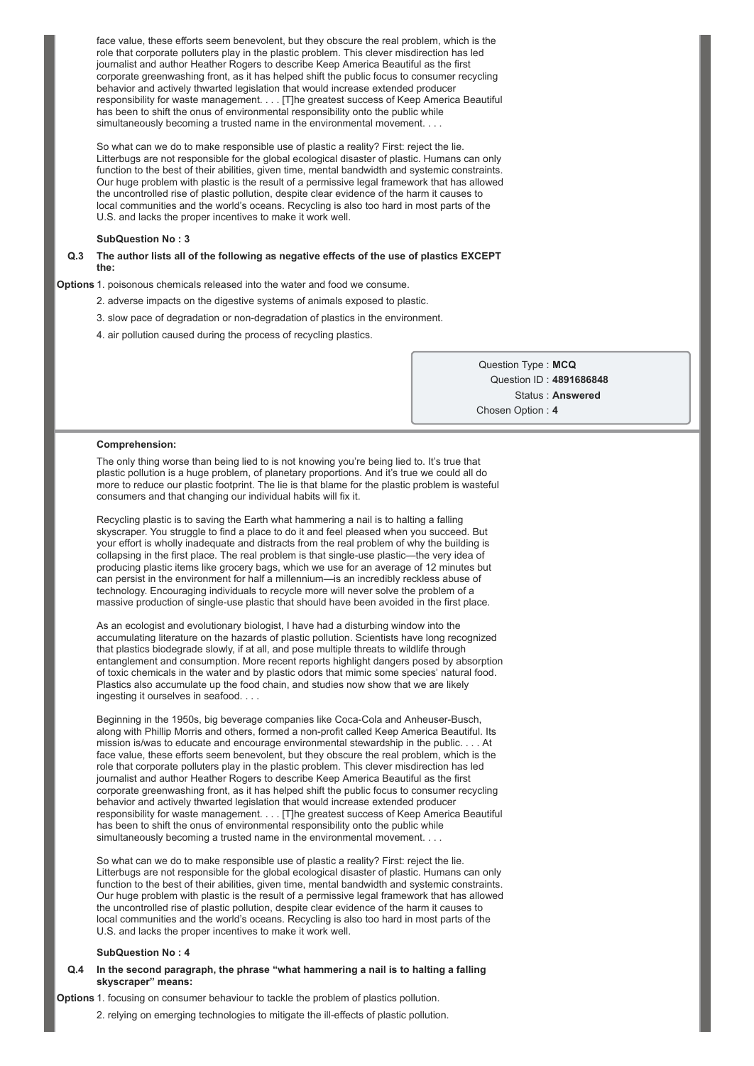face value, these efforts seem benevolent, but they obscure the real problem, which is the role that corporate polluters play in the plastic problem. This clever misdirection has led journalist and author Heather Rogers to describe Keep America Beautiful as the first corporate greenwashing front, as it has helped shift the public focus to consumer recycling behavior and actively thwarted legislation that would increase extended producer responsibility for waste management. . . . [T]he greatest success of Keep America Beautiful has been to shift the onus of environmental responsibility onto the public while simultaneously becoming a trusted name in the environmental movement. . . .

So what can we do to make responsible use of plastic a reality? First: reject the lie. Litterbugs are not responsible for the global ecological disaster of plastic. Humans can only function to the best of their abilities, given time, mental bandwidth and systemic constraints. Our huge problem with plastic is the result of a permissive legal framework that has allowed the uncontrolled rise of plastic pollution, despite clear evidence of the harm it causes to local communities and the world's oceans. Recycling is also too hard in most parts of the U.S. and lacks the proper incentives to make it work well.

**SubQuestion No : 3**

**Q.3 The author lists all of the following as negative effects of the use of plastics EXCEPT the:**

**Options**
1. poisonous chemicals released into the water and food we consume.
2. adverse impacts on the digestive systems of animals exposed to plastic.
3. slow pace of degradation or non-degradation of plastics in the environment.
4. air pollution caused during the process of recycling plastics.

Question Type : **MCQ**
Question ID : **4891686848**
Status : **Answered**
Chosen Option : **4**

**Comprehension:**

The only thing worse than being lied to is not knowing you're being lied to. It's true that plastic pollution is a huge problem, of planetary proportions. And it's true we could all do more to reduce our plastic footprint. The lie is that blame for the plastic problem is wasteful consumers and that changing our individual habits will fix it.

Recycling plastic is to saving the Earth what hammering a nail is to halting a falling skyscraper. You struggle to find a place to do it and feel pleased when you succeed. But your effort is wholly inadequate and distracts from the real problem of why the building is collapsing in the first place. The real problem is that single-use plastic—the very idea of producing plastic items like grocery bags, which we use for an average of 12 minutes but can persist in the environment for half a millennium—is an incredibly reckless abuse of technology. Encouraging individuals to recycle more will never solve the problem of a massive production of single-use plastic that should have been avoided in the first place.

As an ecologist and evolutionary biologist, I have had a disturbing window into the accumulating literature on the hazards of plastic pollution. Scientists have long recognized that plastics biodegrade slowly, if at all, and pose multiple threats to wildlife through entanglement and consumption. More recent reports highlight dangers posed by absorption of toxic chemicals in the water and by plastic odors that mimic some species' natural food. Plastics also accumulate up the food chain, and studies now show that we are likely ingesting it ourselves in seafood. . . .

Beginning in the 1950s, big beverage companies like Coca-Cola and Anheuser-Busch, along with Phillip Morris and others, formed a non-profit called Keep America Beautiful. Its mission is/was to educate and encourage environmental stewardship in the public. . . . At face value, these efforts seem benevolent, but they obscure the real problem, which is the role that corporate polluters play in the plastic problem. This clever misdirection has led journalist and author Heather Rogers to describe Keep America Beautiful as the first corporate greenwashing front, as it has helped shift the public focus to consumer recycling behavior and actively thwarted legislation that would increase extended producer responsibility for waste management. . . . [T]he greatest success of Keep America Beautiful has been to shift the onus of environmental responsibility onto the public while simultaneously becoming a trusted name in the environmental movement. . . .

So what can we do to make responsible use of plastic a reality? First: reject the lie. Litterbugs are not responsible for the global ecological disaster of plastic. Humans can only function to the best of their abilities, given time, mental bandwidth and systemic constraints. Our huge problem with plastic is the result of a permissive legal framework that has allowed the uncontrolled rise of plastic pollution, despite clear evidence of the harm it causes to local communities and the world's oceans. Recycling is also too hard in most parts of the U.S. and lacks the proper incentives to make it work well.

**SubQuestion No : 4**

**Q.4 In the second paragraph, the phrase "what hammering a nail is to halting a falling skyscraper" means:**

**Options**
1. focusing on consumer behaviour to tackle the problem of plastics pollution.
2. relying on emerging technologies to mitigate the ill-effects of plastic pollution.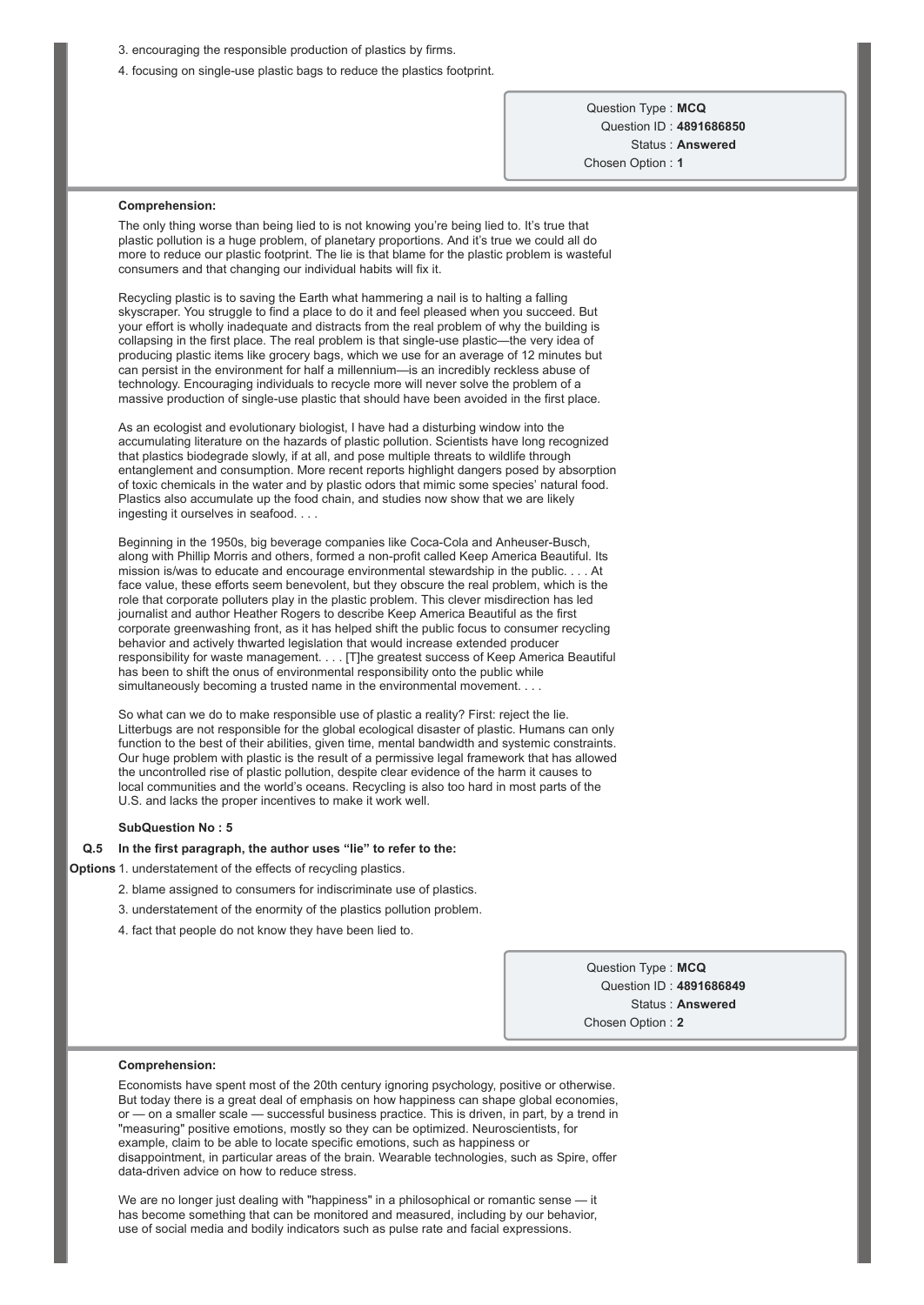3. encouraging the responsible production of plastics by firms.

4. focusing on single-use plastic bags to reduce the plastics footprint.

Question Type : **MCQ**
Question ID : **4891686850**
Status : **Answered**
Chosen Option : **1**

**Comprehension:**

The only thing worse than being lied to is not knowing you're being lied to. It's true that plastic pollution is a huge problem, of planetary proportions. And it's true we could all do more to reduce our plastic footprint. The lie is that blame for the plastic problem is wasteful consumers and that changing our individual habits will fix it.

Recycling plastic is to saving the Earth what hammering a nail is to halting a falling skyscraper. You struggle to find a place to do it and feel pleased when you succeed. But your effort is wholly inadequate and distracts from the real problem of why the building is collapsing in the first place. The real problem is that single-use plastic—the very idea of producing plastic items like grocery bags, which we use for an average of 12 minutes but can persist in the environment for half a millennium—is an incredibly reckless abuse of technology. Encouraging individuals to recycle more will never solve the problem of a massive production of single-use plastic that should have been avoided in the first place.

As an ecologist and evolutionary biologist, I have had a disturbing window into the accumulating literature on the hazards of plastic pollution. Scientists have long recognized that plastics biodegrade slowly, if at all, and pose multiple threats to wildlife through entanglement and consumption. More recent reports highlight dangers posed by absorption of toxic chemicals in the water and by plastic odors that mimic some species' natural food. Plastics also accumulate up the food chain, and studies now show that we are likely ingesting it ourselves in seafood. . . .

Beginning in the 1950s, big beverage companies like Coca-Cola and Anheuser-Busch, along with Phillip Morris and others, formed a non-profit called Keep America Beautiful. Its mission is/was to educate and encourage environmental stewardship in the public. . . . At face value, these efforts seem benevolent, but they obscure the real problem, which is the role that corporate polluters play in the plastic problem. This clever misdirection has led journalist and author Heather Rogers to describe Keep America Beautiful as the first corporate greenwashing front, as it has helped shift the public focus to consumer recycling behavior and actively thwarted legislation that would increase extended producer responsibility for waste management. . . . [T]he greatest success of Keep America Beautiful has been to shift the onus of environmental responsibility onto the public while simultaneously becoming a trusted name in the environmental movement. . . .

So what can we do to make responsible use of plastic a reality? First: reject the lie. Litterbugs are not responsible for the global ecological disaster of plastic. Humans can only function to the best of their abilities, given time, mental bandwidth and systemic constraints. Our huge problem with plastic is the result of a permissive legal framework that has allowed the uncontrolled rise of plastic pollution, despite clear evidence of the harm it causes to local communities and the world's oceans. Recycling is also too hard in most parts of the U.S. and lacks the proper incentives to make it work well.

**SubQuestion No : 5**

**Q.5 In the first paragraph, the author uses "lie" to refer to the:**

**Options**
1. understatement of the effects of recycling plastics.
2. blame assigned to consumers for indiscriminate use of plastics.
3. understatement of the enormity of the plastics pollution problem.
4. fact that people do not know they have been lied to.

Question Type : **MCQ**
Question ID : **4891686849**
Status : **Answered**
Chosen Option : **2**

**Comprehension:**

Economists have spent most of the 20th century ignoring psychology, positive or otherwise. But today there is a great deal of emphasis on how happiness can shape global economies, or — on a smaller scale — successful business practice. This is driven, in part, by a trend in "measuring" positive emotions, mostly so they can be optimized. Neuroscientists, for example, claim to be able to locate specific emotions, such as happiness or disappointment, in particular areas of the brain. Wearable technologies, such as Spire, offer data-driven advice on how to reduce stress.

We are no longer just dealing with "happiness" in a philosophical or romantic sense — it has become something that can be monitored and measured, including by our behavior, use of social media and bodily indicators such as pulse rate and facial expressions.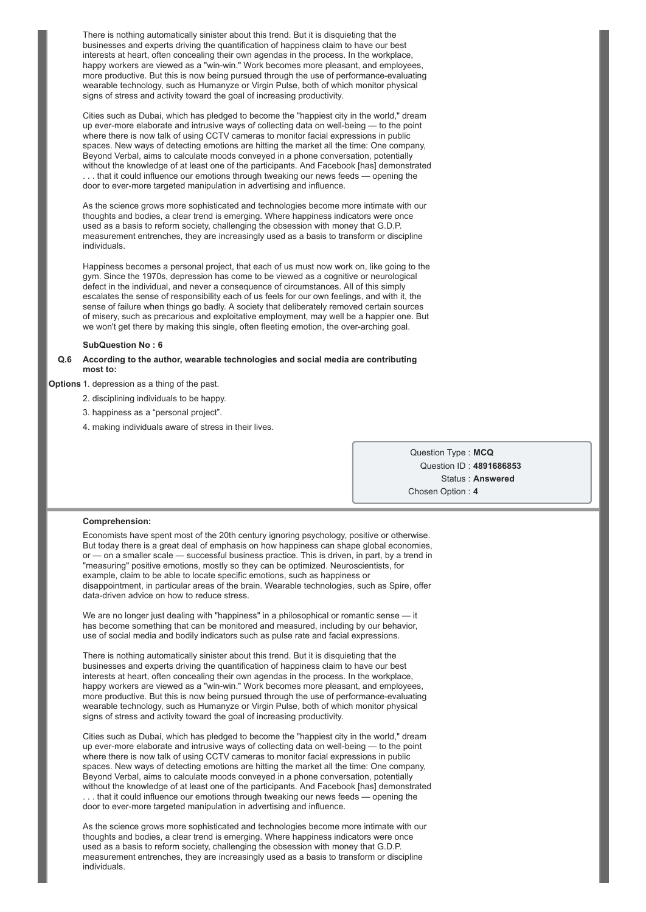There is nothing automatically sinister about this trend. But it is disquieting that the businesses and experts driving the quantification of happiness claim to have our best interests at heart, often concealing their own agendas in the process. In the workplace, happy workers are viewed as a "win-win." Work becomes more pleasant, and employees, more productive. But this is now being pursued through the use of performance-evaluating wearable technology, such as Humanyze or Virgin Pulse, both of which monitor physical signs of stress and activity toward the goal of increasing productivity.

Cities such as Dubai, which has pledged to become the "happiest city in the world," dream up ever-more elaborate and intrusive ways of collecting data on well-being — to the point where there is now talk of using CCTV cameras to monitor facial expressions in public spaces. New ways of detecting emotions are hitting the market all the time: One company, Beyond Verbal, aims to calculate moods conveyed in a phone conversation, potentially without the knowledge of at least one of the participants. And Facebook [has] demonstrated . . . that it could influence our emotions through tweaking our news feeds — opening the door to ever-more targeted manipulation in advertising and influence.

As the science grows more sophisticated and technologies become more intimate with our thoughts and bodies, a clear trend is emerging. Where happiness indicators were once used as a basis to reform society, challenging the obsession with money that G.D.P. measurement entrenches, they are increasingly used as a basis to transform or discipline individuals.

Happiness becomes a personal project, that each of us must now work on, like going to the gym. Since the 1970s, depression has come to be viewed as a cognitive or neurological defect in the individual, and never a consequence of circumstances. All of this simply escalates the sense of responsibility each of us feels for our own feelings, and with it, the sense of failure when things go badly. A society that deliberately removed certain sources of misery, such as precarious and exploitative employment, may well be a happier one. But we won't get there by making this single, often fleeting emotion, the over-arching goal.

**SubQuestion No : 6**

**Q.6 According to the author, wearable technologies and social media are contributing most to:**

**Options**
1. depression as a thing of the past.
2. disciplining individuals to be happy.
3. happiness as a “personal project”.
4. making individuals aware of stress in their lives.

Question Type : **MCQ**
Question ID : **4891686853**
Status : **Answered**
Chosen Option : **4**

**Comprehension:**

Economists have spent most of the 20th century ignoring psychology, positive or otherwise. But today there is a great deal of emphasis on how happiness can shape global economies, or — on a smaller scale — successful business practice. This is driven, in part, by a trend in "measuring" positive emotions, mostly so they can be optimized. Neuroscientists, for example, claim to be able to locate specific emotions, such as happiness or disappointment, in particular areas of the brain. Wearable technologies, such as Spire, offer data-driven advice on how to reduce stress.

We are no longer just dealing with "happiness" in a philosophical or romantic sense — it has become something that can be monitored and measured, including by our behavior, use of social media and bodily indicators such as pulse rate and facial expressions.

There is nothing automatically sinister about this trend. But it is disquieting that the businesses and experts driving the quantification of happiness claim to have our best interests at heart, often concealing their own agendas in the process. In the workplace, happy workers are viewed as a "win-win." Work becomes more pleasant, and employees, more productive. But this is now being pursued through the use of performance-evaluating wearable technology, such as Humanyze or Virgin Pulse, both of which monitor physical signs of stress and activity toward the goal of increasing productivity.

Cities such as Dubai, which has pledged to become the "happiest city in the world," dream up ever-more elaborate and intrusive ways of collecting data on well-being — to the point where there is now talk of using CCTV cameras to monitor facial expressions in public spaces. New ways of detecting emotions are hitting the market all the time: One company, Beyond Verbal, aims to calculate moods conveyed in a phone conversation, potentially without the knowledge of at least one of the participants. And Facebook [has] demonstrated . . . that it could influence our emotions through tweaking our news feeds — opening the door to ever-more targeted manipulation in advertising and influence.

As the science grows more sophisticated and technologies become more intimate with our thoughts and bodies, a clear trend is emerging. Where happiness indicators were once used as a basis to reform society, challenging the obsession with money that G.D.P. measurement entrenches, they are increasingly used as a basis to transform or discipline individuals.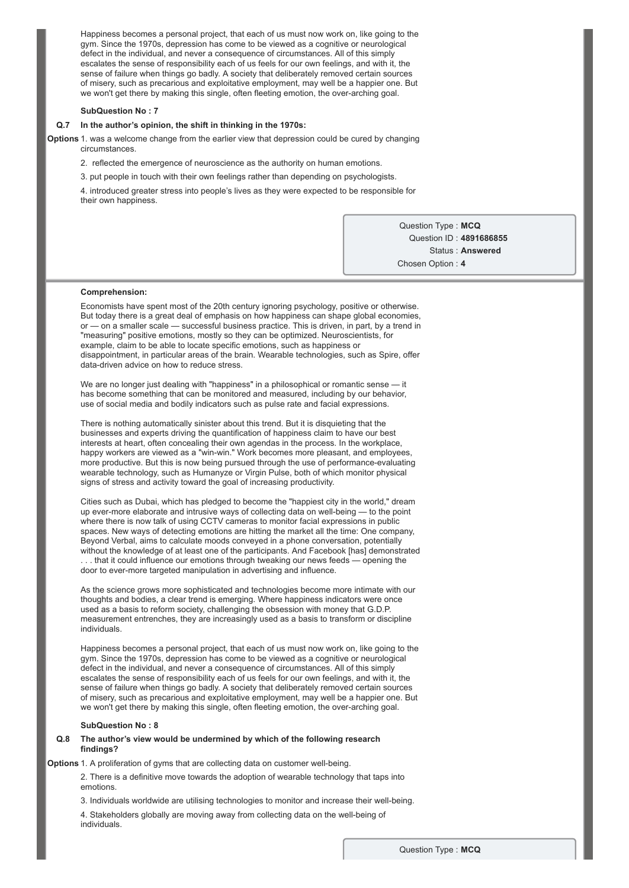Happiness becomes a personal project, that each of us must now work on, like going to the gym. Since the 1970s, depression has come to be viewed as a cognitive or neurological defect in the individual, and never a consequence of circumstances. All of this simply escalates the sense of responsibility each of us feels for our own feelings, and with it, the sense of failure when things go badly. A society that deliberately removed certain sources of misery, such as precarious and exploitative employment, may well be a happier one. But we won't get there by making this single, often fleeting emotion, the over-arching goal.

**SubQuestion No : 7**

**Q.7 In the author's opinion, the shift in thinking in the 1970s:**

**Options**
1. was a welcome change from the earlier view that depression could be cured by changing circumstances.
2. reflected the emergence of neuroscience as the authority on human emotions.
3. put people in touch with their own feelings rather than depending on psychologists.
4. introduced greater stress into people's lives as they were expected to be responsible for their own happiness.

Question Type : **MCQ**
Question ID : **4891686855**
Status : **Answered**
Chosen Option : **4**

**Comprehension:**

Economists have spent most of the 20th century ignoring psychology, positive or otherwise. But today there is a great deal of emphasis on how happiness can shape global economies, or — on a smaller scale — successful business practice. This is driven, in part, by a trend in "measuring" positive emotions, mostly so they can be optimized. Neuroscientists, for example, claim to be able to locate specific emotions, such as happiness or disappointment, in particular areas of the brain. Wearable technologies, such as Spire, offer data-driven advice on how to reduce stress.

We are no longer just dealing with "happiness" in a philosophical or romantic sense — it has become something that can be monitored and measured, including by our behavior, use of social media and bodily indicators such as pulse rate and facial expressions.

There is nothing automatically sinister about this trend. But it is disquieting that the businesses and experts driving the quantification of happiness claim to have our best interests at heart, often concealing their own agendas in the process. In the workplace, happy workers are viewed as a "win-win." Work becomes more pleasant, and employees, more productive. But this is now being pursued through the use of performance-evaluating wearable technology, such as Humanyze or Virgin Pulse, both of which monitor physical signs of stress and activity toward the goal of increasing productivity.

Cities such as Dubai, which has pledged to become the "happiest city in the world," dream up ever-more elaborate and intrusive ways of collecting data on well-being — to the point where there is now talk of using CCTV cameras to monitor facial expressions in public spaces. New ways of detecting emotions are hitting the market all the time: One company, Beyond Verbal, aims to calculate moods conveyed in a phone conversation, potentially without the knowledge of at least one of the participants. And Facebook [has] demonstrated . . . that it could influence our emotions through tweaking our news feeds — opening the door to ever-more targeted manipulation in advertising and influence.

As the science grows more sophisticated and technologies become more intimate with our thoughts and bodies, a clear trend is emerging. Where happiness indicators were once used as a basis to reform society, challenging the obsession with money that G.D.P. measurement entrenches, they are increasingly used as a basis to transform or discipline individuals.

Happiness becomes a personal project, that each of us must now work on, like going to the gym. Since the 1970s, depression has come to be viewed as a cognitive or neurological defect in the individual, and never a consequence of circumstances. All of this simply escalates the sense of responsibility each of us feels for our own feelings, and with it, the sense of failure when things go badly. A society that deliberately removed certain sources of misery, such as precarious and exploitative employment, may well be a happier one. But we won't get there by making this single, often fleeting emotion, the over-arching goal.

**SubQuestion No : 8**

**Q.8 The author's view would be undermined by which of the following research findings?**

**Options**
1. A proliferation of gyms that are collecting data on customer well-being.
2. There is a definitive move towards the adoption of wearable technology that taps into emotions.
3. Individuals worldwide are utilising technologies to monitor and increase their well-being.
4. Stakeholders globally are moving away from collecting data on the well-being of individuals.

Question Type : **MCQ**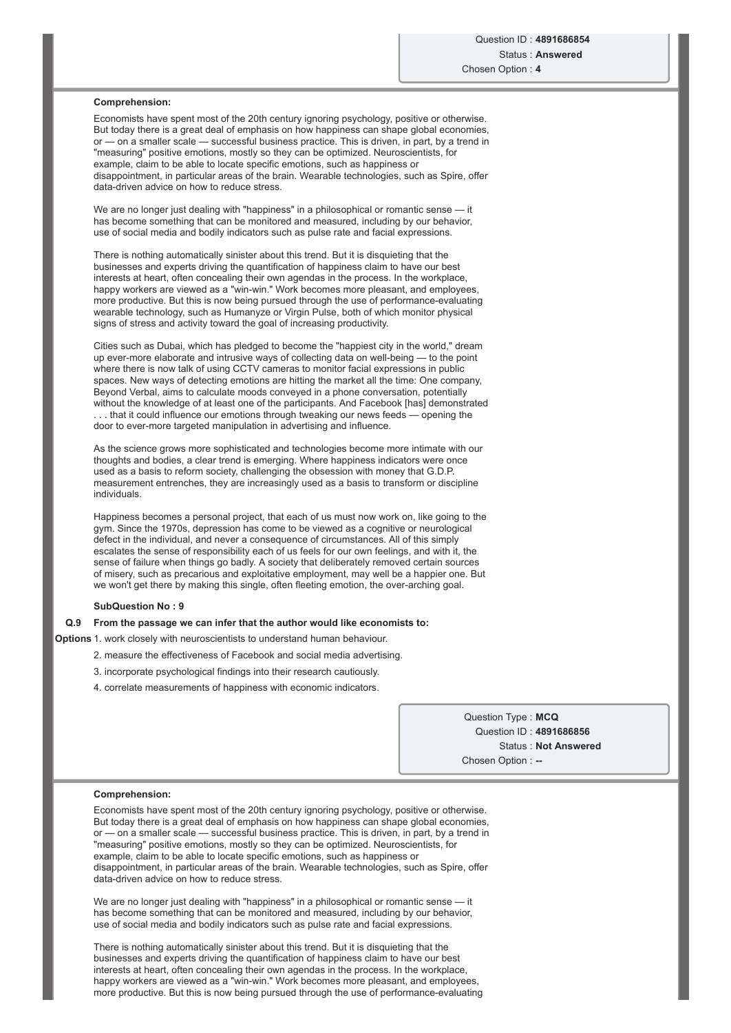Question ID : **4891686854**
Status : **Answered**
Chosen Option : **4**

**Comprehension:**

Economists have spent most of the 20th century ignoring psychology, positive or otherwise. But today there is a great deal of emphasis on how happiness can shape global economies, or — on a smaller scale — successful business practice. This is driven, in part, by a trend in "measuring" positive emotions, mostly so they can be optimized. Neuroscientists, for example, claim to be able to locate specific emotions, such as happiness or disappointment, in particular areas of the brain. Wearable technologies, such as Spire, offer data-driven advice on how to reduce stress.

We are no longer just dealing with "happiness" in a philosophical or romantic sense — it has become something that can be monitored and measured, including by our behavior, use of social media and bodily indicators such as pulse rate and facial expressions.

There is nothing automatically sinister about this trend. But it is disquieting that the businesses and experts driving the quantification of happiness claim to have our best interests at heart, often concealing their own agendas in the process. In the workplace, happy workers are viewed as a "win-win." Work becomes more pleasant, and employees, more productive. But this is now being pursued through the use of performance-evaluating wearable technology, such as Humanyze or Virgin Pulse, both of which monitor physical signs of stress and activity toward the goal of increasing productivity.

Cities such as Dubai, which has pledged to become the "happiest city in the world," dream up ever-more elaborate and intrusive ways of collecting data on well-being — to the point where there is now talk of using CCTV cameras to monitor facial expressions in public spaces. New ways of detecting emotions are hitting the market all the time: One company, Beyond Verbal, aims to calculate moods conveyed in a phone conversation, potentially without the knowledge of at least one of the participants. And Facebook [has] demonstrated . . . that it could influence our emotions through tweaking our news feeds — opening the door to ever-more targeted manipulation in advertising and influence.

As the science grows more sophisticated and technologies become more intimate with our thoughts and bodies, a clear trend is emerging. Where happiness indicators were once used as a basis to reform society, challenging the obsession with money that G.D.P. measurement entrenches, they are increasingly used as a basis to transform or discipline individuals.

Happiness becomes a personal project, that each of us must now work on, like going to the gym. Since the 1970s, depression has come to be viewed as a cognitive or neurological defect in the individual, and never a consequence of circumstances. All of this simply escalates the sense of responsibility each of us feels for our own feelings, and with it, the sense of failure when things go badly. A society that deliberately removed certain sources of misery, such as precarious and exploitative employment, may well be a happier one. But we won't get there by making this single, often fleeting emotion, the over-arching goal.

**SubQuestion No : 9**

**Q.9 From the passage we can infer that the author would like economists to:**

**Options**
1. work closely with neuroscientists to understand human behaviour.
2. measure the effectiveness of Facebook and social media advertising.
3. incorporate psychological findings into their research cautiously.
4. correlate measurements of happiness with economic indicators.

Question Type : **MCQ**
Question ID : **4891686856**
Status : **Not Answered**
Chosen Option : **--**

**Comprehension:**

Economists have spent most of the 20th century ignoring psychology, positive or otherwise. But today there is a great deal of emphasis on how happiness can shape global economies, or — on a smaller scale — successful business practice. This is driven, in part, by a trend in "measuring" positive emotions, mostly so they can be optimized. Neuroscientists, for example, claim to be able to locate specific emotions, such as happiness or disappointment, in particular areas of the brain. Wearable technologies, such as Spire, offer data-driven advice on how to reduce stress.

We are no longer just dealing with "happiness" in a philosophical or romantic sense — it has become something that can be monitored and measured, including by our behavior, use of social media and bodily indicators such as pulse rate and facial expressions.

There is nothing automatically sinister about this trend. But it is disquieting that the businesses and experts driving the quantification of happiness claim to have our best interests at heart, often concealing their own agendas in the process. In the workplace, happy workers are viewed as a "win-win." Work becomes more pleasant, and employees, more productive. But this is now being pursued through the use of performance-evaluating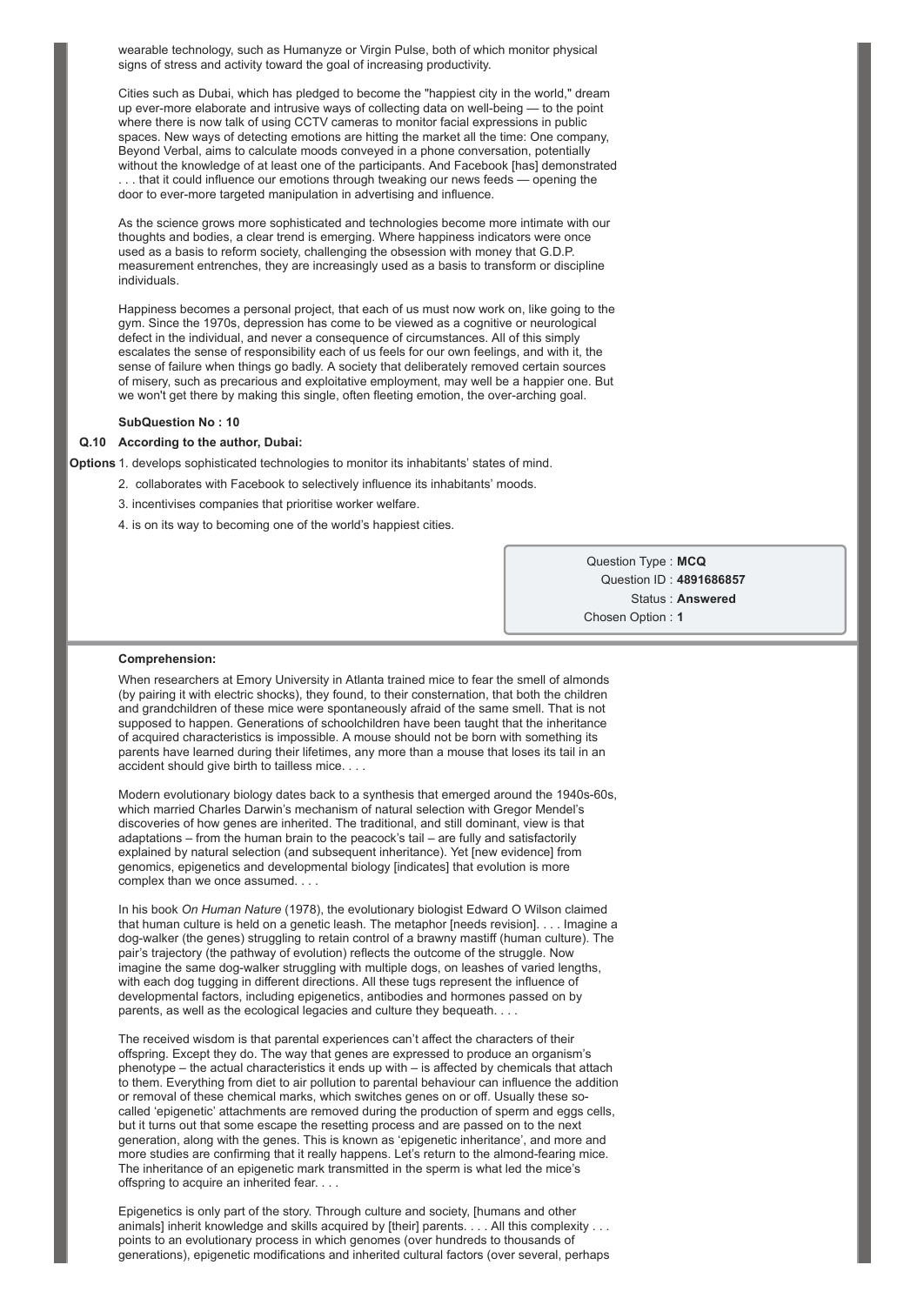wearable technology, such as Humanyze or Virgin Pulse, both of which monitor physical signs of stress and activity toward the goal of increasing productivity.

Cities such as Dubai, which has pledged to become the "happiest city in the world," dream up ever-more elaborate and intrusive ways of collecting data on well-being — to the point where there is now talk of using CCTV cameras to monitor facial expressions in public spaces. New ways of detecting emotions are hitting the market all the time: One company, Beyond Verbal, aims to calculate moods conveyed in a phone conversation, potentially without the knowledge of at least one of the participants. And Facebook [has] demonstrated . . . that it could influence our emotions through tweaking our news feeds — opening the door to ever-more targeted manipulation in advertising and influence.

As the science grows more sophisticated and technologies become more intimate with our thoughts and bodies, a clear trend is emerging. Where happiness indicators were once used as a basis to reform society, challenging the obsession with money that G.D.P. measurement entrenches, they are increasingly used as a basis to transform or discipline individuals.

Happiness becomes a personal project, that each of us must now work on, like going to the gym. Since the 1970s, depression has come to be viewed as a cognitive or neurological defect in the individual, and never a consequence of circumstances. All of this simply escalates the sense of responsibility each of us feels for our own feelings, and with it, the sense of failure when things go badly. A society that deliberately removed certain sources of misery, such as precarious and exploitative employment, may well be a happier one. But we won't get there by making this single, often fleeting emotion, the over-arching goal.

**SubQuestion No : 10**

**Q.10 According to the author, Dubai:**

**Options**
1. develops sophisticated technologies to monitor its inhabitants' states of mind.
2. collaborates with Facebook to selectively influence its inhabitants' moods.
3. incentivises companies that prioritise worker welfare.
4. is on its way to becoming one of the world's happiest cities.

Question Type : **MCQ**
Question ID : **4891686857**
Status : **Answered**
Chosen Option : **1**

**Comprehension:**

When researchers at Emory University in Atlanta trained mice to fear the smell of almonds (by pairing it with electric shocks), they found, to their consternation, that both the children and grandchildren of these mice were spontaneously afraid of the same smell. That is not supposed to happen. Generations of schoolchildren have been taught that the inheritance of acquired characteristics is impossible. A mouse should not be born with something its parents have learned during their lifetimes, any more than a mouse that loses its tail in an accident should give birth to tailless mice. . . .

Modern evolutionary biology dates back to a synthesis that emerged around the 1940s-60s, which married Charles Darwin's mechanism of natural selection with Gregor Mendel's discoveries of how genes are inherited. The traditional, and still dominant, view is that adaptations – from the human brain to the peacock's tail – are fully and satisfactorily explained by natural selection (and subsequent inheritance). Yet [new evidence] from genomics, epigenetics and developmental biology [indicates] that evolution is more complex than we once assumed. . . .

In his book *On Human Nature* (1978), the evolutionary biologist Edward O Wilson claimed that human culture is held on a genetic leash. The metaphor [needs revision]. . . . Imagine a dog-walker (the genes) struggling to retain control of a brawny mastiff (human culture). The pair's trajectory (the pathway of evolution) reflects the outcome of the struggle. Now imagine the same dog-walker struggling with multiple dogs, on leashes of varied lengths, with each dog tugging in different directions. All these tugs represent the influence of developmental factors, including epigenetics, antibodies and hormones passed on by parents, as well as the ecological legacies and culture they bequeath. . . .

The received wisdom is that parental experiences can't affect the characters of their offspring. Except they do. The way that genes are expressed to produce an organism's phenotype – the actual characteristics it ends up with – is affected by chemicals that attach to them. Everything from diet to air pollution to parental behaviour can influence the addition or removal of these chemical marks, which switches genes on or off. Usually these so-called 'epigenetic' attachments are removed during the production of sperm and eggs cells, but it turns out that some escape the resetting process and are passed on to the next generation, along with the genes. This is known as 'epigenetic inheritance', and more and more studies are confirming that it really happens. Let's return to the almond-fearing mice. The inheritance of an epigenetic mark transmitted in the sperm is what led the mice's offspring to acquire an inherited fear. . . .

Epigenetics is only part of the story. Through culture and society, [humans and other animals] inherit knowledge and skills acquired by [their] parents. . . . All this complexity . . . points to an evolutionary process in which genomes (over hundreds to thousands of generations), epigenetic modifications and inherited cultural factors (over several, perhaps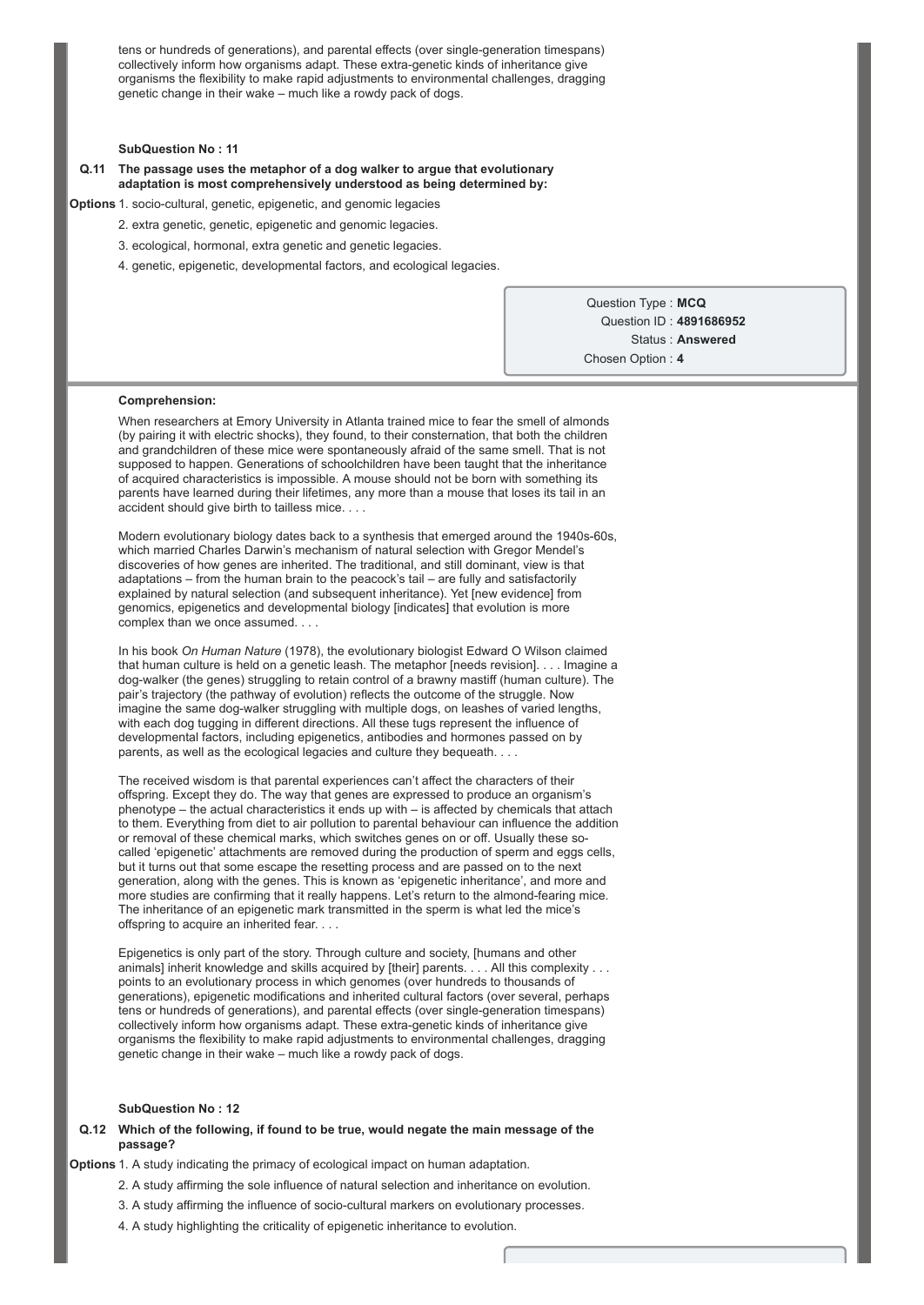tens or hundreds of generations), and parental effects (over single-generation timespans) collectively inform how organisms adapt. These extra-genetic kinds of inheritance give organisms the flexibility to make rapid adjustments to environmental challenges, dragging genetic change in their wake – much like a rowdy pack of dogs.

**SubQuestion No : 11**

**Q.11 The passage uses the metaphor of a dog walker to argue that evolutionary adaptation is most comprehensively understood as being determined by:**

**Options**
1. socio-cultural, genetic, epigenetic, and genomic legacies
2. extra genetic, genetic, epigenetic and genomic legacies.
3. ecological, hormonal, extra genetic and genetic legacies.
4. genetic, epigenetic, developmental factors, and ecological legacies.

Question Type : **MCQ**
Question ID : **4891686952**
Status : **Answered**
Chosen Option : **4**

**Comprehension:**

When researchers at Emory University in Atlanta trained mice to fear the smell of almonds (by pairing it with electric shocks), they found, to their consternation, that both the children and grandchildren of these mice were spontaneously afraid of the same smell. That is not supposed to happen. Generations of schoolchildren have been taught that the inheritance of acquired characteristics is impossible. A mouse should not be born with something its parents have learned during their lifetimes, any more than a mouse that loses its tail in an accident should give birth to tailless mice. . . .

Modern evolutionary biology dates back to a synthesis that emerged around the 1940s-60s, which married Charles Darwin's mechanism of natural selection with Gregor Mendel's discoveries of how genes are inherited. The traditional, and still dominant, view is that adaptations – from the human brain to the peacock's tail – are fully and satisfactorily explained by natural selection (and subsequent inheritance). Yet [new evidence] from genomics, epigenetics and developmental biology [indicates] that evolution is more complex than we once assumed. . . .

In his book *On Human Nature* (1978), the evolutionary biologist Edward O Wilson claimed that human culture is held on a genetic leash. The metaphor [needs revision]. . . . Imagine a dog-walker (the genes) struggling to retain control of a brawny mastiff (human culture). The pair's trajectory (the pathway of evolution) reflects the outcome of the struggle. Now imagine the same dog-walker struggling with multiple dogs, on leashes of varied lengths, with each dog tugging in different directions. All these tugs represent the influence of developmental factors, including epigenetics, antibodies and hormones passed on by parents, as well as the ecological legacies and culture they bequeath. . . .

The received wisdom is that parental experiences can't affect the characters of their offspring. Except they do. The way that genes are expressed to produce an organism's phenotype – the actual characteristics it ends up with – is affected by chemicals that attach to them. Everything from diet to air pollution to parental behaviour can influence the addition or removal of these chemical marks, which switches genes on or off. Usually these so-called 'epigenetic' attachments are removed during the production of sperm and eggs cells, but it turns out that some escape the resetting process and are passed on to the next generation, along with the genes. This is known as 'epigenetic inheritance', and more and more studies are confirming that it really happens. Let's return to the almond-fearing mice. The inheritance of an epigenetic mark transmitted in the sperm is what led the mice's offspring to acquire an inherited fear. . . .

Epigenetics is only part of the story. Through culture and society, [humans and other animals] inherit knowledge and skills acquired by [their] parents. . . . All this complexity . . . points to an evolutionary process in which genomes (over hundreds to thousands of generations), epigenetic modifications and inherited cultural factors (over several, perhaps tens or hundreds of generations), and parental effects (over single-generation timespans) collectively inform how organisms adapt. These extra-genetic kinds of inheritance give organisms the flexibility to make rapid adjustments to environmental challenges, dragging genetic change in their wake – much like a rowdy pack of dogs.

**SubQuestion No : 12**

**Q.12 Which of the following, if found to be true, would negate the main message of the passage?**

**Options**
1. A study indicating the primacy of ecological impact on human adaptation.
2. A study affirming the sole influence of natural selection and inheritance on evolution.
3. A study affirming the influence of socio-cultural markers on evolutionary processes.
4. A study highlighting the criticality of epigenetic inheritance to evolution.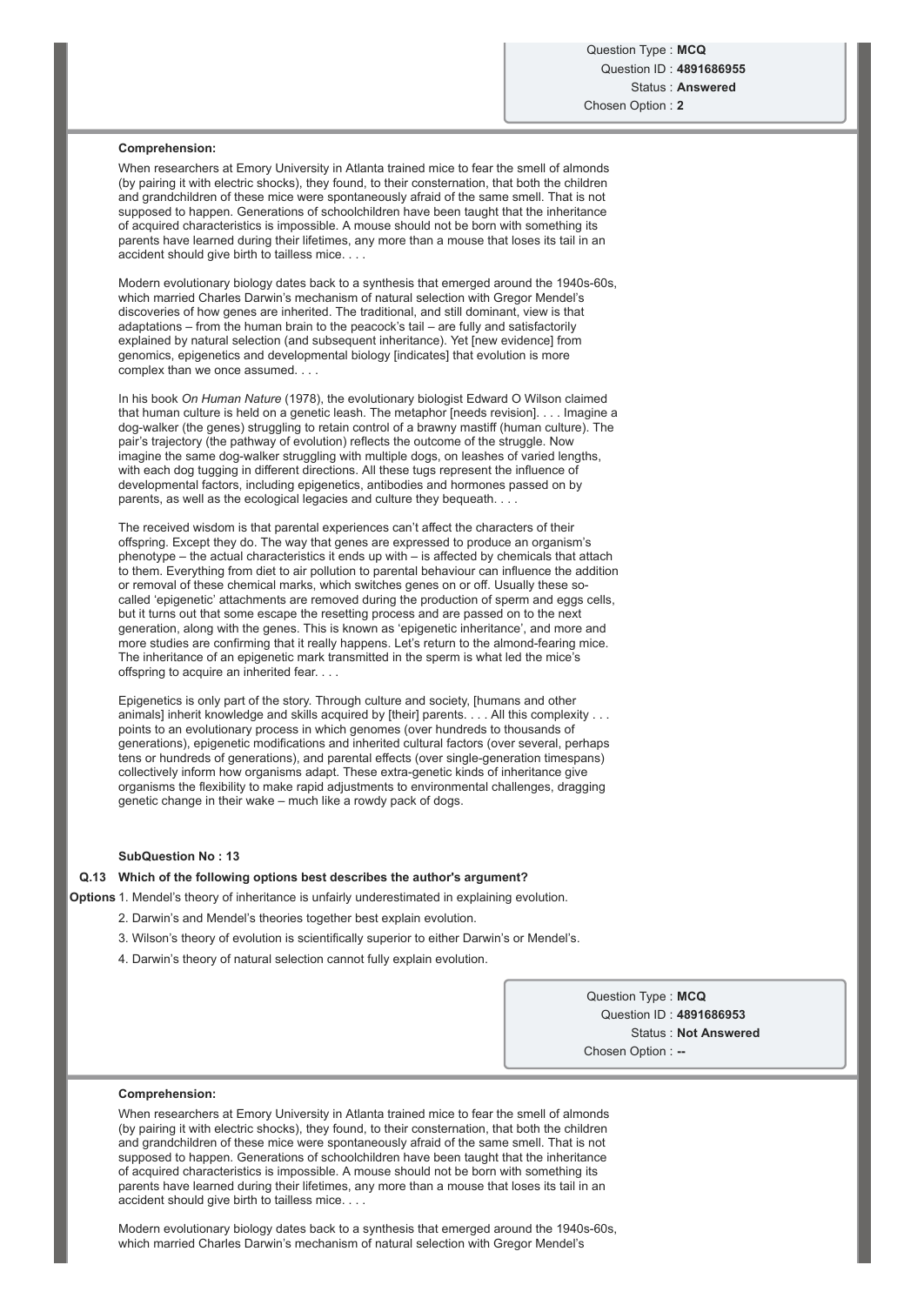Question Type : **MCQ**
Question ID : **4891686955**
Status : **Answered**
Chosen Option : **2**

**Comprehension:**

When researchers at Emory University in Atlanta trained mice to fear the smell of almonds (by pairing it with electric shocks), they found, to their consternation, that both the children and grandchildren of these mice were spontaneously afraid of the same smell. That is not supposed to happen. Generations of schoolchildren have been taught that the inheritance of acquired characteristics is impossible. A mouse should not be born with something its parents have learned during their lifetimes, any more than a mouse that loses its tail in an accident should give birth to tailless mice. . . .

Modern evolutionary biology dates back to a synthesis that emerged around the 1940s-60s, which married Charles Darwin's mechanism of natural selection with Gregor Mendel's discoveries of how genes are inherited. The traditional, and still dominant, view is that adaptations – from the human brain to the peacock's tail – are fully and satisfactorily explained by natural selection (and subsequent inheritance). Yet [new evidence] from genomics, epigenetics and developmental biology [indicates] that evolution is more complex than we once assumed. . . .

In his book *On Human Nature* (1978), the evolutionary biologist Edward O Wilson claimed that human culture is held on a genetic leash. The metaphor [needs revision]. . . . Imagine a dog-walker (the genes) struggling to retain control of a brawny mastiff (human culture). The pair's trajectory (the pathway of evolution) reflects the outcome of the struggle. Now imagine the same dog-walker struggling with multiple dogs, on leashes of varied lengths, with each dog tugging in different directions. All these tugs represent the influence of developmental factors, including epigenetics, antibodies and hormones passed on by parents, as well as the ecological legacies and culture they bequeath. . . .

The received wisdom is that parental experiences can't affect the characters of their offspring. Except they do. The way that genes are expressed to produce an organism's phenotype – the actual characteristics it ends up with – is affected by chemicals that attach to them. Everything from diet to air pollution to parental behaviour can influence the addition or removal of these chemical marks, which switches genes on or off. Usually these so-called 'epigenetic' attachments are removed during the production of sperm and eggs cells, but it turns out that some escape the resetting process and are passed on to the next generation, along with the genes. This is known as 'epigenetic inheritance', and more and more studies are confirming that it really happens. Let's return to the almond-fearing mice. The inheritance of an epigenetic mark transmitted in the sperm is what led the mice's offspring to acquire an inherited fear. . . .

Epigenetics is only part of the story. Through culture and society, [humans and other animals] inherit knowledge and skills acquired by [their] parents. . . . All this complexity . . . points to an evolutionary process in which genomes (over hundreds to thousands of generations), epigenetic modifications and inherited cultural factors (over several, perhaps tens or hundreds of generations), and parental effects (over single-generation timespans) collectively inform how organisms adapt. These extra-genetic kinds of inheritance give organisms the flexibility to make rapid adjustments to environmental challenges, dragging genetic change in their wake – much like a rowdy pack of dogs.

**SubQuestion No : 13**

**Q.13 Which of the following options best describes the author's argument?**

**Options**
1. Mendel's theory of inheritance is unfairly underestimated in explaining evolution.
2. Darwin's and Mendel's theories together best explain evolution.
3. Wilson's theory of evolution is scientifically superior to either Darwin's or Mendel's.
4. Darwin's theory of natural selection cannot fully explain evolution.

Question Type : **MCQ**
Question ID : **4891686953**
Status : **Not Answered**
Chosen Option : **--**

**Comprehension:**

When researchers at Emory University in Atlanta trained mice to fear the smell of almonds (by pairing it with electric shocks), they found, to their consternation, that both the children and grandchildren of these mice were spontaneously afraid of the same smell. That is not supposed to happen. Generations of schoolchildren have been taught that the inheritance of acquired characteristics is impossible. A mouse should not be born with something its parents have learned during their lifetimes, any more than a mouse that loses its tail in an accident should give birth to tailless mice. . . .

Modern evolutionary biology dates back to a synthesis that emerged around the 1940s-60s, which married Charles Darwin's mechanism of natural selection with Gregor Mendel's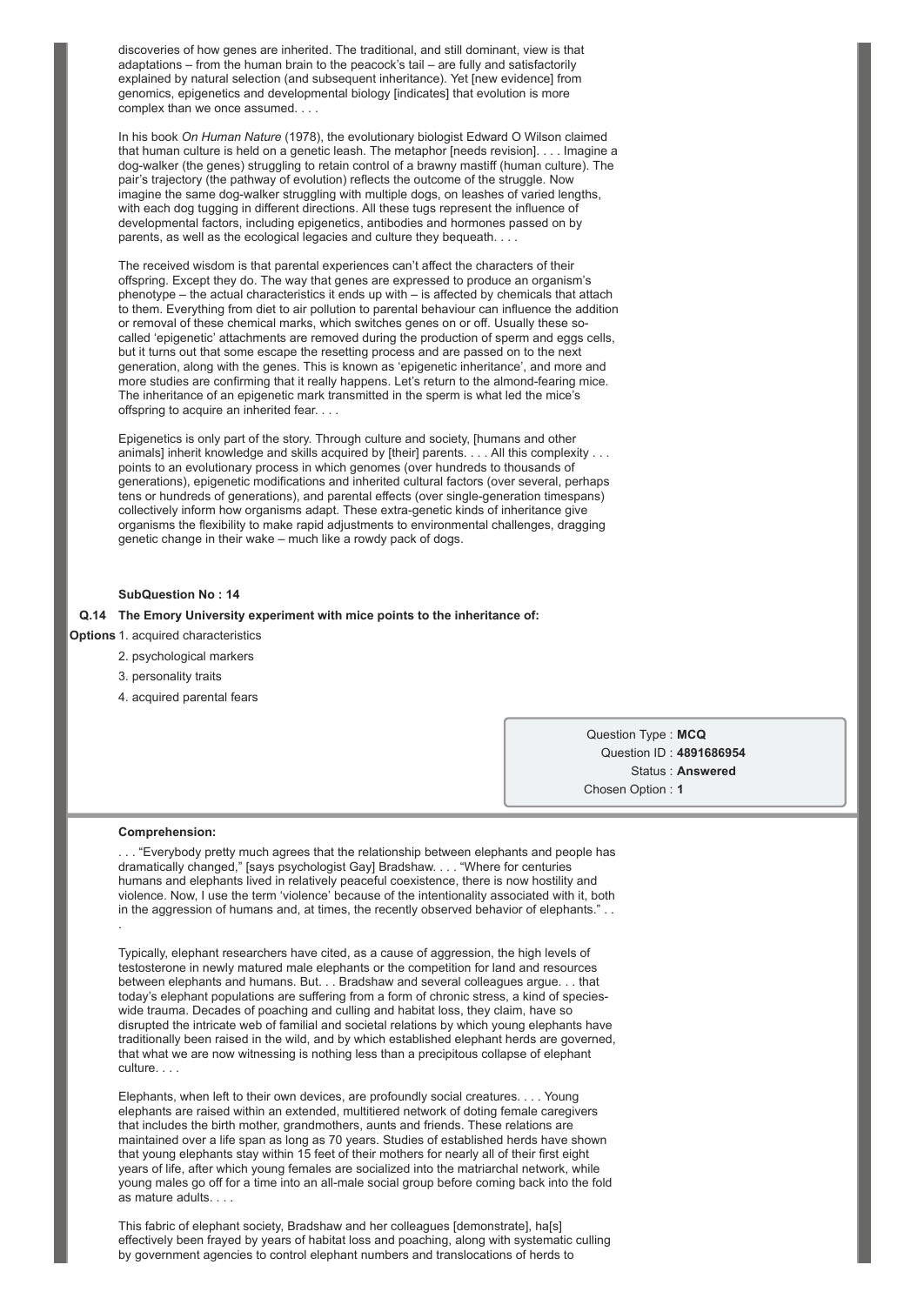discoveries of how genes are inherited. The traditional, and still dominant, view is that adaptations – from the human brain to the peacock's tail – are fully and satisfactorily explained by natural selection (and subsequent inheritance). Yet [new evidence] from genomics, epigenetics and developmental biology [indicates] that evolution is more complex than we once assumed. . . .

In his book *On Human Nature* (1978), the evolutionary biologist Edward O Wilson claimed that human culture is held on a genetic leash. The metaphor [needs revision]. . . . Imagine a dog-walker (the genes) struggling to retain control of a brawny mastiff (human culture). The pair's trajectory (the pathway of evolution) reflects the outcome of the struggle. Now imagine the same dog-walker struggling with multiple dogs, on leashes of varied lengths, with each dog tugging in different directions. All these tugs represent the influence of developmental factors, including epigenetics, antibodies and hormones passed on by parents, as well as the ecological legacies and culture they bequeath. . . .

The received wisdom is that parental experiences can't affect the characters of their offspring. Except they do. The way that genes are expressed to produce an organism's phenotype – the actual characteristics it ends up with – is affected by chemicals that attach to them. Everything from diet to air pollution to parental behaviour can influence the addition or removal of these chemical marks, which switches genes on or off. Usually these so-called 'epigenetic' attachments are removed during the production of sperm and eggs cells, but it turns out that some escape the resetting process and are passed on to the next generation, along with the genes. This is known as 'epigenetic inheritance', and more and more studies are confirming that it really happens. Let's return to the almond-fearing mice. The inheritance of an epigenetic mark transmitted in the sperm is what led the mice's offspring to acquire an inherited fear. . . .

Epigenetics is only part of the story. Through culture and society, [humans and other animals] inherit knowledge and skills acquired by [their] parents. . . . All this complexity . . . points to an evolutionary process in which genomes (over hundreds to thousands of generations), epigenetic modifications and inherited cultural factors (over several, perhaps tens or hundreds of generations), and parental effects (over single-generation timespans) collectively inform how organisms adapt. These extra-genetic kinds of inheritance give organisms the flexibility to make rapid adjustments to environmental challenges, dragging genetic change in their wake – much like a rowdy pack of dogs.

**SubQuestion No : 14**

**Q.14 The Emory University experiment with mice points to the inheritance of:**

**Options**
1. acquired characteristics
2. psychological markers
3. personality traits
4. acquired parental fears

Question Type : **MCQ**
Question ID : **4891686954**
Status : **Answered**
Chosen Option : **1**

**Comprehension:**

. . . "Everybody pretty much agrees that the relationship between elephants and people has dramatically changed," [says psychologist Gay] Bradshaw. . . . "Where for centuries humans and elephants lived in relatively peaceful coexistence, there is now hostility and violence. Now, I use the term 'violence' because of the intentionality associated with it, both in the aggression of humans and, at times, the recently observed behavior of elephants." . . .

Typically, elephant researchers have cited, as a cause of aggression, the high levels of testosterone in newly matured male elephants or the competition for land and resources between elephants and humans. But. . . Bradshaw and several colleagues argue. . . that today's elephant populations are suffering from a form of chronic stress, a kind of species-wide trauma. Decades of poaching and culling and habitat loss, they claim, have so disrupted the intricate web of familial and societal relations by which young elephants have traditionally been raised in the wild, and by which established elephant herds are governed, that what we are now witnessing is nothing less than a precipitous collapse of elephant culture. . . .

Elephants, when left to their own devices, are profoundly social creatures. . . . Young elephants are raised within an extended, multitiered network of doting female caregivers that includes the birth mother, grandmothers, aunts and friends. These relations are maintained over a life span as long as 70 years. Studies of established herds have shown that young elephants stay within 15 feet of their mothers for nearly all of their first eight years of life, after which young females are socialized into the matriarchal network, while young males go off for a time into an all-male social group before coming back into the fold as mature adults. . . .

This fabric of elephant society, Bradshaw and her colleagues [demonstrate], ha[s] effectively been frayed by years of habitat loss and poaching, along with systematic culling by government agencies to control elephant numbers and translocations of herds to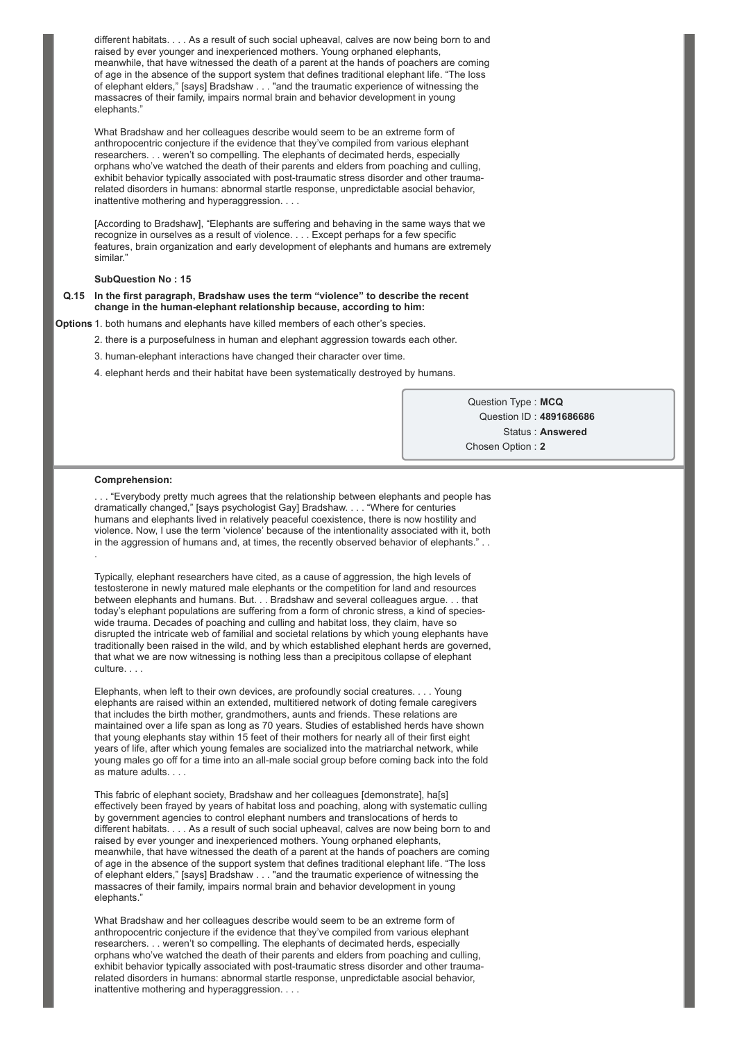different habitats. . . . As a result of such social upheaval, calves are now being born to and raised by ever younger and inexperienced mothers. Young orphaned elephants, meanwhile, that have witnessed the death of a parent at the hands of poachers are coming of age in the absence of the support system that defines traditional elephant life. "The loss of elephant elders," [says] Bradshaw . . . "and the traumatic experience of witnessing the massacres of their family, impairs normal brain and behavior development in young elephants."

What Bradshaw and her colleagues describe would seem to be an extreme form of anthropocentric conjecture if the evidence that they've compiled from various elephant researchers. . . weren't so compelling. The elephants of decimated herds, especially orphans who've watched the death of their parents and elders from poaching and culling, exhibit behavior typically associated with post-traumatic stress disorder and other trauma-related disorders in humans: abnormal startle response, unpredictable asocial behavior, inattentive mothering and hyperaggression. . . .

[According to Bradshaw], "Elephants are suffering and behaving in the same ways that we recognize in ourselves as a result of violence. . . . Except perhaps for a few specific features, brain organization and early development of elephants and humans are extremely similar."

**SubQuestion No : 15**

**Q.15 In the first paragraph, Bradshaw uses the term "violence" to describe the recent change in the human-elephant relationship because, according to him:**

**Options**
1. both humans and elephants have killed members of each other's species.
2. there is a purposefulness in human and elephant aggression towards each other.
3. human-elephant interactions have changed their character over time.
4. elephant herds and their habitat have been systematically destroyed by humans.

Question Type : **MCQ**
Question ID : **4891686686**
Status : **Answered**
Chosen Option : **2**

**Comprehension:**

. . . "Everybody pretty much agrees that the relationship between elephants and people has dramatically changed," [says psychologist Gay] Bradshaw. . . . "Where for centuries humans and elephants lived in relatively peaceful coexistence, there is now hostility and violence. Now, I use the term 'violence' because of the intentionality associated with it, both in the aggression of humans and, at times, the recently observed behavior of elephants." . . .

Typically, elephant researchers have cited, as a cause of aggression, the high levels of testosterone in newly matured male elephants or the competition for land and resources between elephants and humans. But. . . Bradshaw and several colleagues argue. . . that today's elephant populations are suffering from a form of chronic stress, a kind of species-wide trauma. Decades of poaching and culling and habitat loss, they claim, have so disrupted the intricate web of familial and societal relations by which young elephants have traditionally been raised in the wild, and by which established elephant herds are governed, that what we are now witnessing is nothing less than a precipitous collapse of elephant culture. . . .

Elephants, when left to their own devices, are profoundly social creatures. . . . Young elephants are raised within an extended, multitiered network of doting female caregivers that includes the birth mother, grandmothers, aunts and friends. These relations are maintained over a life span as long as 70 years. Studies of established herds have shown that young elephants stay within 15 feet of their mothers for nearly all of their first eight years of life, after which young females are socialized into the matriarchal network, while young males go off for a time into an all-male social group before coming back into the fold as mature adults. . . .

This fabric of elephant society, Bradshaw and her colleagues [demonstrate], ha[s] effectively been frayed by years of habitat loss and poaching, along with systematic culling by government agencies to control elephant numbers and translocations of herds to different habitats. . . . As a result of such social upheaval, calves are now being born to and raised by ever younger and inexperienced mothers. Young orphaned elephants, meanwhile, that have witnessed the death of a parent at the hands of poachers are coming of age in the absence of the support system that defines traditional elephant life. "The loss of elephant elders," [says] Bradshaw . . . "and the traumatic experience of witnessing the massacres of their family, impairs normal brain and behavior development in young elephants."

What Bradshaw and her colleagues describe would seem to be an extreme form of anthropocentric conjecture if the evidence that they've compiled from various elephant researchers. . . weren't so compelling. The elephants of decimated herds, especially orphans who've watched the death of their parents and elders from poaching and culling, exhibit behavior typically associated with post-traumatic stress disorder and other trauma-related disorders in humans: abnormal startle response, unpredictable asocial behavior, inattentive mothering and hyperaggression. . . .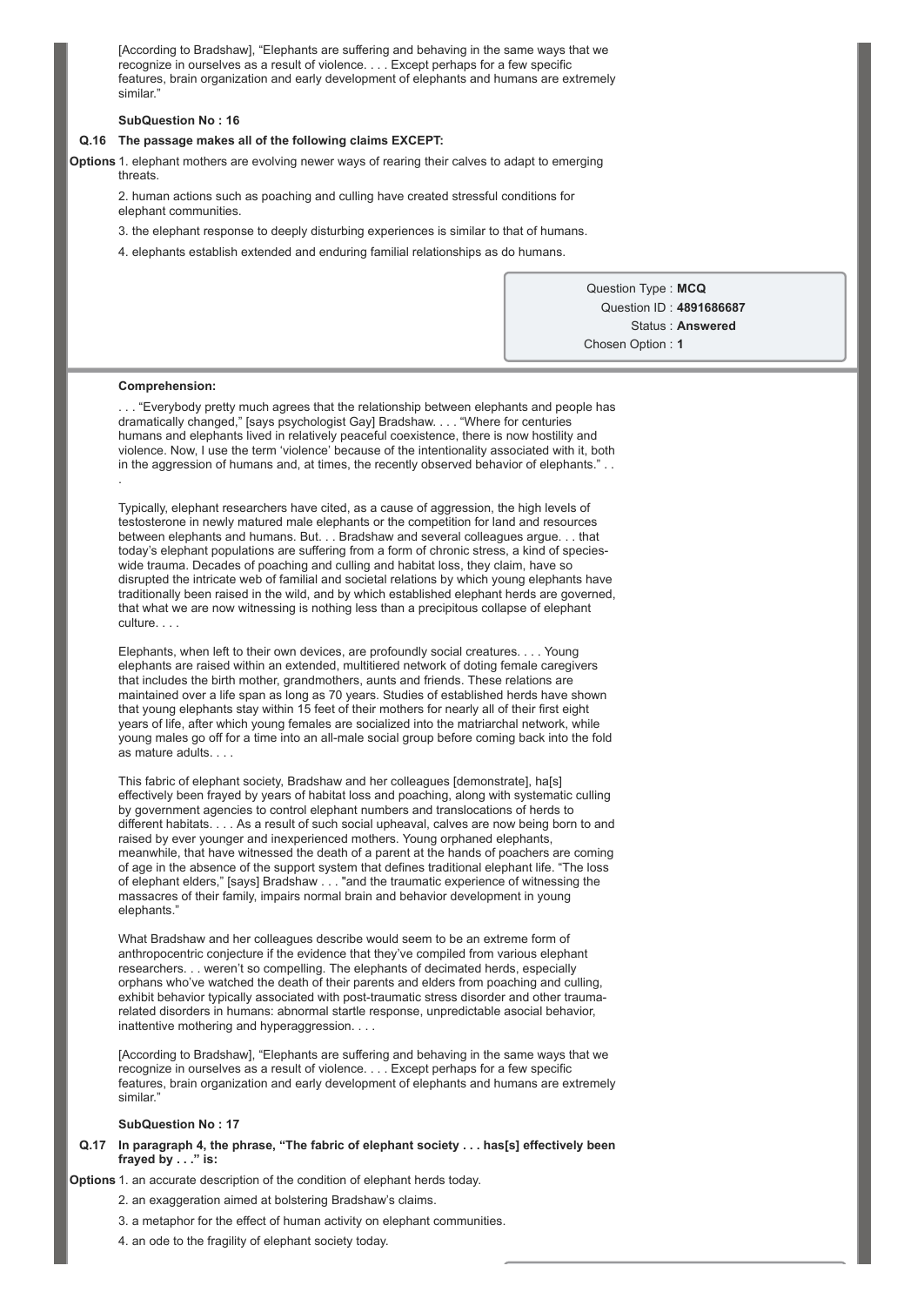[According to Bradshaw], "Elephants are suffering and behaving in the same ways that we recognize in ourselves as a result of violence. . . . Except perhaps for a few specific features, brain organization and early development of elephants and humans are extremely similar."

**SubQuestion No : 16**

**Q.16 The passage makes all of the following claims EXCEPT:**

**Options**
1. elephant mothers are evolving newer ways of rearing their calves to adapt to emerging threats.
2. human actions such as poaching and culling have created stressful conditions for elephant communities.
3. the elephant response to deeply disturbing experiences is similar to that of humans.
4. elephants establish extended and enduring familial relationships as do humans.

Question Type : **MCQ**
Question ID : **4891686687**
Status : **Answered**
Chosen Option : **1**

**Comprehension:**

. . . "Everybody pretty much agrees that the relationship between elephants and people has dramatically changed," [says psychologist Gay] Bradshaw. . . . "Where for centuries humans and elephants lived in relatively peaceful coexistence, there is now hostility and violence. Now, I use the term 'violence' because of the intentionality associated with it, both in the aggression of humans and, at times, the recently observed behavior of elephants." . . .

Typically, elephant researchers have cited, as a cause of aggression, the high levels of testosterone in newly matured male elephants or the competition for land and resources between elephants and humans. But. . . Bradshaw and several colleagues argue. . . that today's elephant populations are suffering from a form of chronic stress, a kind of species-wide trauma. Decades of poaching and culling and habitat loss, they claim, have so disrupted the intricate web of familial and societal relations by which young elephants have traditionally been raised in the wild, and by which established elephant herds are governed, that what we are now witnessing is nothing less than a precipitous collapse of elephant culture. . . .

Elephants, when left to their own devices, are profoundly social creatures. . . . Young elephants are raised within an extended, multitiered network of doting female caregivers that includes the birth mother, grandmothers, aunts and friends. These relations are maintained over a life span as long as 70 years. Studies of established herds have shown that young elephants stay within 15 feet of their mothers for nearly all of their first eight years of life, after which young females are socialized into the matriarchal network, while young males go off for a time into an all-male social group before coming back into the fold as mature adults. . . .

This fabric of elephant society, Bradshaw and her colleagues [demonstrate], ha[s] effectively been frayed by years of habitat loss and poaching, along with systematic culling by government agencies to control elephant numbers and translocations of herds to different habitats. . . . As a result of such social upheaval, calves are now being born to and raised by ever younger and inexperienced mothers. Young orphaned elephants, meanwhile, that have witnessed the death of a parent at the hands of poachers are coming of age in the absence of the support system that defines traditional elephant life. "The loss of elephant elders," [says] Bradshaw . . . "and the traumatic experience of witnessing the massacres of their family, impairs normal brain and behavior development in young elephants."

What Bradshaw and her colleagues describe would seem to be an extreme form of anthropocentric conjecture if the evidence that they've compiled from various elephant researchers. . . weren't so compelling. The elephants of decimated herds, especially orphans who've watched the death of their parents and elders from poaching and culling, exhibit behavior typically associated with post-traumatic stress disorder and other trauma-related disorders in humans: abnormal startle response, unpredictable asocial behavior, inattentive mothering and hyperaggression. . . .

[According to Bradshaw], "Elephants are suffering and behaving in the same ways that we recognize in ourselves as a result of violence. . . . Except perhaps for a few specific features, brain organization and early development of elephants and humans are extremely similar."

**SubQuestion No : 17**

**Q.17 In paragraph 4, the phrase, "The fabric of elephant society . . . has[s] effectively been frayed by . . ." is:**

**Options**
1. an accurate description of the condition of elephant herds today.
2. an exaggeration aimed at bolstering Bradshaw's claims.
3. a metaphor for the effect of human activity on elephant communities.
4. an ode to the fragility of elephant society today.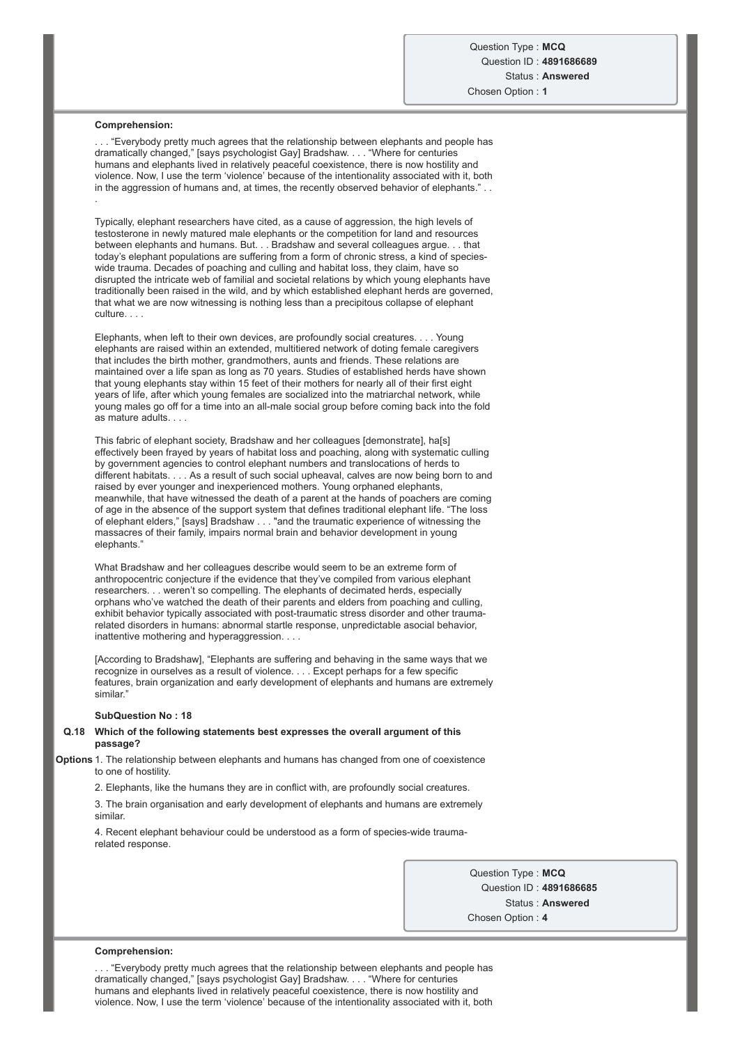Question Type : **MCQ**
Question ID : **4891686689**
Status : **Answered**
Chosen Option : **1**

**Comprehension:**

. . . "Everybody pretty much agrees that the relationship between elephants and people has dramatically changed," [says psychologist Gay] Bradshaw. . . . "Where for centuries humans and elephants lived in relatively peaceful coexistence, there is now hostility and violence. Now, I use the term 'violence' because of the intentionality associated with it, both in the aggression of humans and, at times, the recently observed behavior of elephants." . . .

Typically, elephant researchers have cited, as a cause of aggression, the high levels of testosterone in newly matured male elephants or the competition for land and resources between elephants and humans. But. . . Bradshaw and several colleagues argue. . . that today's elephant populations are suffering from a form of chronic stress, a kind of species-wide trauma. Decades of poaching and culling and habitat loss, they claim, have so disrupted the intricate web of familial and societal relations by which young elephants have traditionally been raised in the wild, and by which established elephant herds are governed, that what we are now witnessing is nothing less than a precipitous collapse of elephant culture. . . .

Elephants, when left to their own devices, are profoundly social creatures. . . . Young elephants are raised within an extended, multitiered network of doting female caregivers that includes the birth mother, grandmothers, aunts and friends. These relations are maintained over a life span as long as 70 years. Studies of established herds have shown that young elephants stay within 15 feet of their mothers for nearly all of their first eight years of life, after which young females are socialized into the matriarchal network, while young males go off for a time into an all-male social group before coming back into the fold as mature adults. . . .

This fabric of elephant society, Bradshaw and her colleagues [demonstrate], ha[s] effectively been frayed by years of habitat loss and poaching, along with systematic culling by government agencies to control elephant numbers and translocations of herds to different habitats. . . . As a result of such social upheaval, calves are now being born to and raised by ever younger and inexperienced mothers. Young orphaned elephants, meanwhile, that have witnessed the death of a parent at the hands of poachers are coming of age in the absence of the support system that defines traditional elephant life. "The loss of elephant elders," [says] Bradshaw . . . "and the traumatic experience of witnessing the massacres of their family, impairs normal brain and behavior development in young elephants."

What Bradshaw and her colleagues describe would seem to be an extreme form of anthropocentric conjecture if the evidence that they've compiled from various elephant researchers. . . weren't so compelling. The elephants of decimated herds, especially orphans who've watched the death of their parents and elders from poaching and culling, exhibit behavior typically associated with post-traumatic stress disorder and other trauma-related disorders in humans: abnormal startle response, unpredictable asocial behavior, inattentive mothering and hyperaggression. . . .

[According to Bradshaw], "Elephants are suffering and behaving in the same ways that we recognize in ourselves as a result of violence. . . . Except perhaps for a few specific features, brain organization and early development of elephants and humans are extremely similar."

**SubQuestion No : 18**

**Q.18 Which of the following statements best expresses the overall argument of this passage?**

**Options**
1. The relationship between elephants and humans has changed from one of coexistence to one of hostility.
2. Elephants, like the humans they are in conflict with, are profoundly social creatures.
3. The brain organisation and early development of elephants and humans are extremely similar.
4. Recent elephant behaviour could be understood as a form of species-wide trauma-related response.

Question Type : **MCQ**
Question ID : **4891686685**
Status : **Answered**
Chosen Option : **4**

**Comprehension:**

. . . "Everybody pretty much agrees that the relationship between elephants and people has dramatically changed," [says psychologist Gay] Bradshaw. . . . "Where for centuries humans and elephants lived in relatively peaceful coexistence, there is now hostility and violence. Now, I use the term 'violence' because of the intentionality associated with it, both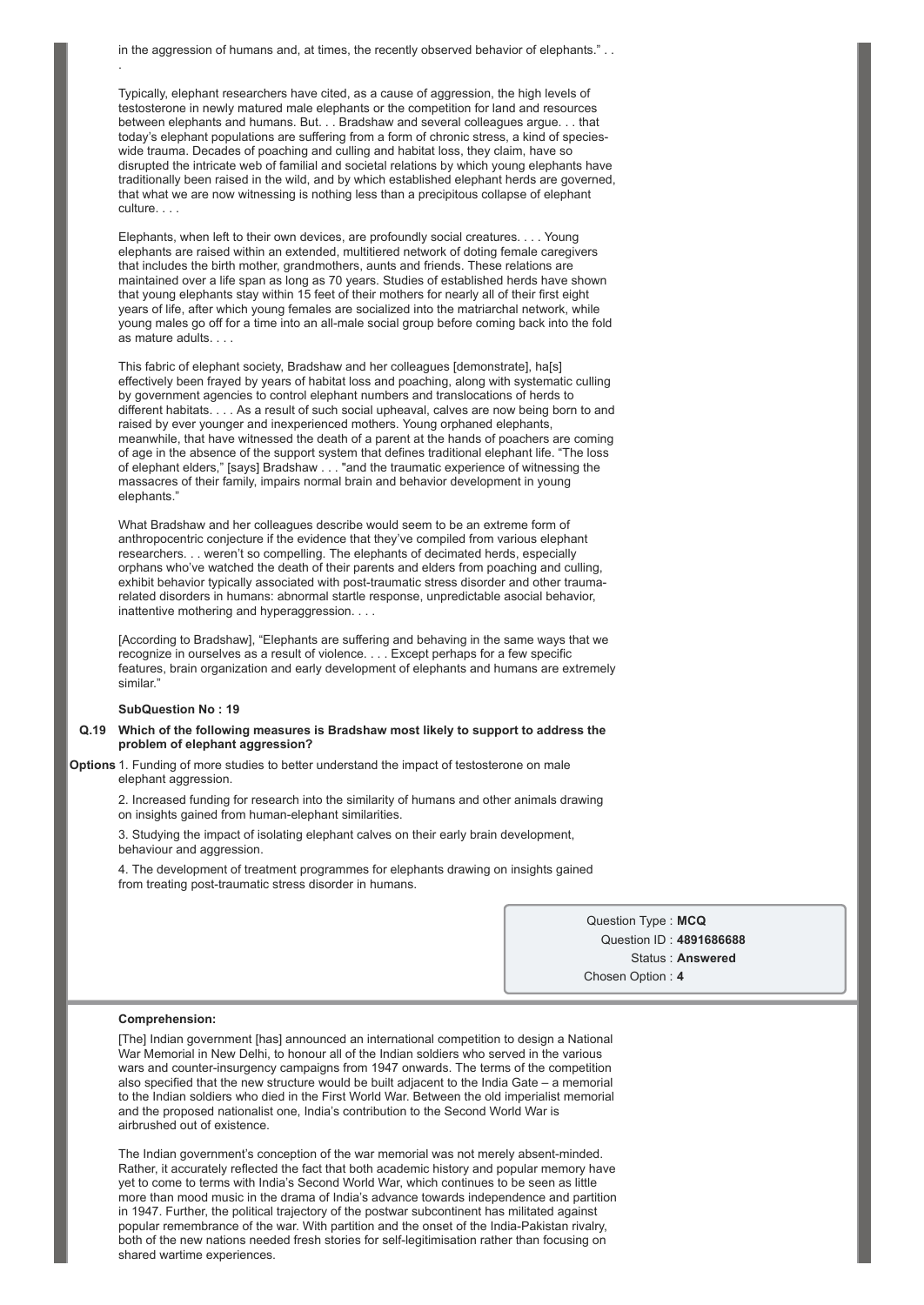in the aggression of humans and, at times, the recently observed behavior of elephants." . . .

Typically, elephant researchers have cited, as a cause of aggression, the high levels of testosterone in newly matured male elephants or the competition for land and resources between elephants and humans. But. . . Bradshaw and several colleagues argue. . . that today's elephant populations are suffering from a form of chronic stress, a kind of species-wide trauma. Decades of poaching and culling and habitat loss, they claim, have so disrupted the intricate web of familial and societal relations by which young elephants have traditionally been raised in the wild, and by which established elephant herds are governed, that what we are now witnessing is nothing less than a precipitous collapse of elephant culture. . . .

Elephants, when left to their own devices, are profoundly social creatures. . . . Young elephants are raised within an extended, multitiered network of doting female caregivers that includes the birth mother, grandmothers, aunts and friends. These relations are maintained over a life span as long as 70 years. Studies of established herds have shown that young elephants stay within 15 feet of their mothers for nearly all of their first eight years of life, after which young females are socialized into the matriarchal network, while young males go off for a time into an all-male social group before coming back into the fold as mature adults. . . .

This fabric of elephant society, Bradshaw and her colleagues [demonstrate], ha[s] effectively been frayed by years of habitat loss and poaching, along with systematic culling by government agencies to control elephant numbers and translocations of herds to different habitats. . . . As a result of such social upheaval, calves are now being born to and raised by ever younger and inexperienced mothers. Young orphaned elephants, meanwhile, that have witnessed the death of a parent at the hands of poachers are coming of age in the absence of the support system that defines traditional elephant life. "The loss of elephant elders," [says] Bradshaw . . . "and the traumatic experience of witnessing the massacres of their family, impairs normal brain and behavior development in young elephants."

What Bradshaw and her colleagues describe would seem to be an extreme form of anthropocentric conjecture if the evidence that they've compiled from various elephant researchers. . . weren't so compelling. The elephants of decimated herds, especially orphans who've watched the death of their parents and elders from poaching and culling, exhibit behavior typically associated with post-traumatic stress disorder and other trauma-related disorders in humans: abnormal startle response, unpredictable asocial behavior, inattentive mothering and hyperaggression. . . .

[According to Bradshaw], "Elephants are suffering and behaving in the same ways that we recognize in ourselves as a result of violence. . . . Except perhaps for a few specific features, brain organization and early development of elephants and humans are extremely similar."

**SubQuestion No : 19**

**Q.19 Which of the following measures is Bradshaw most likely to support to address the problem of elephant aggression?**

**Options**
1. Funding of more studies to better understand the impact of testosterone on male elephant aggression.
2. Increased funding for research into the similarity of humans and other animals drawing on insights gained from human-elephant similarities.
3. Studying the impact of isolating elephant calves on their early brain development, behaviour and aggression.
4. The development of treatment programmes for elephants drawing on insights gained from treating post-traumatic stress disorder in humans.

Question Type : **MCQ**
Question ID : **4891686688**
Status : **Answered**
Chosen Option : **4**

**Comprehension:**

[The] Indian government [has] announced an international competition to design a National War Memorial in New Delhi, to honour all of the Indian soldiers who served in the various wars and counter-insurgency campaigns from 1947 onwards. The terms of the competition also specified that the new structure would be built adjacent to the India Gate – a memorial to the Indian soldiers who died in the First World War. Between the old imperialist memorial and the proposed nationalist one, India's contribution to the Second World War is airbrushed out of existence.

The Indian government's conception of the war memorial was not merely absent-minded. Rather, it accurately reflected the fact that both academic history and popular memory have yet to come to terms with India's Second World War, which continues to be seen as little more than mood music in the drama of India's advance towards independence and partition in 1947. Further, the political trajectory of the postwar subcontinent has militated against popular remembrance of the war. With partition and the onset of the India-Pakistan rivalry, both of the new nations needed fresh stories for self-legitimisation rather than focusing on shared wartime experiences.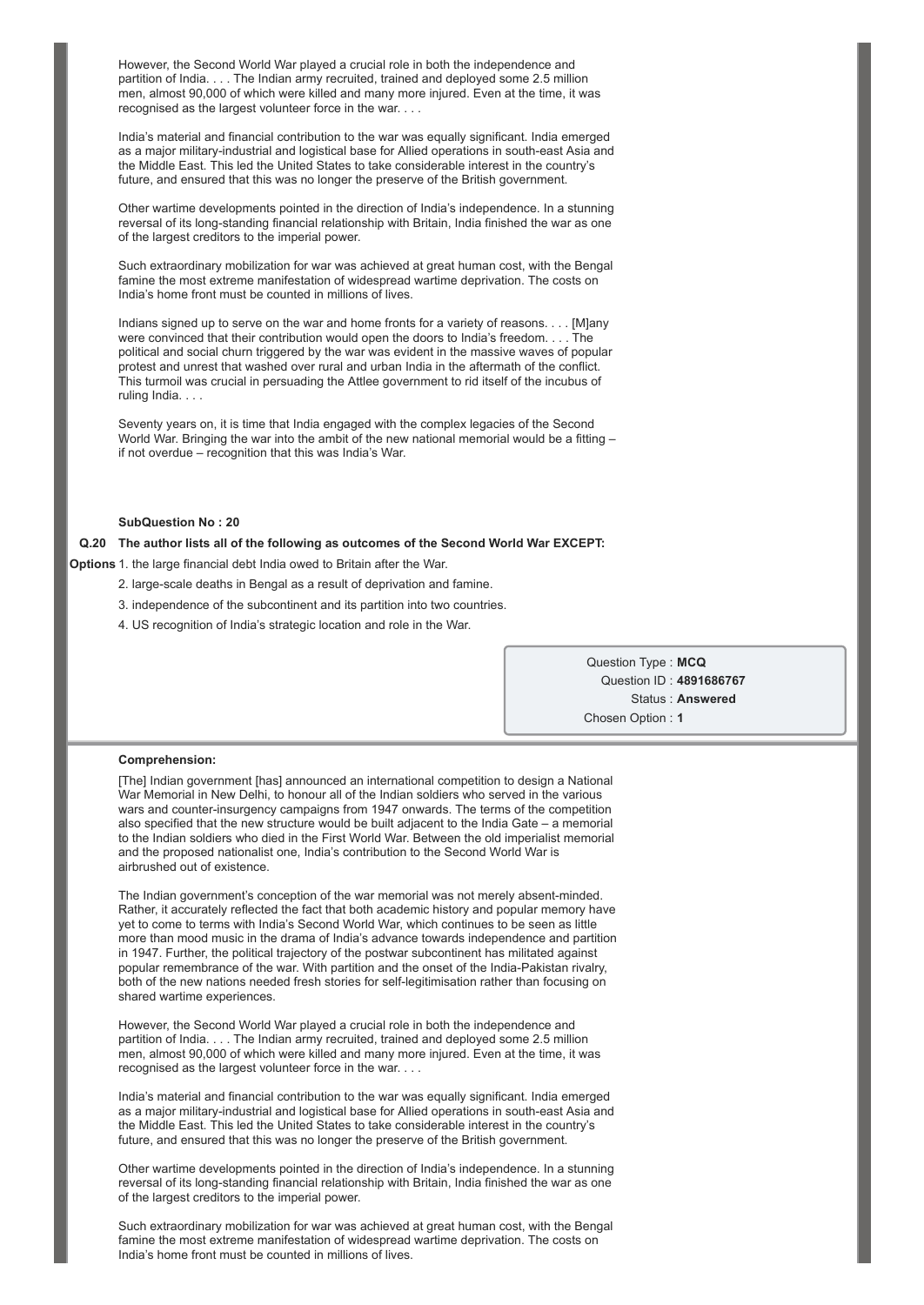However, the Second World War played a crucial role in both the independence and partition of India. . . . The Indian army recruited, trained and deployed some 2.5 million men, almost 90,000 of which were killed and many more injured. Even at the time, it was recognised as the largest volunteer force in the war. . . .

India's material and financial contribution to the war was equally significant. India emerged as a major military-industrial and logistical base for Allied operations in south-east Asia and the Middle East. This led the United States to take considerable interest in the country's future, and ensured that this was no longer the preserve of the British government.

Other wartime developments pointed in the direction of India's independence. In a stunning reversal of its long-standing financial relationship with Britain, India finished the war as one of the largest creditors to the imperial power.

Such extraordinary mobilization for war was achieved at great human cost, with the Bengal famine the most extreme manifestation of widespread wartime deprivation. The costs on India's home front must be counted in millions of lives.

Indians signed up to serve on the war and home fronts for a variety of reasons. . . . [M]any were convinced that their contribution would open the doors to India's freedom. . . . The political and social churn triggered by the war was evident in the massive waves of popular protest and unrest that washed over rural and urban India in the aftermath of the conflict. This turmoil was crucial in persuading the Attlee government to rid itself of the incubus of ruling India. . . .

Seventy years on, it is time that India engaged with the complex legacies of the Second World War. Bringing the war into the ambit of the new national memorial would be a fitting – if not overdue – recognition that this was India's War.

**SubQuestion No : 20**

**Q.20 The author lists all of the following as outcomes of the Second World War EXCEPT:**

**Options**
1. the large financial debt India owed to Britain after the War.
2. large-scale deaths in Bengal as a result of deprivation and famine.
3. independence of the subcontinent and its partition into two countries.
4. US recognition of India's strategic location and role in the War.

Question Type : **MCQ**
Question ID : **4891686767**
Status : **Answered**
Chosen Option : **1**

**Comprehension:**

[The] Indian government [has] announced an international competition to design a National War Memorial in New Delhi, to honour all of the Indian soldiers who served in the various wars and counter-insurgency campaigns from 1947 onwards. The terms of the competition also specified that the new structure would be built adjacent to the India Gate – a memorial to the Indian soldiers who died in the First World War. Between the old imperialist memorial and the proposed nationalist one, India's contribution to the Second World War is airbrushed out of existence.

The Indian government's conception of the war memorial was not merely absent-minded. Rather, it accurately reflected the fact that both academic history and popular memory have yet to come to terms with India's Second World War, which continues to be seen as little more than mood music in the drama of India's advance towards independence and partition in 1947. Further, the political trajectory of the postwar subcontinent has militated against popular remembrance of the war. With partition and the onset of the India-Pakistan rivalry, both of the new nations needed fresh stories for self-legitimisation rather than focusing on shared wartime experiences.

However, the Second World War played a crucial role in both the independence and partition of India. . . . The Indian army recruited, trained and deployed some 2.5 million men, almost 90,000 of which were killed and many more injured. Even at the time, it was recognised as the largest volunteer force in the war. . . .

India's material and financial contribution to the war was equally significant. India emerged as a major military-industrial and logistical base for Allied operations in south-east Asia and the Middle East. This led the United States to take considerable interest in the country's future, and ensured that this was no longer the preserve of the British government.

Other wartime developments pointed in the direction of India's independence. In a stunning reversal of its long-standing financial relationship with Britain, India finished the war as one of the largest creditors to the imperial power.

Such extraordinary mobilization for war was achieved at great human cost, with the Bengal famine the most extreme manifestation of widespread wartime deprivation. The costs on India's home front must be counted in millions of lives.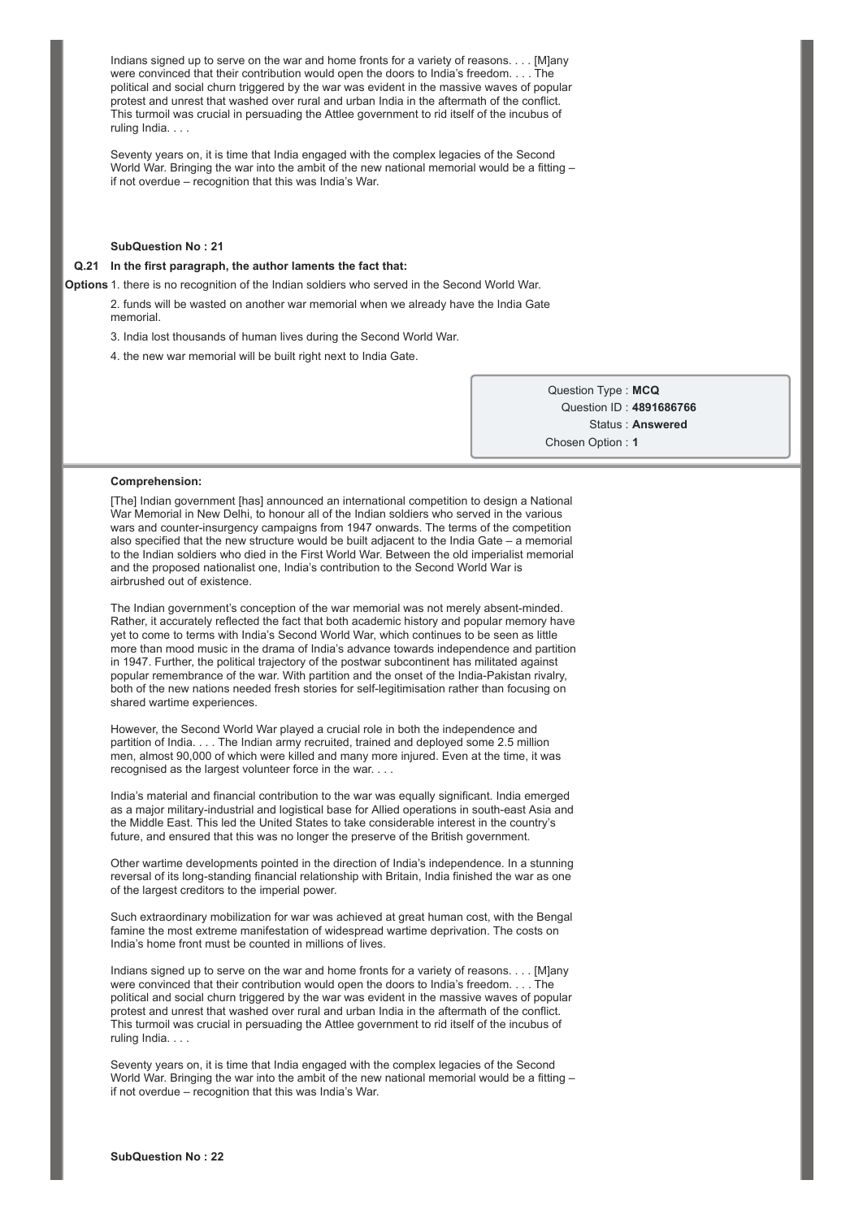Indians signed up to serve on the war and home fronts for a variety of reasons. . . . [M]any were convinced that their contribution would open the doors to India's freedom. . . . The political and social churn triggered by the war was evident in the massive waves of popular protest and unrest that washed over rural and urban India in the aftermath of the conflict. This turmoil was crucial in persuading the Attlee government to rid itself of the incubus of ruling India. . . .

Seventy years on, it is time that India engaged with the complex legacies of the Second World War. Bringing the war into the ambit of the new national memorial would be a fitting – if not overdue – recognition that this was India's War.

**SubQuestion No : 21**

**Q.21 In the first paragraph, the author laments the fact that:**

**Options**
1. there is no recognition of the Indian soldiers who served in the Second World War.
2. funds will be wasted on another war memorial when we already have the India Gate memorial.
3. India lost thousands of human lives during the Second World War.
4. the new war memorial will be built right next to India Gate.

Question Type : **MCQ**
Question ID : **4891686766**
Status : **Answered**
Chosen Option : **1**

**Comprehension:**

[The] Indian government [has] announced an international competition to design a National War Memorial in New Delhi, to honour all of the Indian soldiers who served in the various wars and counter-insurgency campaigns from 1947 onwards. The terms of the competition also specified that the new structure would be built adjacent to the India Gate – a memorial to the Indian soldiers who died in the First World War. Between the old imperialist memorial and the proposed nationalist one, India's contribution to the Second World War is airbrushed out of existence.

The Indian government's conception of the war memorial was not merely absent-minded. Rather, it accurately reflected the fact that both academic history and popular memory have yet to come to terms with India's Second World War, which continues to be seen as little more than mood music in the drama of India's advance towards independence and partition in 1947. Further, the political trajectory of the postwar subcontinent has militated against popular remembrance of the war. With partition and the onset of the India-Pakistan rivalry, both of the new nations needed fresh stories for self-legitimisation rather than focusing on shared wartime experiences.

However, the Second World War played a crucial role in both the independence and partition of India. . . . The Indian army recruited, trained and deployed some 2.5 million men, almost 90,000 of which were killed and many more injured. Even at the time, it was recognised as the largest volunteer force in the war. . . .

India's material and financial contribution to the war was equally significant. India emerged as a major military-industrial and logistical base for Allied operations in south-east Asia and the Middle East. This led the United States to take considerable interest in the country's future, and ensured that this was no longer the preserve of the British government.

Other wartime developments pointed in the direction of India's independence. In a stunning reversal of its long-standing financial relationship with Britain, India finished the war as one of the largest creditors to the imperial power.

Such extraordinary mobilization for war was achieved at great human cost, with the Bengal famine the most extreme manifestation of widespread wartime deprivation. The costs on India's home front must be counted in millions of lives.

Indians signed up to serve on the war and home fronts for a variety of reasons. . . . [M]any were convinced that their contribution would open the doors to India's freedom. . . . The political and social churn triggered by the war was evident in the massive waves of popular protest and unrest that washed over rural and urban India in the aftermath of the conflict. This turmoil was crucial in persuading the Attlee government to rid itself of the incubus of ruling India. . . .

Seventy years on, it is time that India engaged with the complex legacies of the Second World War. Bringing the war into the ambit of the new national memorial would be a fitting – if not overdue – recognition that this was India's War.

**SubQuestion No : 22**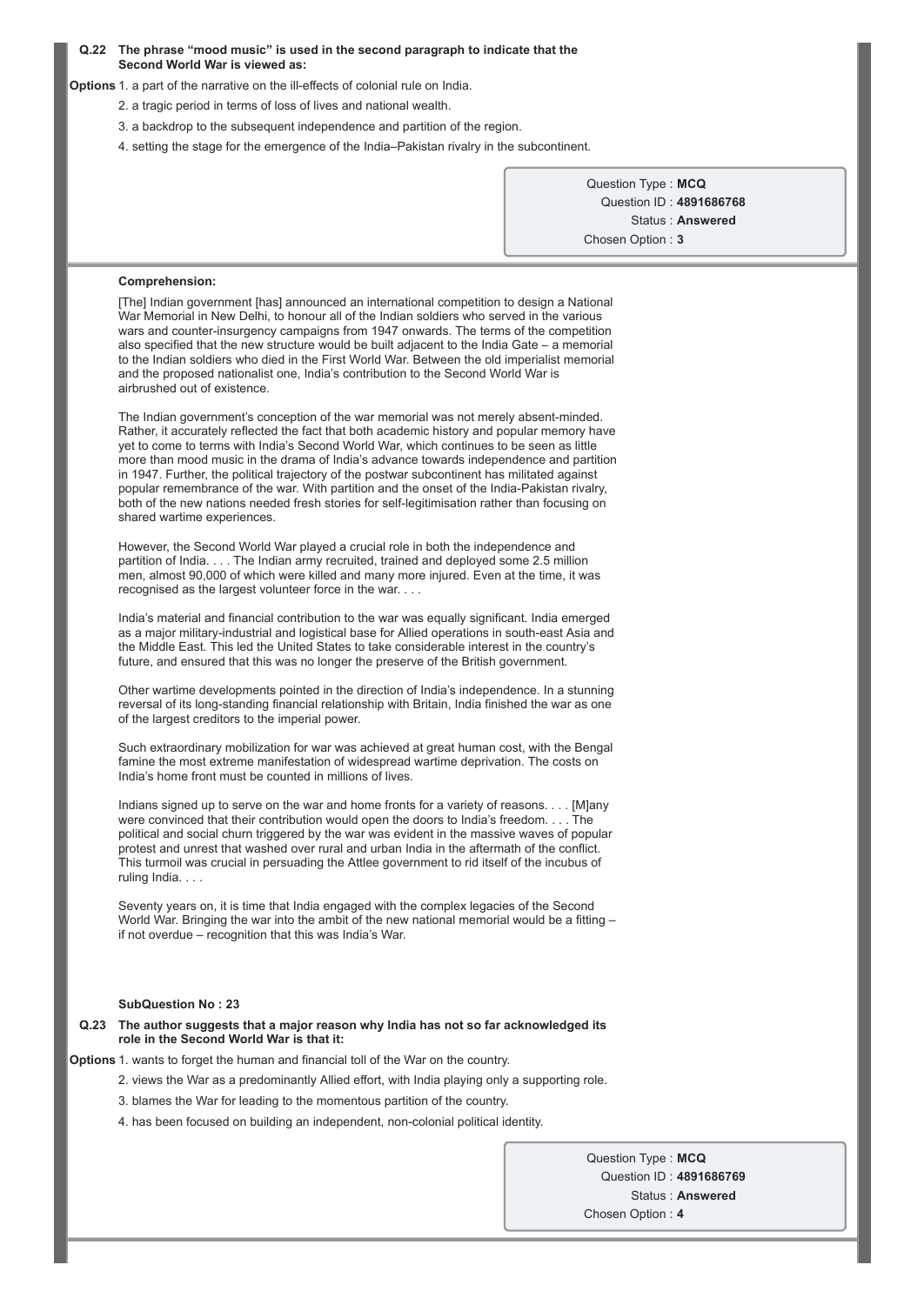**Q.22 The phrase "mood music" is used in the second paragraph to indicate that the Second World War is viewed as:**

**Options** 1. a part of the narrative on the ill-effects of colonial rule on India.

2. a tragic period in terms of loss of lives and national wealth.

3. a backdrop to the subsequent independence and partition of the region.

4. setting the stage for the emergence of the India–Pakistan rivalry in the subcontinent.

Question Type : **MCQ**
Question ID : **4891686768**
Status : **Answered**
Chosen Option : **3**

---

**Comprehension:**

[The] Indian government [has] announced an international competition to design a National War Memorial in New Delhi, to honour all of the Indian soldiers who served in the various wars and counter-insurgency campaigns from 1947 onwards. The terms of the competition also specified that the new structure would be built adjacent to the India Gate – a memorial to the Indian soldiers who died in the First World War. Between the old imperialist memorial and the proposed nationalist one, India's contribution to the Second World War is airbrushed out of existence.

The Indian government's conception of the war memorial was not merely absent-minded. Rather, it accurately reflected the fact that both academic history and popular memory have yet to come to terms with India's Second World War, which continues to be seen as little more than mood music in the drama of India's advance towards independence and partition in 1947. Further, the political trajectory of the postwar subcontinent has militated against popular remembrance of the war. With partition and the onset of the India-Pakistan rivalry, both of the new nations needed fresh stories for self-legitimisation rather than focusing on shared wartime experiences.

However, the Second World War played a crucial role in both the independence and partition of India. . . . The Indian army recruited, trained and deployed some 2.5 million men, almost 90,000 of which were killed and many more injured. Even at the time, it was recognised as the largest volunteer force in the war. . . .

India's material and financial contribution to the war was equally significant. India emerged as a major military-industrial and logistical base for Allied operations in south-east Asia and the Middle East. This led the United States to take considerable interest in the country's future, and ensured that this was no longer the preserve of the British government.

Other wartime developments pointed in the direction of India's independence. In a stunning reversal of its long-standing financial relationship with Britain, India finished the war as one of the largest creditors to the imperial power.

Such extraordinary mobilization for war was achieved at great human cost, with the Bengal famine the most extreme manifestation of widespread wartime deprivation. The costs on India's home front must be counted in millions of lives.

Indians signed up to serve on the war and home fronts for a variety of reasons. . . . [M]any were convinced that their contribution would open the doors to India's freedom. . . . The political and social churn triggered by the war was evident in the massive waves of popular protest and unrest that washed over rural and urban India in the aftermath of the conflict. This turmoil was crucial in persuading the Attlee government to rid itself of the incubus of ruling India. . . .

Seventy years on, it is time that India engaged with the complex legacies of the Second World War. Bringing the war into the ambit of the new national memorial would be a fitting – if not overdue – recognition that this was India's War.

**SubQuestion No : 23**

**Q.23 The author suggests that a major reason why India has not so far acknowledged its role in the Second World War is that it:**

**Options** 1. wants to forget the human and financial toll of the War on the country.

2. views the War as a predominantly Allied effort, with India playing only a supporting role.

3. blames the War for leading to the momentous partition of the country.

4. has been focused on building an independent, non-colonial political identity.

Question Type : **MCQ**
Question ID : **4891686769**
Status : **Answered**
Chosen Option : **4**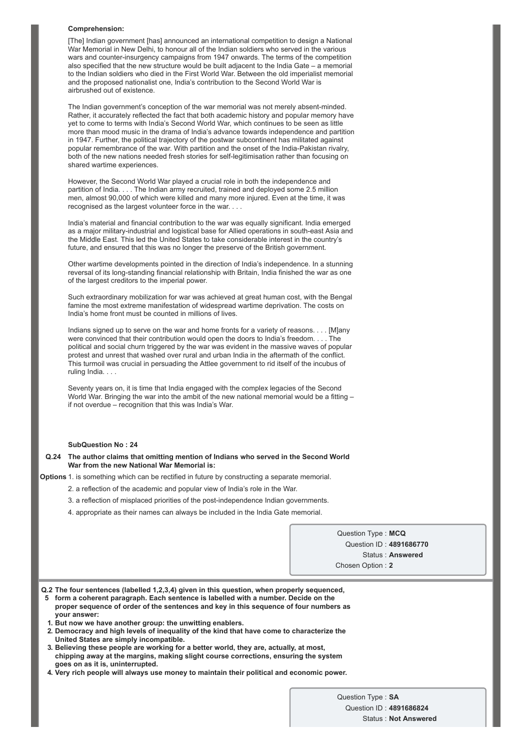**Comprehension:**

[The] Indian government [has] announced an international competition to design a National War Memorial in New Delhi, to honour all of the Indian soldiers who served in the various wars and counter-insurgency campaigns from 1947 onwards. The terms of the competition also specified that the new structure would be built adjacent to the India Gate – a memorial to the Indian soldiers who died in the First World War. Between the old imperialist memorial and the proposed nationalist one, India's contribution to the Second World War is airbrushed out of existence.

The Indian government's conception of the war memorial was not merely absent-minded. Rather, it accurately reflected the fact that both academic history and popular memory have yet to come to terms with India's Second World War, which continues to be seen as little more than mood music in the drama of India's advance towards independence and partition in 1947. Further, the political trajectory of the postwar subcontinent has militated against popular remembrance of the war. With partition and the onset of the India-Pakistan rivalry, both of the new nations needed fresh stories for self-legitimisation rather than focusing on shared wartime experiences.

However, the Second World War played a crucial role in both the independence and partition of India. . . . The Indian army recruited, trained and deployed some 2.5 million men, almost 90,000 of which were killed and many more injured. Even at the time, it was recognised as the largest volunteer force in the war. . . .

India's material and financial contribution to the war was equally significant. India emerged as a major military-industrial and logistical base for Allied operations in south-east Asia and the Middle East. This led the United States to take considerable interest in the country's future, and ensured that this was no longer the preserve of the British government.

Other wartime developments pointed in the direction of India's independence. In a stunning reversal of its long-standing financial relationship with Britain, India finished the war as one of the largest creditors to the imperial power.

Such extraordinary mobilization for war was achieved at great human cost, with the Bengal famine the most extreme manifestation of widespread wartime deprivation. The costs on India's home front must be counted in millions of lives.

Indians signed up to serve on the war and home fronts for a variety of reasons. . . . [M]any were convinced that their contribution would open the doors to India's freedom. . . . The political and social churn triggered by the war was evident in the massive waves of popular protest and unrest that washed over rural and urban India in the aftermath of the conflict. This turmoil was crucial in persuading the Attlee government to rid itself of the incubus of ruling India. . . .

Seventy years on, it is time that India engaged with the complex legacies of the Second World War. Bringing the war into the ambit of the new national memorial would be a fitting – if not overdue – recognition that this was India's War.

**SubQuestion No : 24**

**Q.24 The author claims that omitting mention of Indians who served in the Second World War from the new National War Memorial is:**

**Options**
1. is something which can be rectified in future by constructing a separate memorial.
2. a reflection of the academic and popular view of India's role in the War.
3. a reflection of misplaced priorities of the post-independence Indian governments.
4. appropriate as their names can always be included in the India Gate memorial.

Question Type : **MCQ**
Question ID : **4891686770**
Status : **Answered**
Chosen Option : **2**

**Q.25 The four sentences (labelled 1,2,3,4) given in this question, when properly sequenced, form a coherent paragraph. Each sentence is labelled with a number. Decide on the proper sequence of order of the sentences and key in this sequence of four numbers as your answer:**

1. **But now we have another group: the unwitting enablers.**
2. **Democracy and high levels of inequality of the kind that have come to characterize the United States are simply incompatible.**
3. **Believing these people are working for a better world, they are, actually, at most, chipping away at the margins, making slight course corrections, ensuring the system goes on as it is, uninterrupted.**
4. **Very rich people will always use money to maintain their political and economic power.**

Question Type : **SA**
Question ID : **4891686824**
Status : **Not Answered**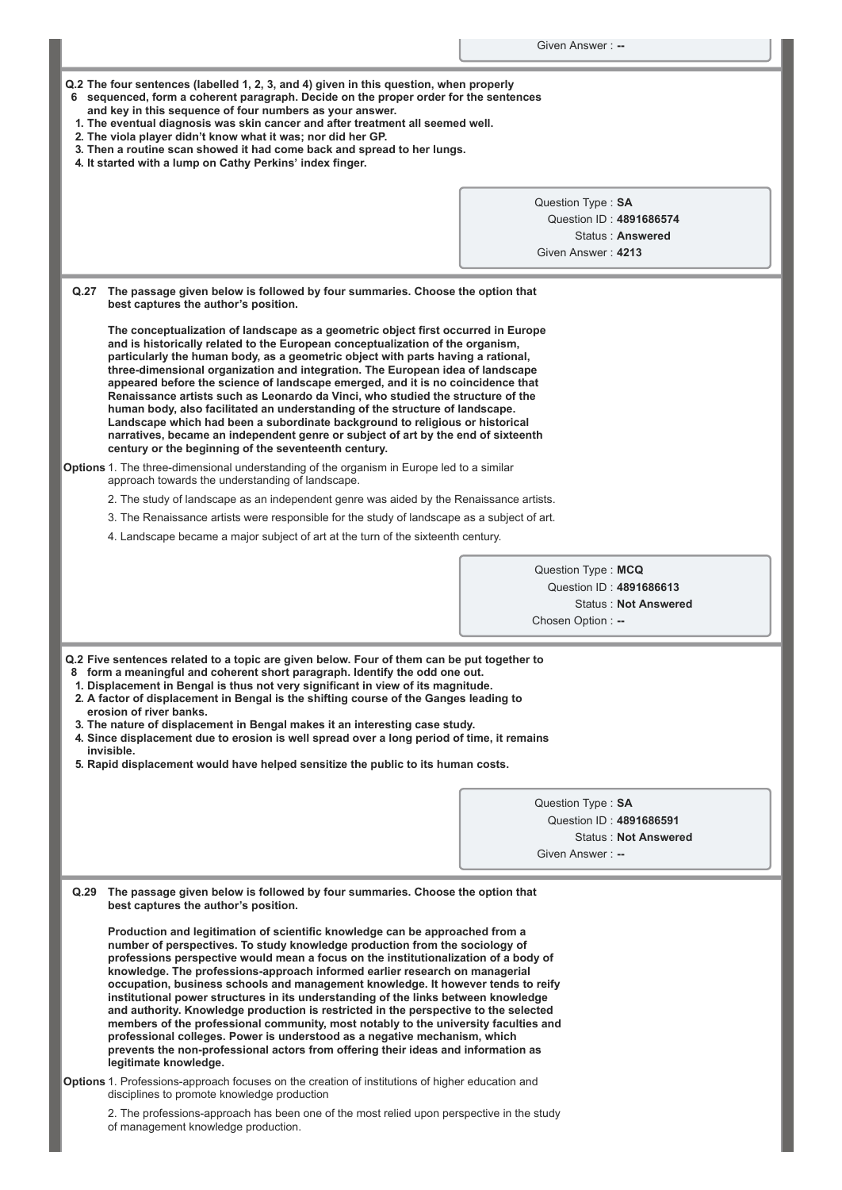Given Answer : --

**Q.26 The four sentences (labelled 1, 2, 3, and 4) given in this question, when properly sequenced, form a coherent paragraph. Decide on the proper order for the sentences and key in this sequence of four numbers as your answer.**

**1. The eventual diagnosis was skin cancer and after treatment all seemed well.**
**2. The viola player didn't know what it was; nor did her GP.**
**3. Then a routine scan showed it had come back and spread to her lungs.**
**4. It started with a lump on Cathy Perkins' index finger.**

Question Type : **SA**
Question ID : **4891686574**
Status : **Answered**
Given Answer : **4213**

**Q.27 The passage given below is followed by four summaries. Choose the option that best captures the author's position.**

**The conceptualization of landscape as a geometric object first occurred in Europe and is historically related to the European conceptualization of the organism, particularly the human body, as a geometric object with parts having a rational, three-dimensional organization and integration. The European idea of landscape appeared before the science of landscape emerged, and it is no coincidence that Renaissance artists such as Leonardo da Vinci, who studied the structure of the human body, also facilitated an understanding of the structure of landscape. Landscape which had been a subordinate background to religious or historical narratives, became an independent genre or subject of art by the end of sixteenth century or the beginning of the seventeenth century.**

**Options** 1. The three-dimensional understanding of the organism in Europe led to a similar approach towards the understanding of landscape.

2. The study of landscape as an independent genre was aided by the Renaissance artists.

3. The Renaissance artists were responsible for the study of landscape as a subject of art.

4. Landscape became a major subject of art at the turn of the sixteenth century.

Question Type : **MCQ**
Question ID : **4891686613**
Status : **Not Answered**
Chosen Option : **--**

**Q.28 Five sentences related to a topic are given below. Four of them can be put together to form a meaningful and coherent short paragraph. Identify the odd one out.**

**1. Displacement in Bengal is thus not very significant in view of its magnitude.**
**2. A factor of displacement in Bengal is the shifting course of the Ganges leading to erosion of river banks.**
**3. The nature of displacement in Bengal makes it an interesting case study.**
**4. Since displacement due to erosion is well spread over a long period of time, it remains invisible.**
**5. Rapid displacement would have helped sensitize the public to its human costs.**

Question Type : **SA**
Question ID : **4891686591**
Status : **Not Answered**
Given Answer : **--**

**Q.29 The passage given below is followed by four summaries. Choose the option that best captures the author's position.**

**Production and legitimation of scientific knowledge can be approached from a number of perspectives. To study knowledge production from the sociology of professions perspective would mean a focus on the institutionalization of a body of knowledge. The professions-approach informed earlier research on managerial occupation, business schools and management knowledge. It however tends to reify institutional power structures in its understanding of the links between knowledge and authority. Knowledge production is restricted in the perspective to the selected members of the professional community, most notably to the university faculties and professional colleges. Power is understood as a negative mechanism, which prevents the non-professional actors from offering their ideas and information as legitimate knowledge.**

**Options** 1. Professions-approach focuses on the creation of institutions of higher education and disciplines to promote knowledge production

2. The professions-approach has been one of the most relied upon perspective in the study of management knowledge production.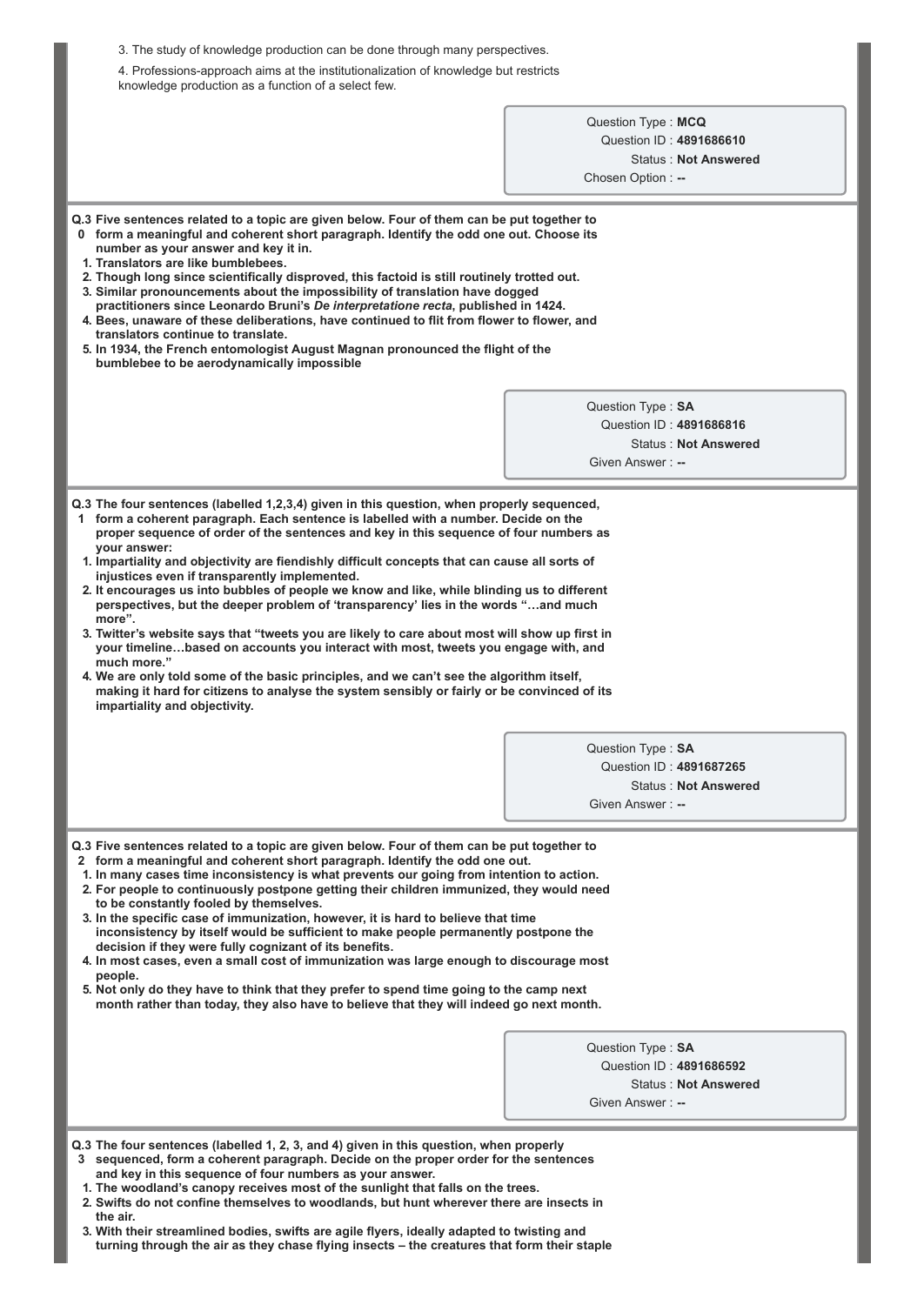3. The study of knowledge production can be done through many perspectives.

4. Professions-approach aims at the institutionalization of knowledge but restricts knowledge production as a function of a select few.

Question Type : **MCQ**
Question ID : **4891686610**
Status : **Not Answered**
Chosen Option : **--**

**Q.30 Five sentences related to a topic are given below. Four of them can be put together to form a meaningful and coherent short paragraph. Identify the odd one out. Choose its number as your answer and key it in.**

**1. Translators are like bumblebees.**

**2. Though long since scientifically disproved, this factoid is still routinely trotted out.**

**3. Similar pronouncements about the impossibility of translation have dogged practitioners since Leonardo Bruni's *De interpretatione recta*, published in 1424.**

**4. Bees, unaware of these deliberations, have continued to flit from flower to flower, and translators continue to translate.**

**5. In 1934, the French entomologist August Magnan pronounced the flight of the bumblebee to be aerodynamically impossible**

Question Type : **SA**
Question ID : **4891686816**
Status : **Not Answered**
Given Answer : **--**

**Q.31 The four sentences (labelled 1,2,3,4) given in this question, when properly sequenced, form a coherent paragraph. Each sentence is labelled with a number. Decide on the proper sequence of order of the sentences and key in this sequence of four numbers as your answer:**

**1. Impartiality and objectivity are fiendishly difficult concepts that can cause all sorts of injustices even if transparently implemented.**

**2. It encourages us into bubbles of people we know and like, while blinding us to different perspectives, but the deeper problem of 'transparency' lies in the words "…and much more".**

**3. Twitter's website says that "tweets you are likely to care about most will show up first in your timeline…based on accounts you interact with most, tweets you engage with, and much more."**

**4. We are only told some of the basic principles, and we can't see the algorithm itself, making it hard for citizens to analyse the system sensibly or fairly or be convinced of its impartiality and objectivity.**

Question Type : **SA**
Question ID : **4891687265**
Status : **Not Answered**
Given Answer : **--**

**Q.32 Five sentences related to a topic are given below. Four of them can be put together to form a meaningful and coherent short paragraph. Identify the odd one out.**

**1. In many cases time inconsistency is what prevents our going from intention to action.**

**2. For people to continuously postpone getting their children immunized, they would need to be constantly fooled by themselves.**

**3. In the specific case of immunization, however, it is hard to believe that time inconsistency by itself would be sufficient to make people permanently postpone the decision if they were fully cognizant of its benefits.**

**4. In most cases, even a small cost of immunization was large enough to discourage most people.**

**5. Not only do they have to think that they prefer to spend time going to the camp next month rather than today, they also have to believe that they will indeed go next month.**

Question Type : **SA**
Question ID : **4891686592**
Status : **Not Answered**
Given Answer : **--**

**Q.33 The four sentences (labelled 1, 2, 3, and 4) given in this question, when properly sequenced, form a coherent paragraph. Decide on the proper order for the sentences and key in this sequence of four numbers as your answer.**

**1. The woodland's canopy receives most of the sunlight that falls on the trees.**

**2. Swifts do not confine themselves to woodlands, but hunt wherever there are insects in the air.**

**3. With their streamlined bodies, swifts are agile flyers, ideally adapted to twisting and turning through the air as they chase flying insects – the creatures that form their staple**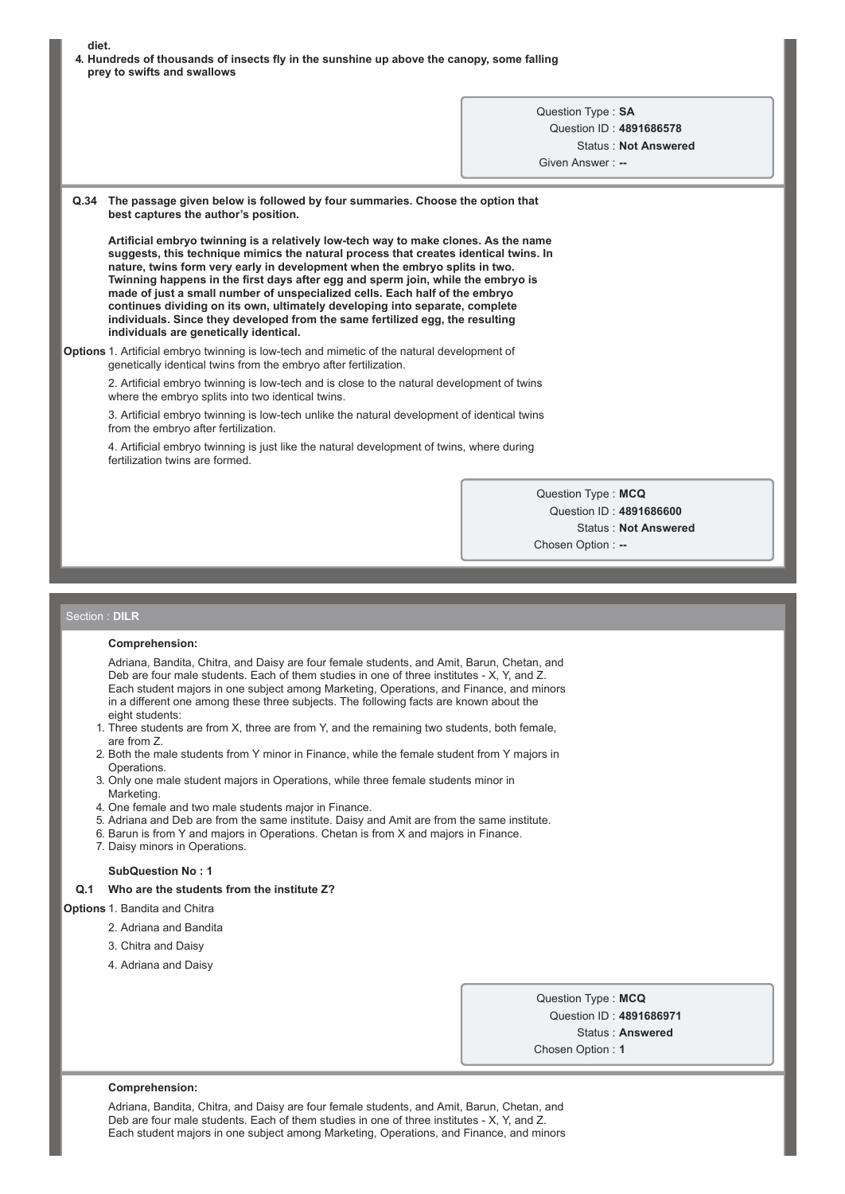diet.

4. Hundreds of thousands of insects fly in the sunshine up above the canopy, some falling prey to swifts and swallows

Question Type : **SA**
Question ID : **4891686578**
Status : **Not Answered**
Given Answer : **--**

**Q.34 The passage given below is followed by four summaries. Choose the option that best captures the author's position.**

**Artificial embryo twinning is a relatively low-tech way to make clones. As the name suggests, this technique mimics the natural process that creates identical twins. In nature, twins form very early in development when the embryo splits in two. Twinning happens in the first days after egg and sperm join, while the embryo is made of just a small number of unspecialized cells. Each half of the embryo continues dividing on its own, ultimately developing into separate, complete individuals. Since they developed from the same fertilized egg, the resulting individuals are genetically identical.**

**Options**
1. Artificial embryo twinning is low-tech and mimetic of the natural development of genetically identical twins from the embryo after fertilization.
2. Artificial embryo twinning is low-tech and is close to the natural development of twins where the embryo splits into two identical twins.
3. Artificial embryo twinning is low-tech unlike the natural development of identical twins from the embryo after fertilization.
4. Artificial embryo twinning is just like the natural development of twins, where during fertilization twins are formed.

Question Type : **MCQ**
Question ID : **4891686600**
Status : **Not Answered**
Chosen Option : **--**

Section : **DILR**

**Comprehension:**

Adriana, Bandita, Chitra, and Daisy are four female students, and Amit, Barun, Chetan, and Deb are four male students. Each of them studies in one of three institutes - X, Y, and Z. Each student majors in one subject among Marketing, Operations, and Finance, and minors in a different one among these three subjects. The following facts are known about the eight students:

1. Three students are from X, three are from Y, and the remaining two students, both female, are from Z.
2. Both the male students from Y minor in Finance, while the female student from Y majors in Operations.
3. Only one male student majors in Operations, while three female students minor in Marketing.
4. One female and two male students major in Finance.
5. Adriana and Deb are from the same institute. Daisy and Amit are from the same institute.
6. Barun is from Y and majors in Operations. Chetan is from X and majors in Finance.
7. Daisy minors in Operations.

**SubQuestion No : 1**

**Q.1 Who are the students from the institute Z?**

**Options**
1. Bandita and Chitra
2. Adriana and Bandita
3. Chitra and Daisy
4. Adriana and Daisy

Question Type : **MCQ**
Question ID : **4891686971**
Status : **Answered**
Chosen Option : **1**

**Comprehension:**

Adriana, Bandita, Chitra, and Daisy are four female students, and Amit, Barun, Chetan, and Deb are four male students. Each of them studies in one of three institutes - X, Y, and Z. Each student majors in one subject among Marketing, Operations, and Finance, and minors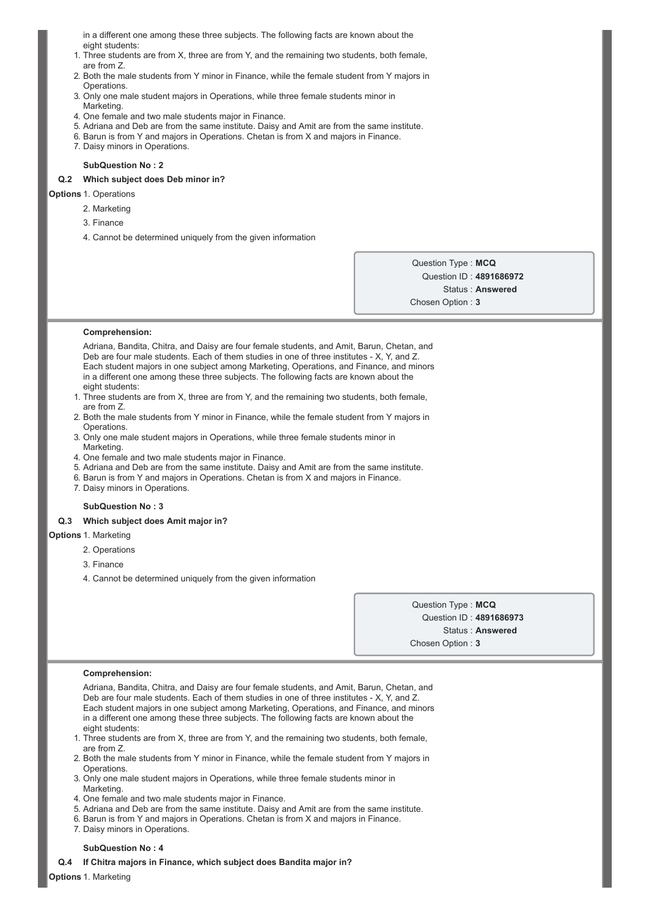in a different one among these three subjects. The following facts are known about the eight students:

1. Three students are from X, three are from Y, and the remaining two students, both female, are from Z.
2. Both the male students from Y minor in Finance, while the female student from Y majors in Operations.
3. Only one male student majors in Operations, while three female students minor in Marketing.
4. One female and two male students major in Finance.
5. Adriana and Deb are from the same institute. Daisy and Amit are from the same institute.
6. Barun is from Y and majors in Operations. Chetan is from X and majors in Finance.
7. Daisy minors in Operations.

**SubQuestion No : 2**

**Q.2 Which subject does Deb minor in?**

**Options**
1. Operations
2. Marketing
3. Finance
4. Cannot be determined uniquely from the given information

Question Type : **MCQ**
Question ID : **4891686972**
Status : **Answered**
Chosen Option : **3**

---

**Comprehension:**

Adriana, Bandita, Chitra, and Daisy are four female students, and Amit, Barun, Chetan, and Deb are four male students. Each of them studies in one of three institutes - X, Y, and Z. Each student majors in one subject among Marketing, Operations, and Finance, and minors in a different one among these three subjects. The following facts are known about the eight students:

1. Three students are from X, three are from Y, and the remaining two students, both female, are from Z.
2. Both the male students from Y minor in Finance, while the female student from Y majors in Operations.
3. Only one male student majors in Operations, while three female students minor in Marketing.
4. One female and two male students major in Finance.
5. Adriana and Deb are from the same institute. Daisy and Amit are from the same institute.
6. Barun is from Y and majors in Operations. Chetan is from X and majors in Finance.
7. Daisy minors in Operations.

**SubQuestion No : 3**

**Q.3 Which subject does Amit major in?**

**Options**
1. Marketing
2. Operations
3. Finance
4. Cannot be determined uniquely from the given information

Question Type : **MCQ**
Question ID : **4891686973**
Status : **Answered**
Chosen Option : **3**

---

**Comprehension:**

Adriana, Bandita, Chitra, and Daisy are four female students, and Amit, Barun, Chetan, and Deb are four male students. Each of them studies in one of three institutes - X, Y, and Z. Each student majors in one subject among Marketing, Operations, and Finance, and minors in a different one among these three subjects. The following facts are known about the eight students:

1. Three students are from X, three are from Y, and the remaining two students, both female, are from Z.
2. Both the male students from Y minor in Finance, while the female student from Y majors in Operations.
3. Only one male student majors in Operations, while three female students minor in Marketing.
4. One female and two male students major in Finance.
5. Adriana and Deb are from the same institute. Daisy and Amit are from the same institute.
6. Barun is from Y and majors in Operations. Chetan is from X and majors in Finance.
7. Daisy minors in Operations.

**SubQuestion No : 4**

**Q.4 If Chitra majors in Finance, which subject does Bandita major in?**

**Options**
1. Marketing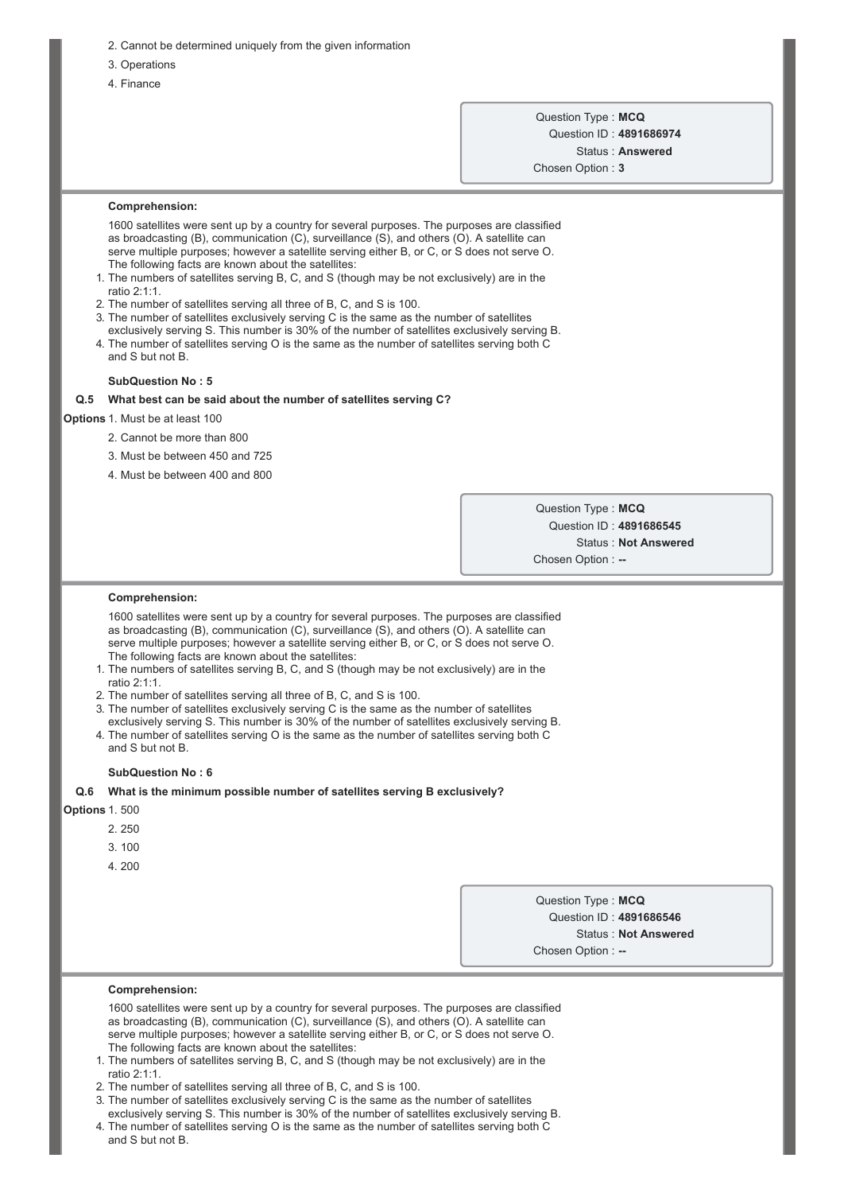2. Cannot be determined uniquely from the given information

3. Operations

4. Finance

Question Type : **MCQ**
Question ID : **4891686974**
Status : **Answered**
Chosen Option : **3**

**Comprehension:**

1600 satellites were sent up by a country for several purposes. The purposes are classified as broadcasting (B), communication (C), surveillance (S), and others (O). A satellite can serve multiple purposes; however a satellite serving either B, or C, or S does not serve O. The following facts are known about the satellites:

1. The numbers of satellites serving B, C, and S (though may be not exclusively) are in the ratio 2:1:1.
2. The number of satellites serving all three of B, C, and S is 100.
3. The number of satellites exclusively serving C is the same as the number of satellites exclusively serving S. This number is 30% of the number of satellites exclusively serving B.
4. The number of satellites serving O is the same as the number of satellites serving both C and S but not B.

**SubQuestion No : 5**

**Q.5 What best can be said about the number of satellites serving C?**

**Options**
1. Must be at least 100
2. Cannot be more than 800
3. Must be between 450 and 725
4. Must be between 400 and 800

Question Type : **MCQ**
Question ID : **4891686545**
Status : **Not Answered**
Chosen Option : **--**

**Comprehension:**

1600 satellites were sent up by a country for several purposes. The purposes are classified as broadcasting (B), communication (C), surveillance (S), and others (O). A satellite can serve multiple purposes; however a satellite serving either B, or C, or S does not serve O. The following facts are known about the satellites:

1. The numbers of satellites serving B, C, and S (though may be not exclusively) are in the ratio 2:1:1.
2. The number of satellites serving all three of B, C, and S is 100.
3. The number of satellites exclusively serving C is the same as the number of satellites exclusively serving S. This number is 30% of the number of satellites exclusively serving B.
4. The number of satellites serving O is the same as the number of satellites serving both C and S but not B.

**SubQuestion No : 6**

**Q.6 What is the minimum possible number of satellites serving B exclusively?**

**Options**
1. 500
2. 250
3. 100
4. 200

Question Type : **MCQ**
Question ID : **4891686546**
Status : **Not Answered**
Chosen Option : **--**

**Comprehension:**

1600 satellites were sent up by a country for several purposes. The purposes are classified as broadcasting (B), communication (C), surveillance (S), and others (O). A satellite can serve multiple purposes; however a satellite serving either B, or C, or S does not serve O. The following facts are known about the satellites:

1. The numbers of satellites serving B, C, and S (though may be not exclusively) are in the ratio 2:1:1.
2. The number of satellites serving all three of B, C, and S is 100.
3. The number of satellites exclusively serving C is the same as the number of satellites exclusively serving S. This number is 30% of the number of satellites exclusively serving B.
4. The number of satellites serving O is the same as the number of satellites serving both C and S but not B.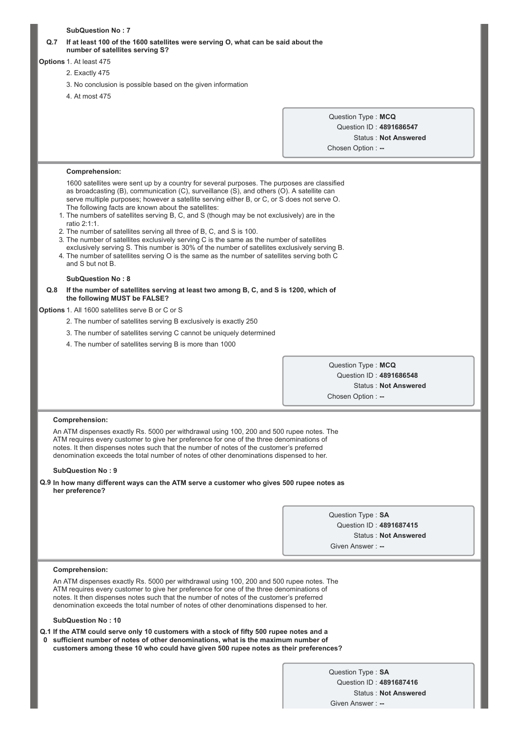**SubQuestion No : 7**

**Q.7 If at least 100 of the 1600 satellites were serving O, what can be said about the number of satellites serving S?**

**Options**
1. At least 475
2. Exactly 475
3. No conclusion is possible based on the given information
4. At most 475

Question Type : **MCQ**
Question ID : **4891686547**
Status : **Not Answered**
Chosen Option : **--**

---

**Comprehension:**

1600 satellites were sent up by a country for several purposes. The purposes are classified as broadcasting (B), communication (C), surveillance (S), and others (O). A satellite can serve multiple purposes; however a satellite serving either B, or C, or S does not serve O. The following facts are known about the satellites:

1. The numbers of satellites serving B, C, and S (though may be not exclusively) are in the ratio 2:1:1.
2. The number of satellites serving all three of B, C, and S is 100.
3. The number of satellites exclusively serving C is the same as the number of satellites exclusively serving S. This number is 30% of the number of satellites exclusively serving B.
4. The number of satellites serving O is the same as the number of satellites serving both C and S but not B.

**SubQuestion No : 8**

**Q.8 If the number of satellites serving at least two among B, C, and S is 1200, which of the following MUST be FALSE?**

**Options**
1. All 1600 satellites serve B or C or S
2. The number of satellites serving B exclusively is exactly 250
3. The number of satellites serving C cannot be uniquely determined
4. The number of satellites serving B is more than 1000

Question Type : **MCQ**
Question ID : **4891686548**
Status : **Not Answered**
Chosen Option : **--**

---

**Comprehension:**

An ATM dispenses exactly Rs. 5000 per withdrawal using 100, 200 and 500 rupee notes. The ATM requires every customer to give her preference for one of the three denominations of notes. It then dispenses notes such that the number of notes of the customer's preferred denomination exceeds the total number of notes of other denominations dispensed to her.

**SubQuestion No : 9**

**Q.9 In how many different ways can the ATM serve a customer who gives 500 rupee notes as her preference?**

Question Type : **SA**
Question ID : **4891687415**
Status : **Not Answered**
Given Answer : **--**

---

**Comprehension:**

An ATM dispenses exactly Rs. 5000 per withdrawal using 100, 200 and 500 rupee notes. The ATM requires every customer to give her preference for one of the three denominations of notes. It then dispenses notes such that the number of notes of the customer's preferred denomination exceeds the total number of notes of other denominations dispensed to her.

**SubQuestion No : 10**

**Q.10 If the ATM could serve only 10 customers with a stock of fifty 500 rupee notes and a sufficient number of notes of other denominations, what is the maximum number of customers among these 10 who could have given 500 rupee notes as their preferences?**

Question Type : **SA**
Question ID : **4891687416**
Status : **Not Answered**
Given Answer : **--**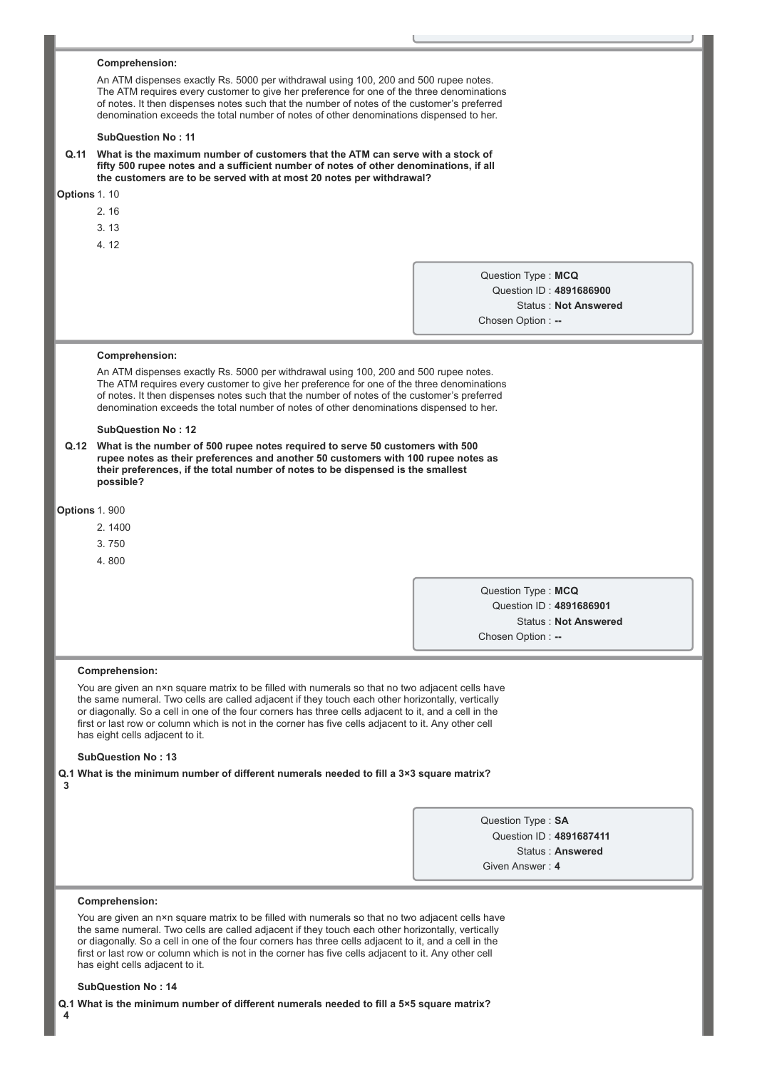**Comprehension:**

An ATM dispenses exactly Rs. 5000 per withdrawal using 100, 200 and 500 rupee notes. The ATM requires every customer to give her preference for one of the three denominations of notes. It then dispenses notes such that the number of notes of the customer's preferred denomination exceeds the total number of notes of other denominations dispensed to her.

**SubQuestion No : 11**

**Q.11 What is the maximum number of customers that the ATM can serve with a stock of fifty 500 rupee notes and a sufficient number of notes of other denominations, if all the customers are to be served with at most 20 notes per withdrawal?**

**Options**
1. 10
2. 16
3. 13
4. 12

Question Type : **MCQ**
Question ID : **4891686900**
Status : **Not Answered**
Chosen Option : **--**

**Comprehension:**

An ATM dispenses exactly Rs. 5000 per withdrawal using 100, 200 and 500 rupee notes. The ATM requires every customer to give her preference for one of the three denominations of notes. It then dispenses notes such that the number of notes of the customer's preferred denomination exceeds the total number of notes of other denominations dispensed to her.

**SubQuestion No : 12**

**Q.12 What is the number of 500 rupee notes required to serve 50 customers with 500 rupee notes as their preferences and another 50 customers with 100 rupee notes as their preferences, if the total number of notes to be dispensed is the smallest possible?**

**Options**
1. 900
2. 1400
3. 750
4. 800

Question Type : **MCQ**
Question ID : **4891686901**
Status : **Not Answered**
Chosen Option : **--**

**Comprehension:**

You are given an n×n square matrix to be filled with numerals so that no two adjacent cells have the same numeral. Two cells are called adjacent if they touch each other horizontally, vertically or diagonally. So a cell in one of the four corners has three cells adjacent to it, and a cell in the first or last row or column which is not in the corner has five cells adjacent to it. Any other cell has eight cells adjacent to it.

**SubQuestion No : 13**

**Q.1 What is the minimum number of different numerals needed to fill a 3×3 square matrix?**
**3**

Question Type : **SA**
Question ID : **4891687411**
Status : **Answered**
Given Answer : **4**

**Comprehension:**

You are given an n×n square matrix to be filled with numerals so that no two adjacent cells have the same numeral. Two cells are called adjacent if they touch each other horizontally, vertically or diagonally. So a cell in one of the four corners has three cells adjacent to it, and a cell in the first or last row or column which is not in the corner has five cells adjacent to it. Any other cell has eight cells adjacent to it.

**SubQuestion No : 14**

**Q.1 What is the minimum number of different numerals needed to fill a 5×5 square matrix?**
**4**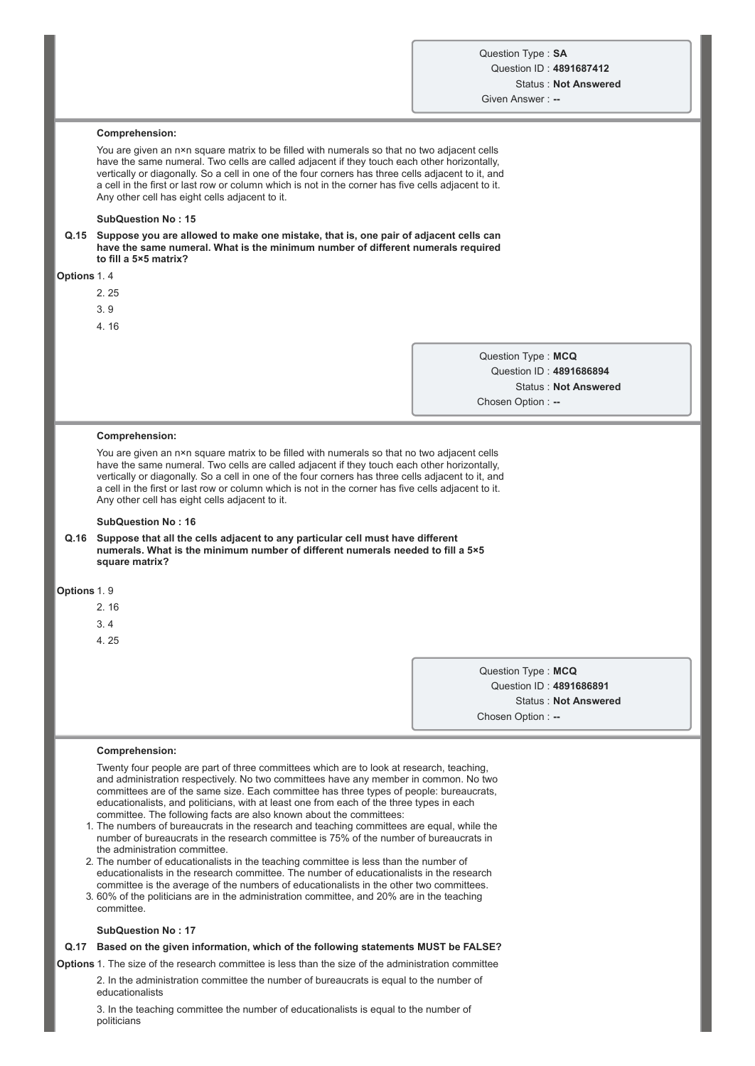Question Type : **SA**
Question ID : **4891687412**
Status : **Not Answered**
Given Answer : **--**

**Comprehension:**

You are given an n×n square matrix to be filled with numerals so that no two adjacent cells have the same numeral. Two cells are called adjacent if they touch each other horizontally, vertically or diagonally. So a cell in one of the four corners has three cells adjacent to it, and a cell in the first or last row or column which is not in the corner has five cells adjacent to it. Any other cell has eight cells adjacent to it.

**SubQuestion No : 15**

**Q.15 Suppose you are allowed to make one mistake, that is, one pair of adjacent cells can have the same numeral. What is the minimum number of different numerals required to fill a 5×5 matrix?**

**Options**
1. 4
2. 25
3. 9
4. 16

Question Type : **MCQ**
Question ID : **4891686894**
Status : **Not Answered**
Chosen Option : **--**

**Comprehension:**

You are given an n×n square matrix to be filled with numerals so that no two adjacent cells have the same numeral. Two cells are called adjacent if they touch each other horizontally, vertically or diagonally. So a cell in one of the four corners has three cells adjacent to it, and a cell in the first or last row or column which is not in the corner has five cells adjacent to it. Any other cell has eight cells adjacent to it.

**SubQuestion No : 16**

**Q.16 Suppose that all the cells adjacent to any particular cell must have different numerals. What is the minimum number of different numerals needed to fill a 5×5 square matrix?**

**Options**
1. 9
2. 16
3. 4
4. 25

Question Type : **MCQ**
Question ID : **4891686891**
Status : **Not Answered**
Chosen Option : **--**

**Comprehension:**

Twenty four people are part of three committees which are to look at research, teaching, and administration respectively. No two committees have any member in common. No two committees are of the same size. Each committee has three types of people: bureaucrats, educationalists, and politicians, with at least one from each of the three types in each committee. The following facts are also known about the committees:

1. The numbers of bureaucrats in the research and teaching committees are equal, while the number of bureaucrats in the research committee is 75% of the number of bureaucrats in the administration committee.
2. The number of educationalists in the teaching committee is less than the number of educationalists in the research committee. The number of educationalists in the research committee is the average of the numbers of educationalists in the other two committees.
3. 60% of the politicians are in the administration committee, and 20% are in the teaching committee.

**SubQuestion No : 17**

**Q.17 Based on the given information, which of the following statements MUST be FALSE?**

**Options**
1. The size of the research committee is less than the size of the administration committee
2. In the administration committee the number of bureaucrats is equal to the number of educationalists
3. In the teaching committee the number of educationalists is equal to the number of politicians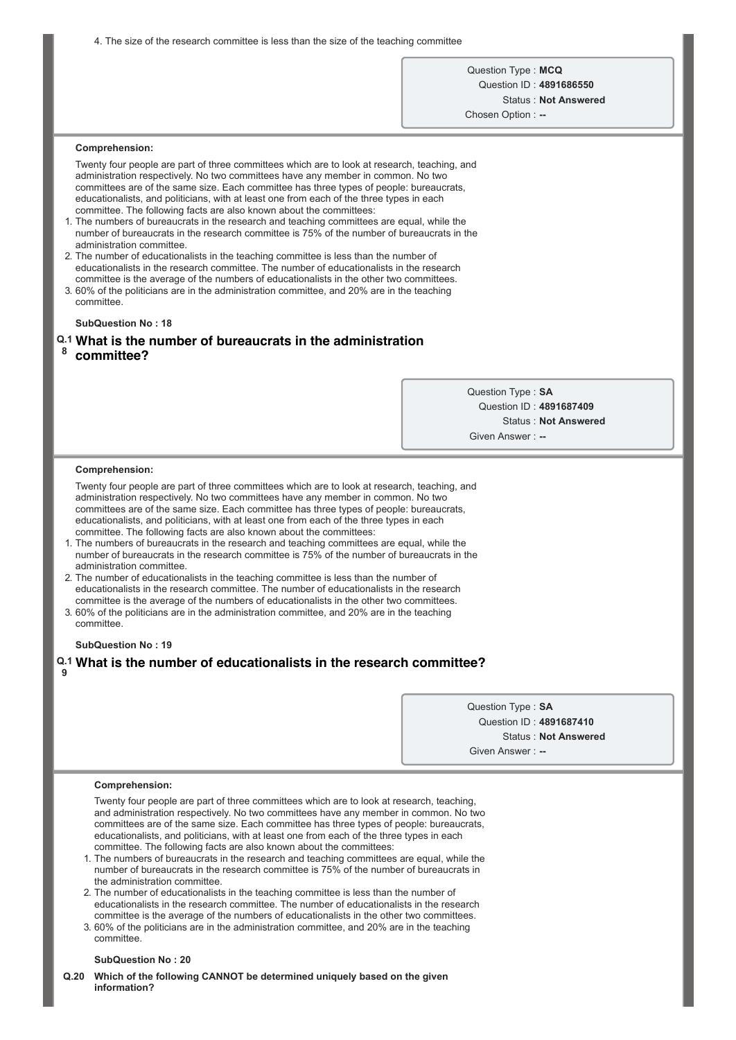4. The size of the research committee is less than the size of the teaching committee

Question Type : **MCQ**
Question ID : **4891686550**
Status : **Not Answered**
Chosen Option : **--**

**Comprehension:**

Twenty four people are part of three committees which are to look at research, teaching, and administration respectively. No two committees have any member in common. No two committees are of the same size. Each committee has three types of people: bureaucrats, educationalists, and politicians, with at least one from each of the three types in each committee. The following facts are also known about the committees:

1. The numbers of bureaucrats in the research and teaching committees are equal, while the number of bureaucrats in the research committee is 75% of the number of bureaucrats in the administration committee.
2. The number of educationalists in the teaching committee is less than the number of educationalists in the research committee. The number of educationalists in the research committee is the average of the numbers of educationalists in the other two committees.
3. 60% of the politicians are in the administration committee, and 20% are in the teaching committee.

**SubQuestion No : 18**

**Q.18 What is the number of bureaucrats in the administration committee?**

Question Type : **SA**
Question ID : **4891687409**
Status : **Not Answered**
Given Answer : **--**

**Comprehension:**

Twenty four people are part of three committees which are to look at research, teaching, and administration respectively. No two committees have any member in common. No two committees are of the same size. Each committee has three types of people: bureaucrats, educationalists, and politicians, with at least one from each of the three types in each committee. The following facts are also known about the committees:

1. The numbers of bureaucrats in the research and teaching committees are equal, while the number of bureaucrats in the research committee is 75% of the number of bureaucrats in the administration committee.
2. The number of educationalists in the teaching committee is less than the number of educationalists in the research committee. The number of educationalists in the research committee is the average of the numbers of educationalists in the other two committees.
3. 60% of the politicians are in the administration committee, and 20% are in the teaching committee.

**SubQuestion No : 19**

**Q.19 What is the number of educationalists in the research committee?**

Question Type : **SA**
Question ID : **4891687410**
Status : **Not Answered**
Given Answer : **--**

**Comprehension:**

Twenty four people are part of three committees which are to look at research, teaching, and administration respectively. No two committees have any member in common. No two committees are of the same size. Each committee has three types of people: bureaucrats, educationalists, and politicians, with at least one from each of the three types in each committee. The following facts are also known about the committees:

1. The numbers of bureaucrats in the research and teaching committees are equal, while the number of bureaucrats in the research committee is 75% of the number of bureaucrats in the administration committee.
2. The number of educationalists in the teaching committee is less than the number of educationalists in the research committee. The number of educationalists in the research committee is the average of the numbers of educationalists in the other two committees.
3. 60% of the politicians are in the administration committee, and 20% are in the teaching committee.

**SubQuestion No : 20**

**Q.20 Which of the following CANNOT be determined uniquely based on the given information?**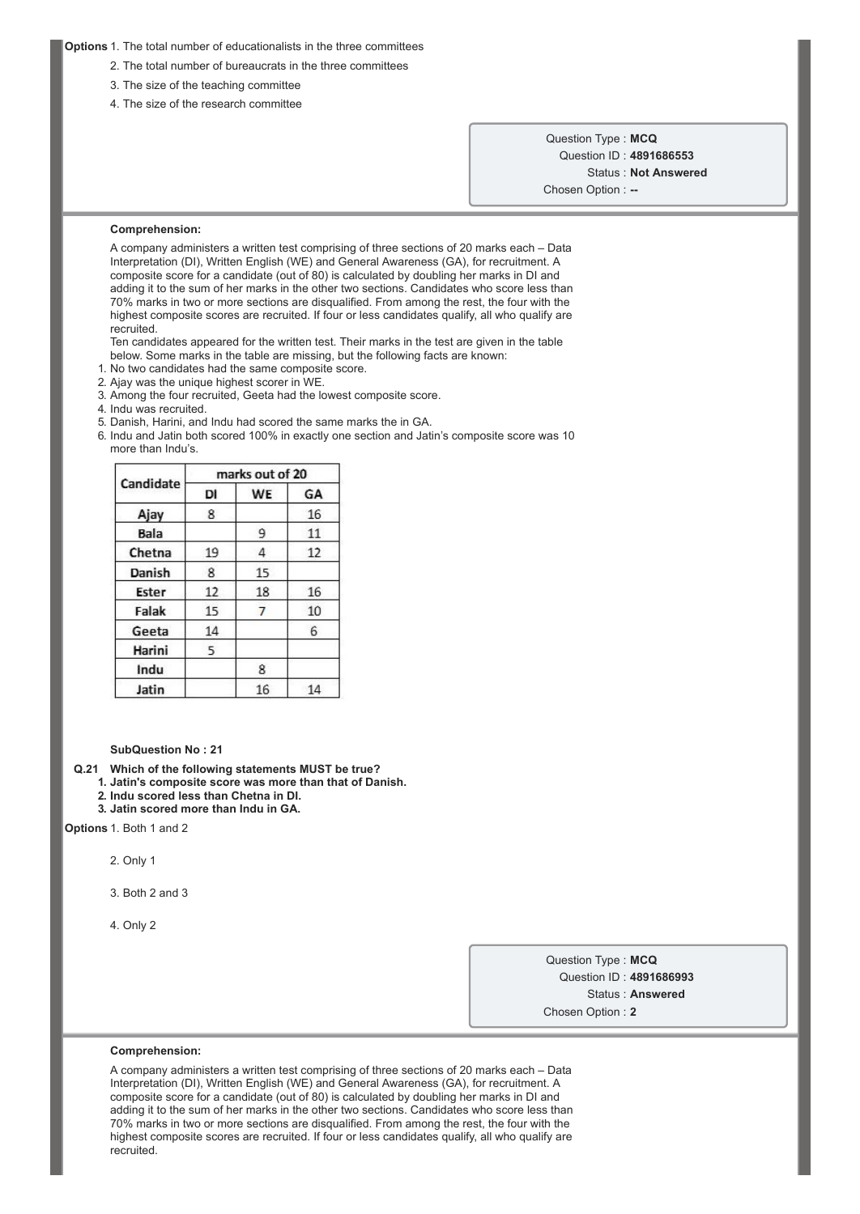**Options** 1. The total number of educationalists in the three committees

2. The total number of bureaucrats in the three committees

3. The size of the teaching committee

4. The size of the research committee

Question Type : **MCQ**
Question ID : **4891686553**
Status : **Not Answered**
Chosen Option : **--**

**Comprehension:**

A company administers a written test comprising of three sections of 20 marks each – Data Interpretation (DI), Written English (WE) and General Awareness (GA), for recruitment. A composite score for a candidate (out of 80) is calculated by doubling her marks in DI and adding it to the sum of her marks in the other two sections. Candidates who score less than 70% marks in two or more sections are disqualified. From among the rest, the four with the highest composite scores are recruited. If four or less candidates qualify, all who qualify are recruited.

Ten candidates appeared for the written test. Their marks in the test are given in the table below. Some marks in the table are missing, but the following facts are known:

1. No two candidates had the same composite score.
2. Ajay was the unique highest scorer in WE.
3. Among the four recruited, Geeta had the lowest composite score.
4. Indu was recruited.
5. Danish, Harini, and Indu had scored the same marks the in GA.
6. Indu and Jatin both scored 100% in exactly one section and Jatin's composite score was 10 more than Indu's.

| Candidate | marks out of 20 | | |
|---|---|---|---|
| | DI | WE | GA |
| Ajay | 8 | | 16 |
| Bala | | 9 | 11 |
| Chetna | 19 | 4 | 12 |
| Danish | 8 | 15 | |
| Ester | 12 | 18 | 16 |
| Falak | 15 | 7 | 10 |
| Geeta | 14 | | 6 |
| Harini | 5 | | |
| Indu | | 8 | |
| Jatin | | 16 | 14 |

**SubQuestion No : 21**

**Q.21 Which of the following statements MUST be true?**

**1. Jatin's composite score was more than that of Danish.**

**2. Indu scored less than Chetna in DI.**

**3. Jatin scored more than Indu in GA.**

**Options** 1. Both 1 and 2

2. Only 1

3. Both 2 and 3

4. Only 2

Question Type : **MCQ**
Question ID : **4891686993**
Status : **Answered**
Chosen Option : **2**

**Comprehension:**

A company administers a written test comprising of three sections of 20 marks each – Data Interpretation (DI), Written English (WE) and General Awareness (GA), for recruitment. A composite score for a candidate (out of 80) is calculated by doubling her marks in DI and adding it to the sum of her marks in the other two sections. Candidates who score less than 70% marks in two or more sections are disqualified. From among the rest, the four with the highest composite scores are recruited. If four or less candidates qualify, all who qualify are recruited.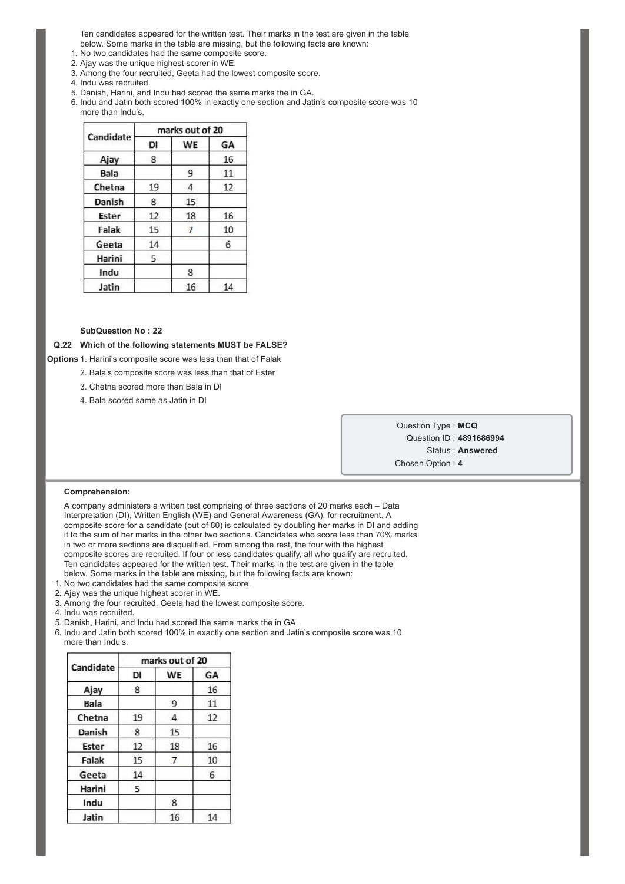Ten candidates appeared for the written test. Their marks in the test are given in the table below. Some marks in the table are missing, but the following facts are known:

1. No two candidates had the same composite score.
2. Ajay was the unique highest scorer in WE.
3. Among the four recruited, Geeta had the lowest composite score.
4. Indu was recruited.
5. Danish, Harini, and Indu had scored the same marks the in GA.
6. Indu and Jatin both scored 100% in exactly one section and Jatin's composite score was 10 more than Indu's.

| Candidate | marks out of 20 | | |
|---|---|---|---|
| | DI | WE | GA |
| Ajay | 8 | | 16 |
| Bala | | 9 | 11 |
| Chetna | 19 | 4 | 12 |
| Danish | 8 | 15 | |
| Ester | 12 | 18 | 16 |
| Falak | 15 | 7 | 10 |
| Geeta | 14 | | 6 |
| Harini | 5 | | |
| Indu | | 8 | |
| Jatin | | 16 | 14 |

**SubQuestion No : 22**

**Q.22 Which of the following statements MUST be FALSE?**

**Options**
1. Harini's composite score was less than that of Falak
2. Bala's composite score was less than that of Ester
3. Chetna scored more than Bala in DI
4. Bala scored same as Jatin in DI

Question Type : **MCQ**
Question ID : **4891686994**
Status : **Answered**
Chosen Option : **4**

**Comprehension:**

A company administers a written test comprising of three sections of 20 marks each – Data Interpretation (DI), Written English (WE) and General Awareness (GA), for recruitment. A composite score for a candidate (out of 80) is calculated by doubling her marks in DI and adding it to the sum of her marks in the other two sections. Candidates who score less than 70% marks in two or more sections are disqualified. From among the rest, the four with the highest composite scores are recruited. If four or less candidates qualify, all who qualify are recruited.
Ten candidates appeared for the written test. Their marks in the test are given in the table below. Some marks in the table are missing, but the following facts are known:

1. No two candidates had the same composite score.
2. Ajay was the unique highest scorer in WE.
3. Among the four recruited, Geeta had the lowest composite score.
4. Indu was recruited.
5. Danish, Harini, and Indu had scored the same marks the in GA.
6. Indu and Jatin both scored 100% in exactly one section and Jatin's composite score was 10 more than Indu's.

| Candidate | marks out of 20 | | |
|---|---|---|---|
| | DI | WE | GA |
| Ajay | 8 | | 16 |
| Bala | | 9 | 11 |
| Chetna | 19 | 4 | 12 |
| Danish | 8 | 15 | |
| Ester | 12 | 18 | 16 |
| Falak | 15 | 7 | 10 |
| Geeta | 14 | | 6 |
| Harini | 5 | | |
| Indu | | 8 | |
| Jatin | | 16 | 14 |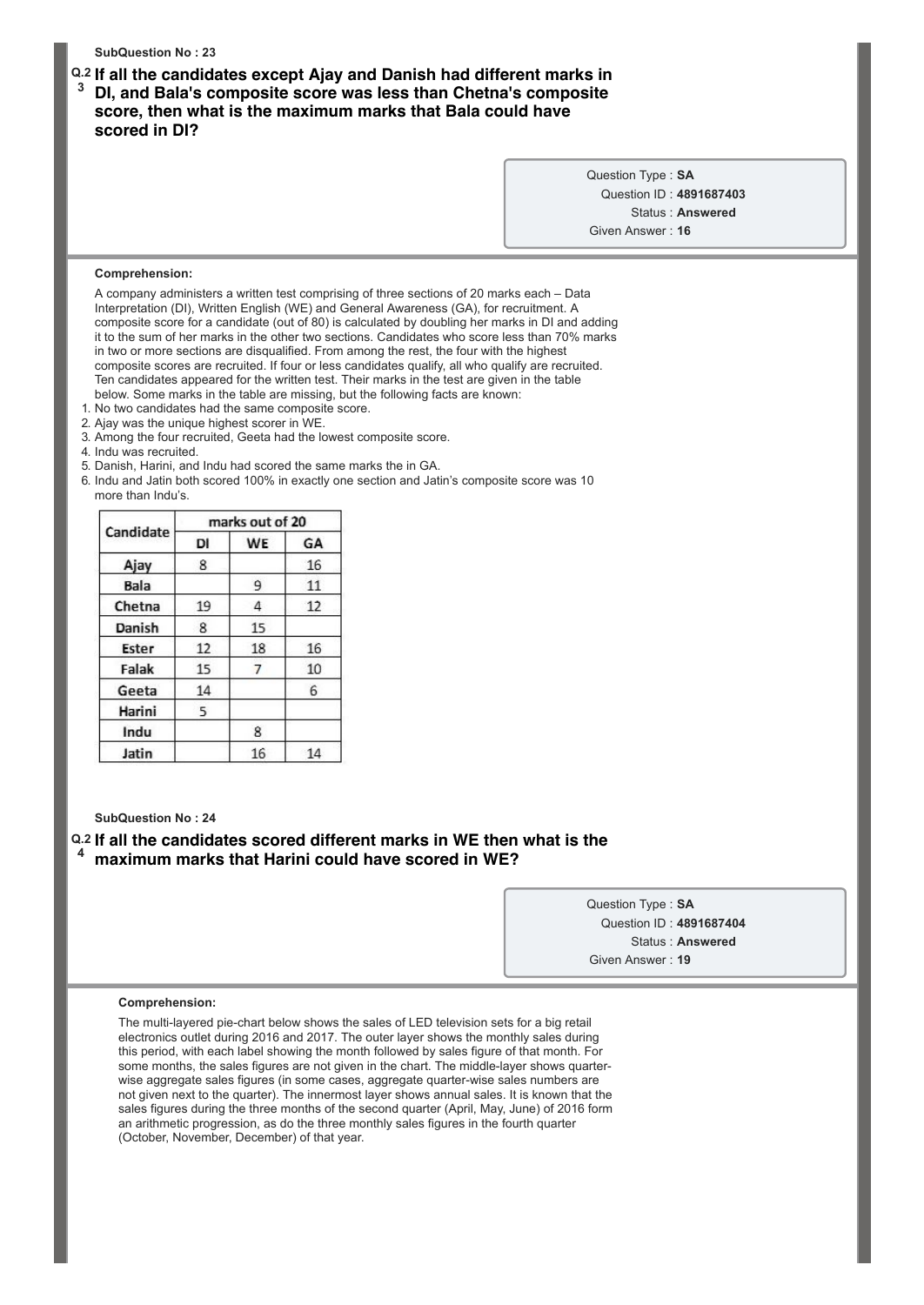SubQuestion No : 23

**Q.23 If all the candidates except Ajay and Danish had different marks in DI, and Bala's composite score was less than Chetna's composite score, then what is the maximum marks that Bala could have scored in DI?**

Question Type : **SA**
Question ID : **4891687403**
Status : **Answered**
Given Answer : **16**

**Comprehension:**

A company administers a written test comprising of three sections of 20 marks each – Data Interpretation (DI), Written English (WE) and General Awareness (GA), for recruitment. A composite score for a candidate (out of 80) is calculated by doubling her marks in DI and adding it to the sum of her marks in the other two sections. Candidates who score less than 70% marks in two or more sections are disqualified. From among the rest, the four with the highest composite scores are recruited. If four or less candidates qualify, all who qualify are recruited. Ten candidates appeared for the written test. Their marks in the test are given in the table below. Some marks in the table are missing, but the following facts are known:

1. No two candidates had the same composite score.
2. Ajay was the unique highest scorer in WE.
3. Among the four recruited, Geeta had the lowest composite score.
4. Indu was recruited.
5. Danish, Harini, and Indu had scored the same marks the in GA.
6. Indu and Jatin both scored 100% in exactly one section and Jatin's composite score was 10 more than Indu's.

| Candidate | marks out of 20 | | |
|---|---|---|---|
| | DI | WE | GA |
| Ajay | 8 | | 16 |
| Bala | | 9 | 11 |
| Chetna | 19 | 4 | 12 |
| Danish | 8 | 15 | |
| Ester | 12 | 18 | 16 |
| Falak | 15 | 7 | 10 |
| Geeta | 14 | | 6 |
| Harini | 5 | | |
| Indu | | 8 | |
| Jatin | | 16 | 14 |

SubQuestion No : 24

**Q.24 If all the candidates scored different marks in WE then what is the maximum marks that Harini could have scored in WE?**

Question Type : **SA**
Question ID : **4891687404**
Status : **Answered**
Given Answer : **19**

**Comprehension:**

The multi-layered pie-chart below shows the sales of LED television sets for a big retail electronics outlet during 2016 and 2017. The outer layer shows the monthly sales during this period, with each label showing the month followed by sales figure of that month. For some months, the sales figures are not given in the chart. The middle-layer shows quarter-wise aggregate sales figures (in some cases, aggregate quarter-wise sales numbers are not given next to the quarter). The innermost layer shows annual sales. It is known that the sales figures during the three months of the second quarter (April, May, June) of 2016 form an arithmetic progression, as do the three monthly sales figures in the fourth quarter (October, November, December) of that year.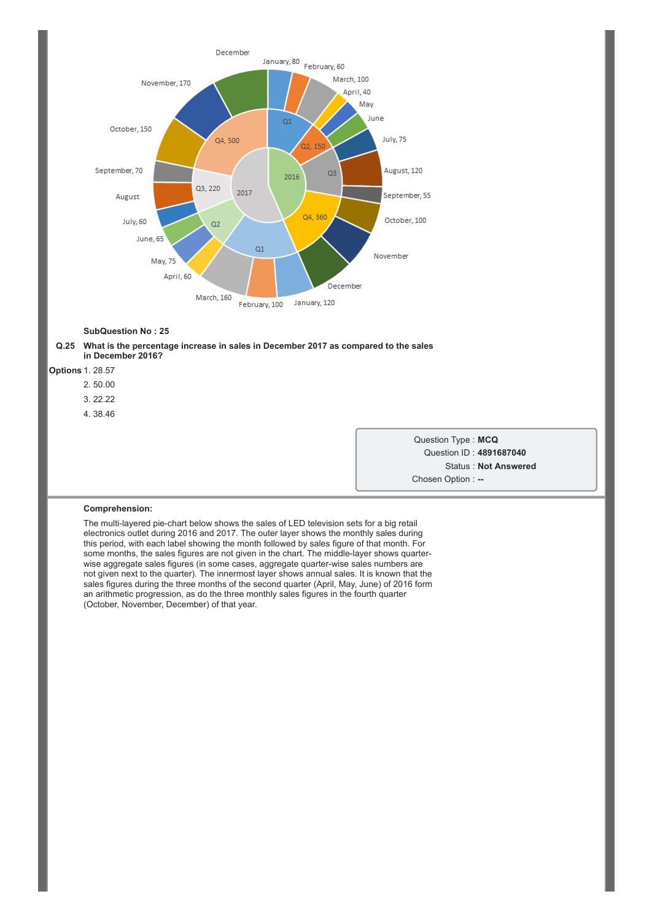December

January, 80

February, 60

March, 100

April, 40

May

June

July, 75

August, 120

September, 55

October, 100

November

December

January, 120

February, 100

March, 160

April, 60

May, 75

June, 65

July, 60

August

September, 70

October, 150

November, 170

Q1

Q2, 150

Q3

Q4, 360

2016

2017

Q1

Q2

Q3, 220

Q4, 500

**SubQuestion No : 25**

**Q.25 What is the percentage increase in sales in December 2017 as compared to the sales in December 2016?**

**Options**
1. 28.57
2. 50.00
3. 22.22
4. 38.46

Question Type : **MCQ**

Question ID : **4891687040**

Status : **Not Answered**

Chosen Option : **--**

**Comprehension:**

The multi-layered pie-chart below shows the sales of LED television sets for a big retail electronics outlet during 2016 and 2017. The outer layer shows the monthly sales during this period, with each label showing the month followed by sales figure of that month. For some months, the sales figures are not given in the chart. The middle-layer shows quarter-wise aggregate sales figures (in some cases, aggregate quarter-wise sales numbers are not given next to the quarter). The innermost layer shows annual sales. It is known that the sales figures during the three months of the second quarter (April, May, June) of 2016 form an arithmetic progression, as do the three monthly sales figures in the fourth quarter (October, November, December) of that year.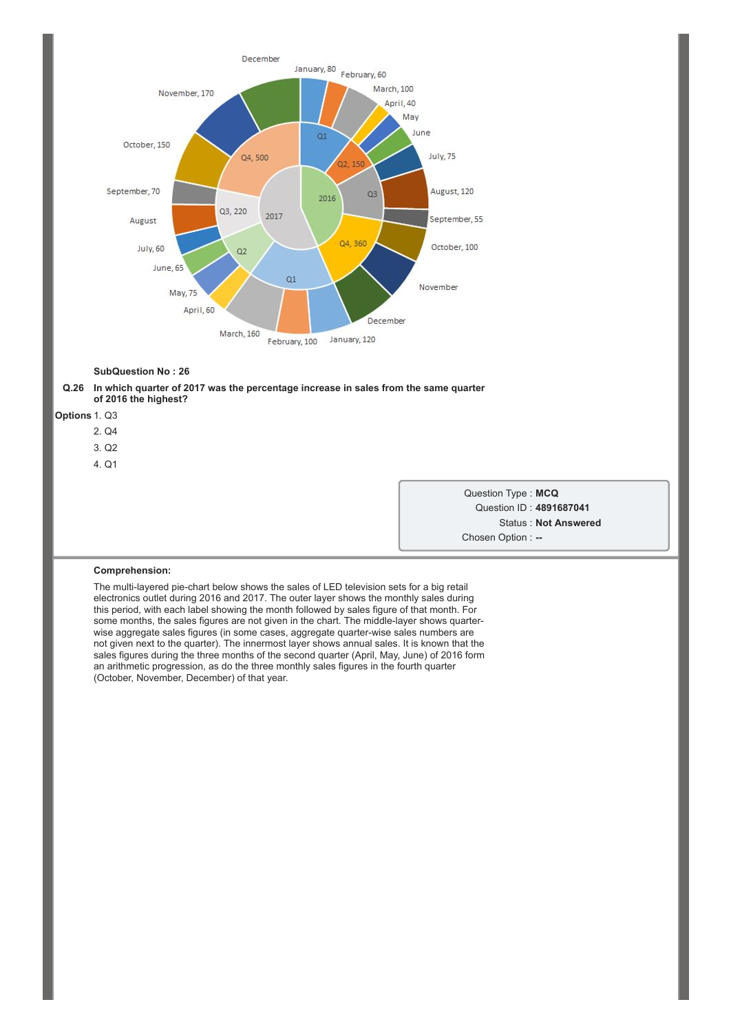December
January, 80
February, 60
November, 170
March, 100
April, 40
May
June
October, 150
Q1
Q4, 500
Q2, 150
July, 75
September, 70
2016
Q3
August, 120
Q3, 220
2017
August
September, 55
Q4, 360
July, 60
Q2
October, 100
June, 65
Q1
November
May, 75
April, 60
December
March, 160
February, 100
January, 120

**SubQuestion No : 26**

**Q.26 In which quarter of 2017 was the percentage increase in sales from the same quarter of 2016 the highest?**

**Options**
1. Q3
2. Q4
3. Q2
4. Q1

Question Type : **MCQ**
Question ID : **4891687041**
Status : **Not Answered**
Chosen Option : **--**

**Comprehension:**

The multi-layered pie-chart below shows the sales of LED television sets for a big retail electronics outlet during 2016 and 2017. The outer layer shows the monthly sales during this period, with each label showing the month followed by sales figure of that month. For some months, the sales figures are not given in the chart. The middle-layer shows quarter-wise aggregate sales figures (in some cases, aggregate quarter-wise sales numbers are not given next to the quarter). The innermost layer shows annual sales. It is known that the sales figures during the three months of the second quarter (April, May, June) of 2016 form an arithmetic progression, as do the three monthly sales figures in the fourth quarter (October, November, December) of that year.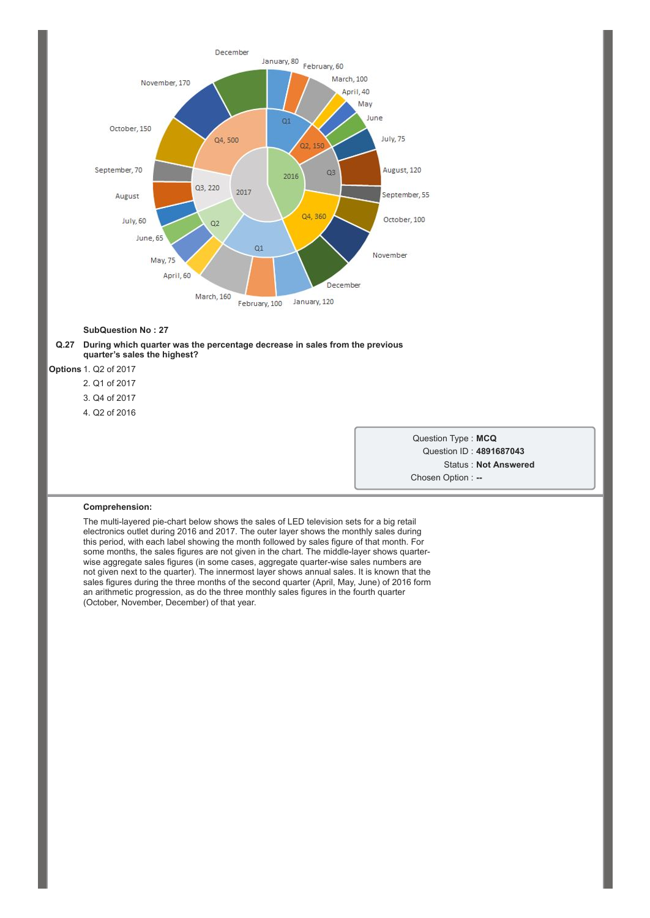December

January, 80

February, 60

March, 100

April, 40

May

June

July, 75

August, 120

September, 55

October, 100

November

December

January, 120

February, 100

March, 160

April, 60

May, 75

June, 65

July, 60

August

September, 70

October, 150

November, 170

Q1

Q2, 150

Q3

Q4, 360

2016

Q1

Q2

Q3, 220

Q4, 500

2017

**SubQuestion No : 27**

**Q.27 During which quarter was the percentage decrease in sales from the previous quarter's sales the highest?**

**Options**
1. Q2 of 2017
2. Q1 of 2017
3. Q4 of 2017
4. Q2 of 2016

Question Type : **MCQ**

Question ID : **4891687043**

Status : **Not Answered**

Chosen Option : **--**

**Comprehension:**

The multi-layered pie-chart below shows the sales of LED television sets for a big retail electronics outlet during 2016 and 2017. The outer layer shows the monthly sales during this period, with each label showing the month followed by sales figure of that month. For some months, the sales figures are not given in the chart. The middle-layer shows quarter-wise aggregate sales figures (in some cases, aggregate quarter-wise sales numbers are not given next to the quarter). The innermost layer shows annual sales. It is known that the sales figures during the three months of the second quarter (April, May, June) of 2016 form an arithmetic progression, as do the three monthly sales figures in the fourth quarter (October, November, December) of that year.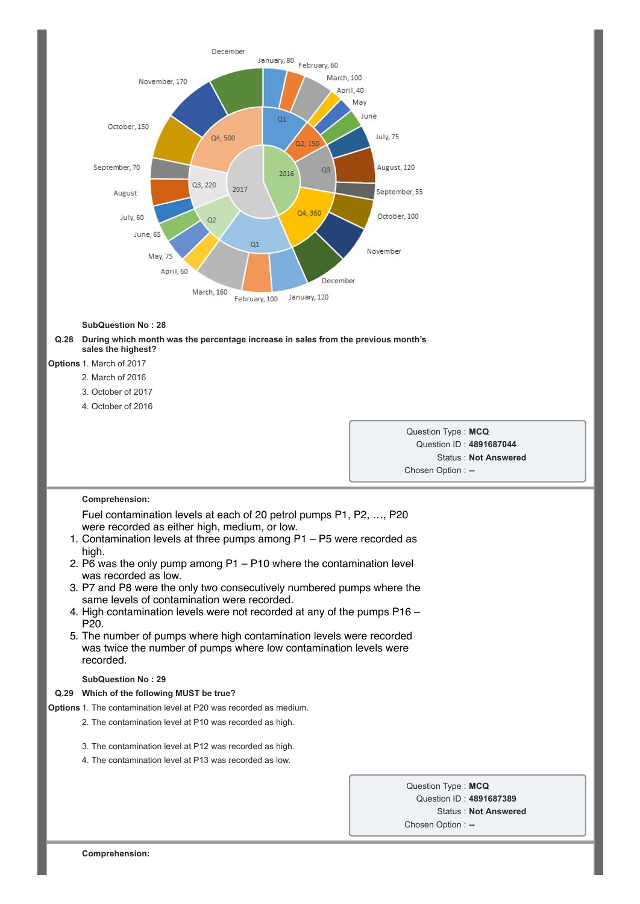December

January, 80

February, 60

March, 100

April, 40

May

June

July, 75

August, 120

September, 55

October, 100

November

December

January, 120

February, 100

March, 160

April, 60

May, 75

June, 65

July, 60

August

September, 70

October, 150

November, 170

Q1

Q2, 150

Q3

Q4, 360

2016

Q1

Q2

Q3, 220

Q4, 500

2017

SubQuestion No : 28

**Q.28 During which month was the percentage increase in sales from the previous month's sales the highest?**

**Options**
1. March of 2017
2. March of 2016
3. October of 2017
4. October of 2016

Question Type : **MCQ**
Question ID : **4891687044**
Status : **Not Answered**
Chosen Option : **--**

---

**Comprehension:**

Fuel contamination levels at each of 20 petrol pumps P1, P2, …, P20 were recorded as either high, medium, or low.

1. Contamination levels at three pumps among P1 – P5 were recorded as high.
2. P6 was the only pump among P1 – P10 where the contamination level was recorded as low.
3. P7 and P8 were the only two consecutively numbered pumps where the same levels of contamination were recorded.
4. High contamination levels were not recorded at any of the pumps P16 – P20.
5. The number of pumps where high contamination levels were recorded was twice the number of pumps where low contamination levels were recorded.

SubQuestion No : 29

**Q.29 Which of the following MUST be true?**

**Options**
1. The contamination level at P20 was recorded as medium.
2. The contamination level at P10 was recorded as high.
3. The contamination level at P12 was recorded as high.
4. The contamination level at P13 was recorded as low.

Question Type : **MCQ**
Question ID : **4891687389**
Status : **Not Answered**
Chosen Option : **--**

---

**Comprehension:**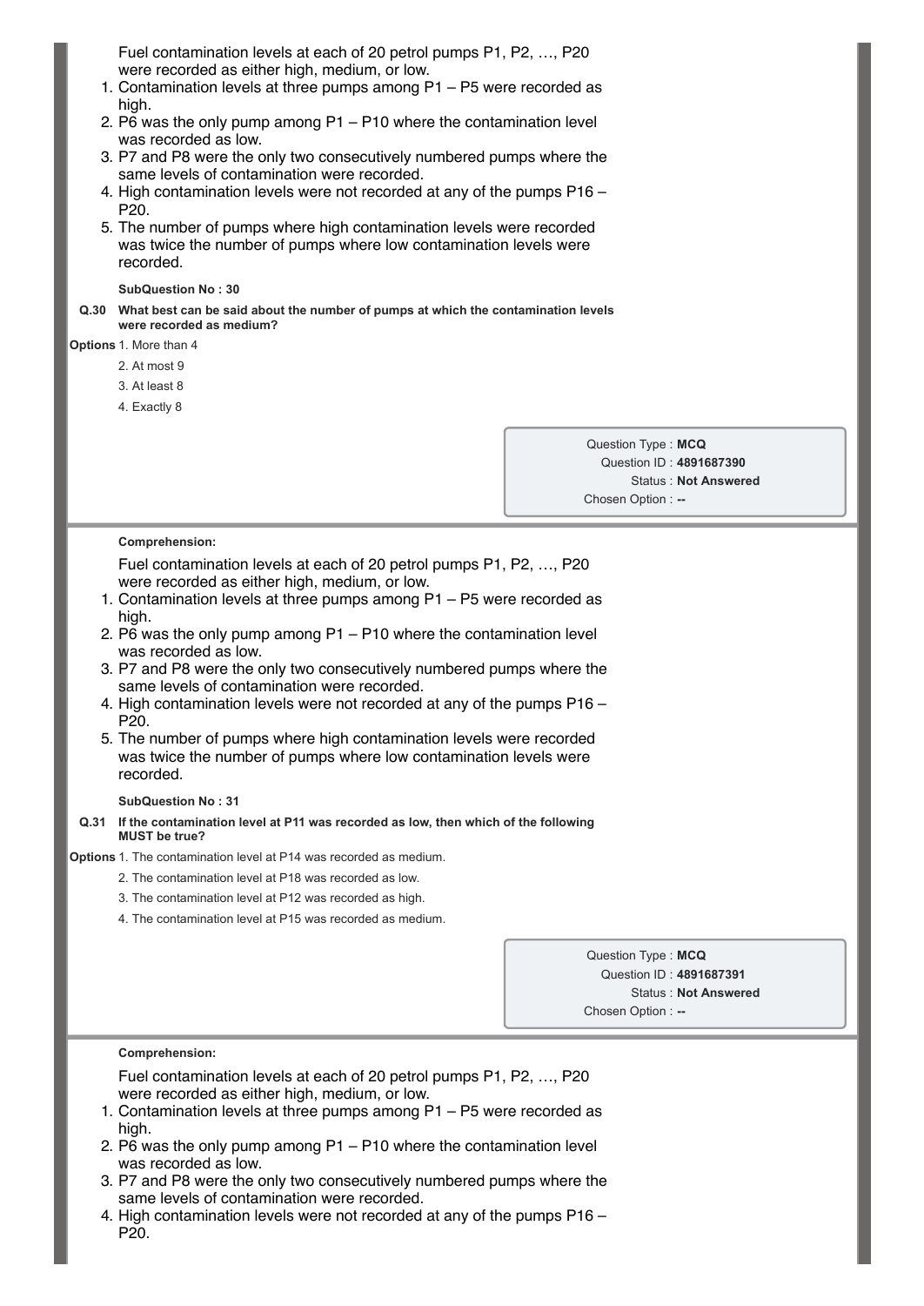Fuel contamination levels at each of 20 petrol pumps P1, P2, …, P20 were recorded as either high, medium, or low.

1. Contamination levels at three pumps among P1 – P5 were recorded as high.
2. P6 was the only pump among P1 – P10 where the contamination level was recorded as low.
3. P7 and P8 were the only two consecutively numbered pumps where the same levels of contamination were recorded.
4. High contamination levels were not recorded at any of the pumps P16 – P20.
5. The number of pumps where high contamination levels were recorded was twice the number of pumps where low contamination levels were recorded.

**SubQuestion No : 30**

**Q.30 What best can be said about the number of pumps at which the contamination levels were recorded as medium?**

**Options**
1. More than 4
2. At most 9
3. At least 8
4. Exactly 8

Question Type : **MCQ**
Question ID : **4891687390**
Status : **Not Answered**
Chosen Option : **--**

---

**Comprehension:**

Fuel contamination levels at each of 20 petrol pumps P1, P2, …, P20 were recorded as either high, medium, or low.

1. Contamination levels at three pumps among P1 – P5 were recorded as high.
2. P6 was the only pump among P1 – P10 where the contamination level was recorded as low.
3. P7 and P8 were the only two consecutively numbered pumps where the same levels of contamination were recorded.
4. High contamination levels were not recorded at any of the pumps P16 – P20.
5. The number of pumps where high contamination levels were recorded was twice the number of pumps where low contamination levels were recorded.

**SubQuestion No : 31**

**Q.31 If the contamination level at P11 was recorded as low, then which of the following MUST be true?**

**Options**
1. The contamination level at P14 was recorded as medium.
2. The contamination level at P18 was recorded as low.
3. The contamination level at P12 was recorded as high.
4. The contamination level at P15 was recorded as medium.

Question Type : **MCQ**
Question ID : **4891687391**
Status : **Not Answered**
Chosen Option : **--**

---

**Comprehension:**

Fuel contamination levels at each of 20 petrol pumps P1, P2, …, P20 were recorded as either high, medium, or low.

1. Contamination levels at three pumps among P1 – P5 were recorded as high.
2. P6 was the only pump among P1 – P10 where the contamination level was recorded as low.
3. P7 and P8 were the only two consecutively numbered pumps where the same levels of contamination were recorded.
4. High contamination levels were not recorded at any of the pumps P16 – P20.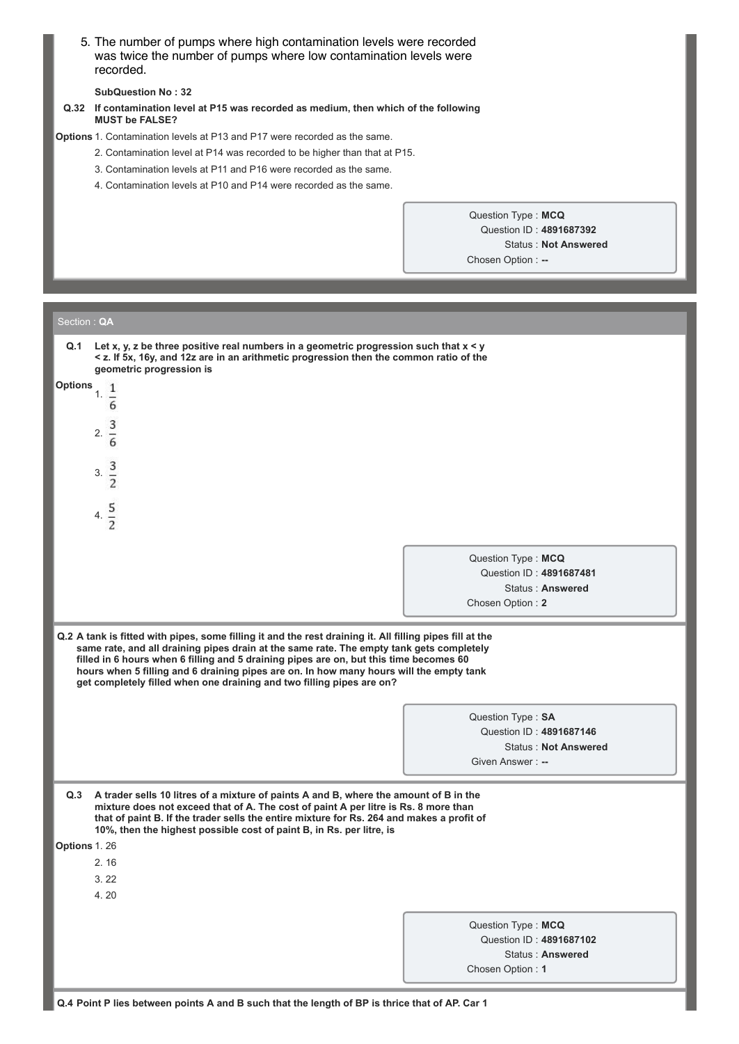5. The number of pumps where high contamination levels were recorded was twice the number of pumps where low contamination levels were recorded.

**SubQuestion No : 32**

**Q.32 If contamination level at P15 was recorded as medium, then which of the following MUST be FALSE?**

**Options**
1. Contamination levels at P13 and P17 were recorded as the same.
2. Contamination level at P14 was recorded to be higher than that at P15.
3. Contamination levels at P11 and P16 were recorded as the same.
4. Contamination levels at P10 and P14 were recorded as the same.

Question Type : **MCQ**
Question ID : **4891687392**
Status : **Not Answered**
Chosen Option : **--**

## Section : QA

**Q.1 Let x, y, z be three positive real numbers in a geometric progression such that x < y < z. If 5x, 16y, and 12z are in an arithmetic progression then the common ratio of the geometric progression is**

**Options**
1. $\frac{1}{6}$
2. $\frac{3}{6}$
3. $\frac{3}{2}$
4. $\frac{5}{2}$

Question Type : **MCQ**
Question ID : **4891687481**
Status : **Answered**
Chosen Option : **2**

**Q.2 A tank is fitted with pipes, some filling it and the rest draining it. All filling pipes fill at the same rate, and all draining pipes drain at the same rate. The empty tank gets completely filled in 6 hours when 6 filling and 5 draining pipes are on, but this time becomes 60 hours when 5 filling and 6 draining pipes are on. In how many hours will the empty tank get completely filled when one draining and two filling pipes are on?**

Question Type : **SA**
Question ID : **4891687146**
Status : **Not Answered**
Given Answer : **--**

**Q.3 A trader sells 10 litres of a mixture of paints A and B, where the amount of B in the mixture does not exceed that of A. The cost of paint A per litre is Rs. 8 more than that of paint B. If the trader sells the entire mixture for Rs. 264 and makes a profit of 10%, then the highest possible cost of paint B, in Rs. per litre, is**

**Options**
1. 26
2. 16
3. 22
4. 20

Question Type : **MCQ**
Question ID : **4891687102**
Status : **Answered**
Chosen Option : **1**

**Q.4 Point P lies between points A and B such that the length of BP is thrice that of AP. Car 1**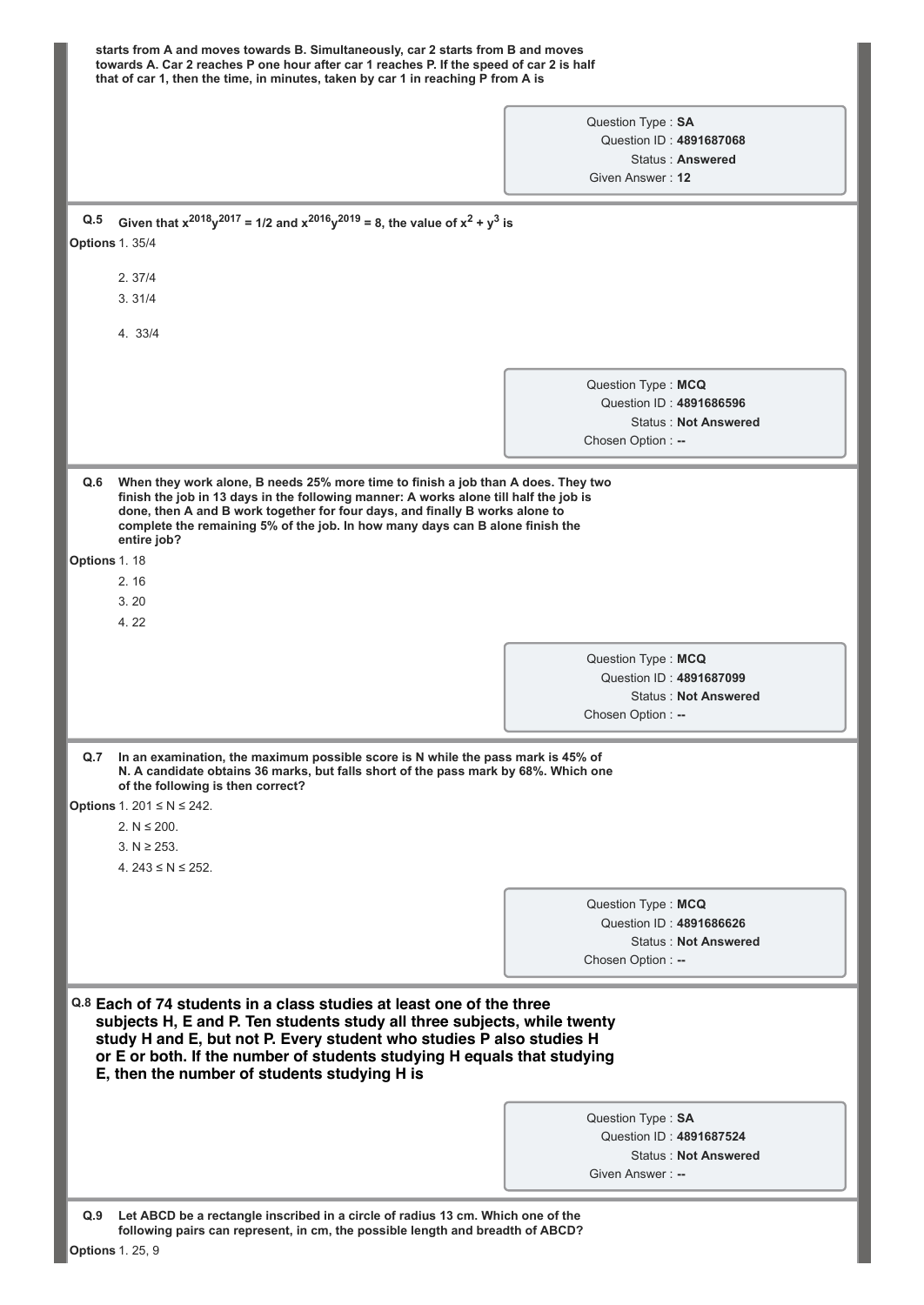starts from A and moves towards B. Simultaneously, car 2 starts from B and moves towards A. Car 2 reaches P one hour after car 1 reaches P. If the speed of car 2 is half that of car 1, then the time, in minutes, taken by car 1 in reaching P from A is

Question Type : **SA**
Question ID : **4891687068**
Status : **Answered**
Given Answer : **12**

**Q.5** **Given that $x^{2018}y^{2017} = 1/2$ and $x^{2016}y^{2019} = 8$, the value of $x^2 + y^3$ is**

**Options**
1. 35/4
2. 37/4
3. 31/4
4. 33/4

Question Type : **MCQ**
Question ID : **4891686596**
Status : **Not Answered**
Chosen Option : **--**

**Q.6** **When they work alone, B needs 25% more time to finish a job than A does. They two finish the job in 13 days in the following manner: A works alone till half the job is done, then A and B work together for four days, and finally B works alone to complete the remaining 5% of the job. In how many days can B alone finish the entire job?**

**Options**
1. 18
2. 16
3. 20
4. 22

Question Type : **MCQ**
Question ID : **4891687099**
Status : **Not Answered**
Chosen Option : **--**

**Q.7** **In an examination, the maximum possible score is N while the pass mark is 45% of N. A candidate obtains 36 marks, but falls short of the pass mark by 68%. Which one of the following is then correct?**

**Options**
1. $201 \le N \le 242$.
2. $N \le 200$.
3. $N \ge 253$.
4. $243 \le N \le 252$.

Question Type : **MCQ**
Question ID : **4891686626**
Status : **Not Answered**
Chosen Option : **--**

**Q.8** **Each of 74 students in a class studies at least one of the three subjects H, E and P. Ten students study all three subjects, while twenty study H and E, but not P. Every student who studies P also studies H or E or both. If the number of students studying H equals that studying E, then the number of students studying H is**

Question Type : **SA**
Question ID : **4891687524**
Status : **Not Answered**
Given Answer : **--**

**Q.9** **Let ABCD be a rectangle inscribed in a circle of radius 13 cm. Which one of the following pairs can represent, in cm, the possible length and breadth of ABCD?**

**Options**
1. 25, 9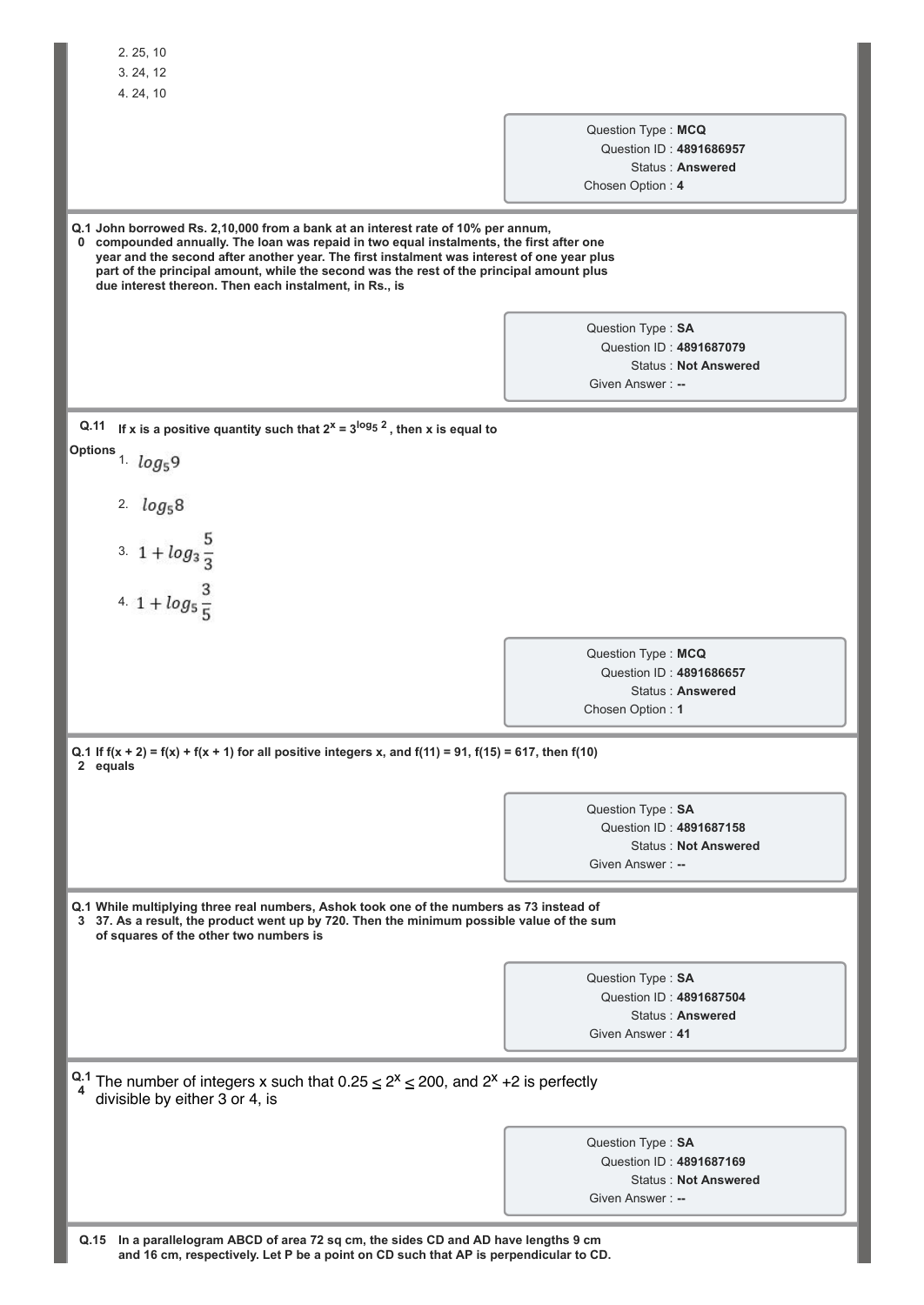2. 25, 10
3. 24, 12
4. 24, 10

Question Type : **MCQ**
Question ID : **4891686957**
Status : **Answered**
Chosen Option : **4**

**Q.10 John borrowed Rs. 2,10,000 from a bank at an interest rate of 10% per annum, compounded annually. The loan was repaid in two equal instalments, the first after one year and the second after another year. The first instalment was interest of one year plus part of the principal amount, while the second was the rest of the principal amount plus due interest thereon. Then each instalment, in Rs., is**

Question Type : **SA**
Question ID : **4891687079**
Status : **Not Answered**
Given Answer : **--**

**Q.11 If x is a positive quantity such that $2^x = 3^{\log_5 2}$, then x is equal to**

**Options**
1. $\log_5 9$
2. $\log_5 8$
3. $1 + \log_3 \frac{5}{3}$
4. $1 + \log_5 \frac{3}{5}$

Question Type : **MCQ**
Question ID : **4891686657**
Status : **Answered**
Chosen Option : **1**

**Q.12 If f(x + 2) = f(x) + f(x + 1) for all positive integers x, and f(11) = 91, f(15) = 617, then f(10) equals**

Question Type : **SA**
Question ID : **4891687158**
Status : **Not Answered**
Given Answer : **--**

**Q.13 While multiplying three real numbers, Ashok took one of the numbers as 73 instead of 37. As a result, the product went up by 720. Then the minimum possible value of the sum of squares of the other two numbers is**

Question Type : **SA**
Question ID : **4891687504**
Status : **Answered**
Given Answer : **41**

**Q.14** The number of integers x such that $0.25 \leq 2^x \leq 200$, and $2^x + 2$ is perfectly divisible by either 3 or 4, is

Question Type : **SA**
Question ID : **4891687169**
Status : **Not Answered**
Given Answer : **--**

**Q.15 In a parallelogram ABCD of area 72 sq cm, the sides CD and AD have lengths 9 cm and 16 cm, respectively. Let P be a point on CD such that AP is perpendicular to CD.**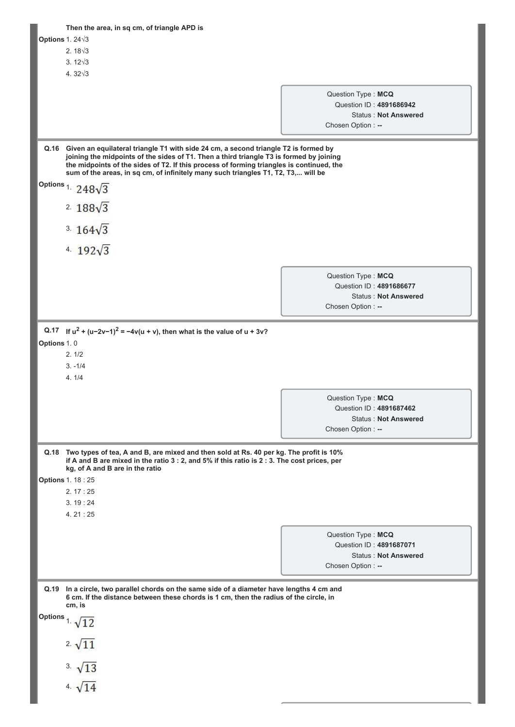Then the area, in sq cm, of triangle APD is

**Options**
1. $24\sqrt{3}$
2. $18\sqrt{3}$
3. $12\sqrt{3}$
4. $32\sqrt{3}$

Question Type : **MCQ**
Question ID : **4891686942**
Status : **Not Answered**
Chosen Option : **--**

---

**Q.16** **Given an equilateral triangle T1 with side 24 cm, a second triangle T2 is formed by joining the midpoints of the sides of T1. Then a third triangle T3 is formed by joining the midpoints of the sides of T2. If this process of forming triangles is continued, the sum of the areas, in sq cm, of infinitely many such triangles T1, T2, T3,... will be**

**Options**
1. $248\sqrt{3}$
2. $188\sqrt{3}$
3. $164\sqrt{3}$
4. $192\sqrt{3}$

Question Type : **MCQ**
Question ID : **4891686677**
Status : **Not Answered**
Chosen Option : **--**

---

**Q.17** **If $u^2 + (u-2v-1)^2 = -4v(u + v)$, then what is the value of $u + 3v$?**

**Options**
1. 0
2. 1/2
3. -1/4
4. 1/4

Question Type : **MCQ**
Question ID : **4891687462**
Status : **Not Answered**
Chosen Option : **--**

---

**Q.18** **Two types of tea, A and B, are mixed and then sold at Rs. 40 per kg. The profit is 10% if A and B are mixed in the ratio 3 : 2, and 5% if this ratio is 2 : 3. The cost prices, per kg, of A and B are in the ratio**

**Options**
1. 18 : 25
2. 17 : 25
3. 19 : 24
4. 21 : 25

Question Type : **MCQ**
Question ID : **4891687071**
Status : **Not Answered**
Chosen Option : **--**

---

**Q.19** **In a circle, two parallel chords on the same side of a diameter have lengths 4 cm and 6 cm. If the distance between these chords is 1 cm, then the radius of the circle, in cm, is**

**Options**
1. $\sqrt{12}$
2. $\sqrt{11}$
3. $\sqrt{13}$
4. $\sqrt{14}$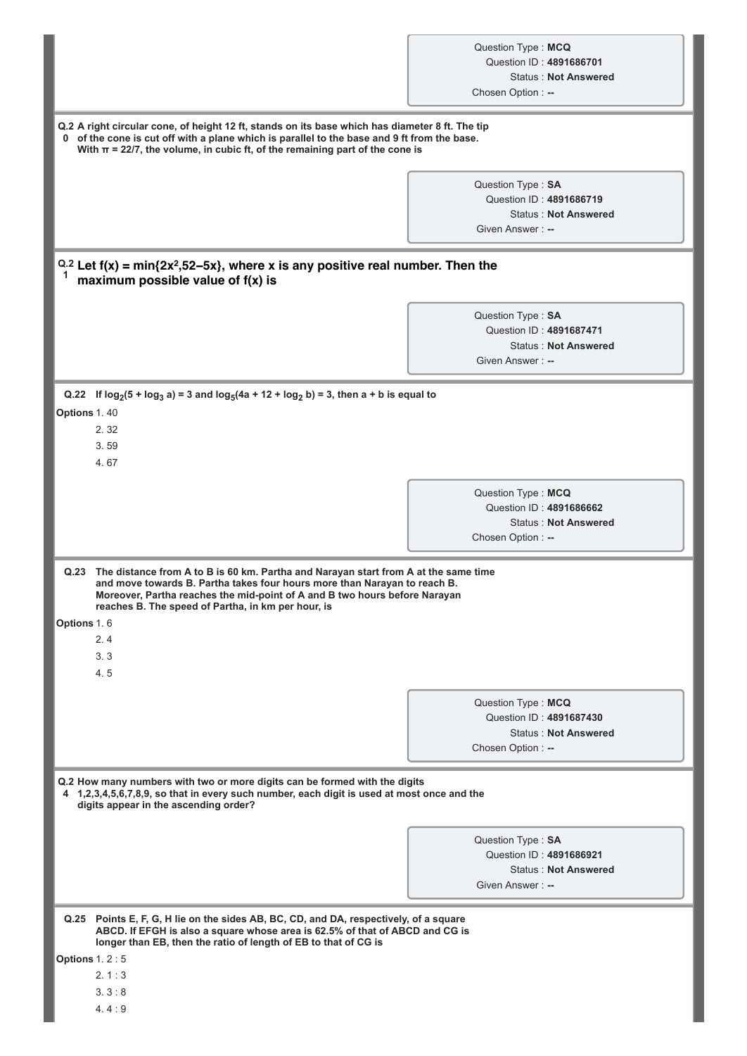Question Type : **MCQ**
Question ID : **4891686701**
Status : **Not Answered**
Chosen Option : **--**

**Q.20 A right circular cone, of height 12 ft, stands on its base which has diameter 8 ft. The tip of the cone is cut off with a plane which is parallel to the base and 9 ft from the base. With $\pi = 22/7$, the volume, in cubic ft, of the remaining part of the cone is**

Question Type : **SA**
Question ID : **4891686719**
Status : **Not Answered**
Given Answer : **--**

**Q.21 Let $f(x) = \min\{2x^2, 52-5x\}$, where x is any positive real number. Then the maximum possible value of f(x) is**

Question Type : **SA**
Question ID : **4891687471**
Status : **Not Answered**
Given Answer : **--**

**Q.22 If $\log_2(5 + \log_3 a) = 3$ and $\log_5(4a + 12 + \log_2 b) = 3$, then a + b is equal to**

**Options**
1. 40
2. 32
3. 59
4. 67

Question Type : **MCQ**
Question ID : **4891686662**
Status : **Not Answered**
Chosen Option : **--**

**Q.23 The distance from A to B is 60 km. Partha and Narayan start from A at the same time and move towards B. Partha takes four hours more than Narayan to reach B. Moreover, Partha reaches the mid-point of A and B two hours before Narayan reaches B. The speed of Partha, in km per hour, is**

**Options**
1. 6
2. 4
3. 3
4. 5

Question Type : **MCQ**
Question ID : **4891687430**
Status : **Not Answered**
Chosen Option : **--**

**Q.24 How many numbers with two or more digits can be formed with the digits 1,2,3,4,5,6,7,8,9, so that in every such number, each digit is used at most once and the digits appear in the ascending order?**

Question Type : **SA**
Question ID : **4891686921**
Status : **Not Answered**
Given Answer : **--**

**Q.25 Points E, F, G, H lie on the sides AB, BC, CD, and DA, respectively, of a square ABCD. If EFGH is also a square whose area is 62.5% of that of ABCD and CG is longer than EB, then the ratio of length of EB to that of CG is**

**Options**
1. 2 : 5
2. 1 : 3
3. 3 : 8
4. 4 : 9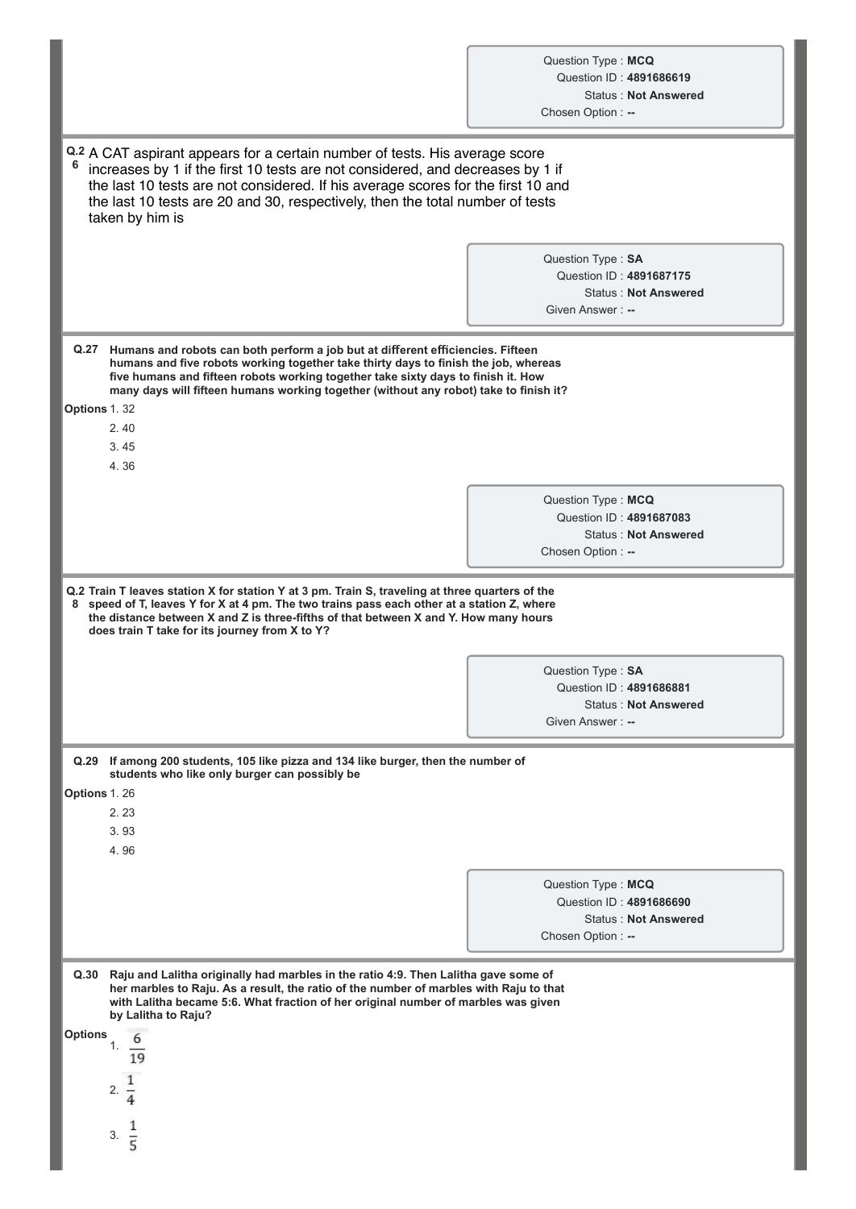Question Type : **MCQ**
Question ID : **4891686619**
Status : **Not Answered**
Chosen Option : **--**

**Q.26** A CAT aspirant appears for a certain number of tests. His average score increases by 1 if the first 10 tests are not considered, and decreases by 1 if the last 10 tests are not considered. If his average scores for the first 10 and the last 10 tests are 20 and 30, respectively, then the total number of tests taken by him is

Question Type : **SA**
Question ID : **4891687175**
Status : **Not Answered**
Given Answer : **--**

**Q.27 Humans and robots can both perform a job but at different efficiencies. Fifteen humans and five robots working together take thirty days to finish the job, whereas five humans and fifteen robots working together take sixty days to finish it. How many days will fifteen humans working together (without any robot) take to finish it?**

**Options**
1. 32
2. 40
3. 45
4. 36

Question Type : **MCQ**
Question ID : **4891687083**
Status : **Not Answered**
Chosen Option : **--**

**Q.28 Train T leaves station X for station Y at 3 pm. Train S, traveling at three quarters of the speed of T, leaves Y for X at 4 pm. The two trains pass each other at a station Z, where the distance between X and Z is three-fifths of that between X and Y. How many hours does train T take for its journey from X to Y?**

Question Type : **SA**
Question ID : **4891686881**
Status : **Not Answered**
Given Answer : **--**

**Q.29 If among 200 students, 105 like pizza and 134 like burger, then the number of students who like only burger can possibly be**

**Options**
1. 26
2. 23
3. 93
4. 96

Question Type : **MCQ**
Question ID : **4891686690**
Status : **Not Answered**
Chosen Option : **--**

**Q.30 Raju and Lalitha originally had marbles in the ratio 4:9. Then Lalitha gave some of her marbles to Raju. As a result, the ratio of the number of marbles with Raju to that with Lalitha became 5:6. What fraction of her original number of marbles was given by Lalitha to Raju?**

**Options**
1. $\frac{6}{19}$
2. $\frac{1}{4}$
3. $\frac{1}{5}$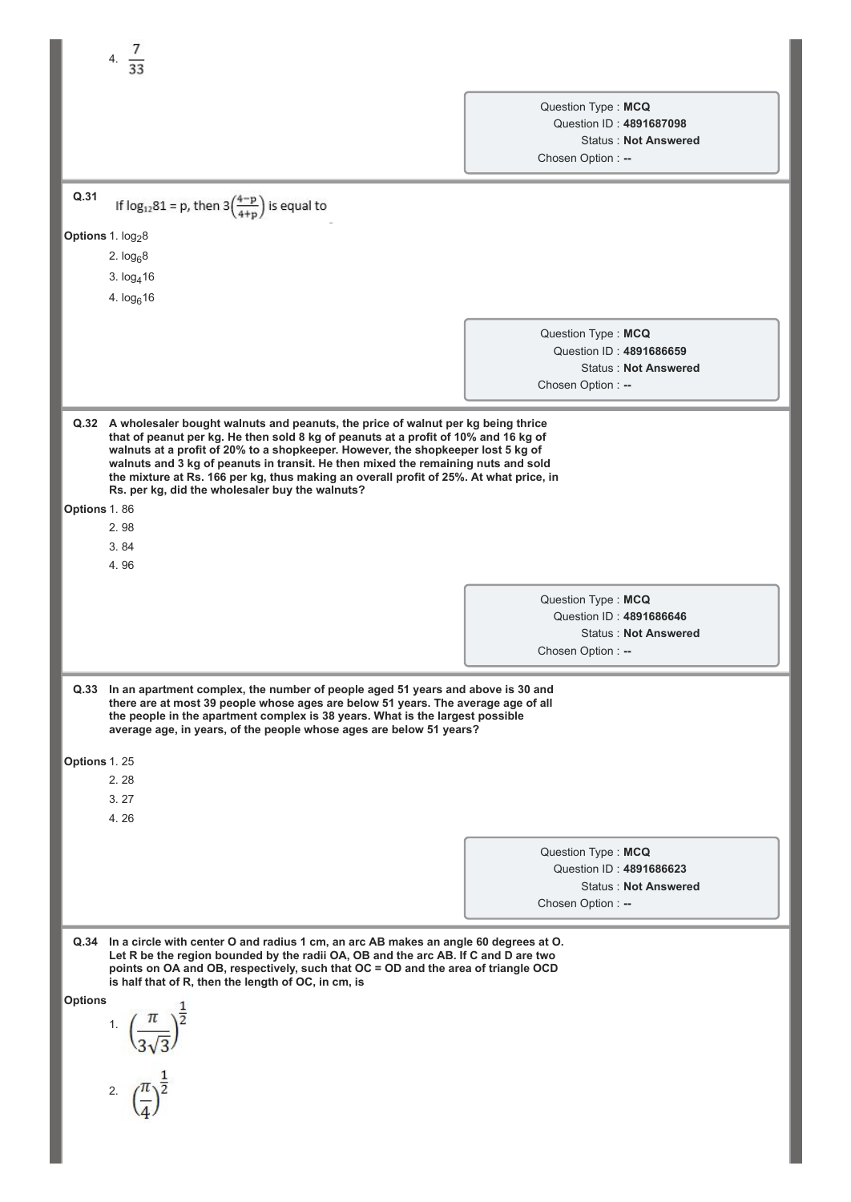4. $\frac{7}{33}$

Question Type : **MCQ**
Question ID : **4891687098**
Status : **Not Answered**
Chosen Option : **--**

**Q.31** If $\log_{12}81 = p$, then $3\left(\frac{4-p}{4+p}\right)$ is equal to

**Options**
1. $\log_2 8$
2. $\log_6 8$
3. $\log_4 16$
4. $\log_6 16$

Question Type : **MCQ**
Question ID : **4891686659**
Status : **Not Answered**
Chosen Option : **--**

**Q.32 A wholesaler bought walnuts and peanuts, the price of walnut per kg being thrice that of peanut per kg. He then sold 8 kg of peanuts at a profit of 10% and 16 kg of walnuts at a profit of 20% to a shopkeeper. However, the shopkeeper lost 5 kg of walnuts and 3 kg of peanuts in transit. He then mixed the remaining nuts and sold the mixture at Rs. 166 per kg, thus making an overall profit of 25%. At what price, in Rs. per kg, did the wholesaler buy the walnuts?**

**Options**
1. 86
2. 98
3. 84
4. 96

Question Type : **MCQ**
Question ID : **4891686646**
Status : **Not Answered**
Chosen Option : **--**

**Q.33 In an apartment complex, the number of people aged 51 years and above is 30 and there are at most 39 people whose ages are below 51 years. The average age of all the people in the apartment complex is 38 years. What is the largest possible average age, in years, of the people whose ages are below 51 years?**

**Options**
1. 25
2. 28
3. 27
4. 26

Question Type : **MCQ**
Question ID : **4891686623**
Status : **Not Answered**
Chosen Option : **--**

**Q.34 In a circle with center O and radius 1 cm, an arc AB makes an angle 60 degrees at O. Let R be the region bounded by the radii OA, OB and the arc AB. If C and D are two points on OA and OB, respectively, such that OC = OD and the area of triangle OCD is half that of R, then the length of OC, in cm, is**

**Options**
1. $\left(\frac{\pi}{3\sqrt{3}}\right)^{\frac{1}{2}}$
2. $\left(\frac{\pi}{4}\right)^{\frac{1}{2}}$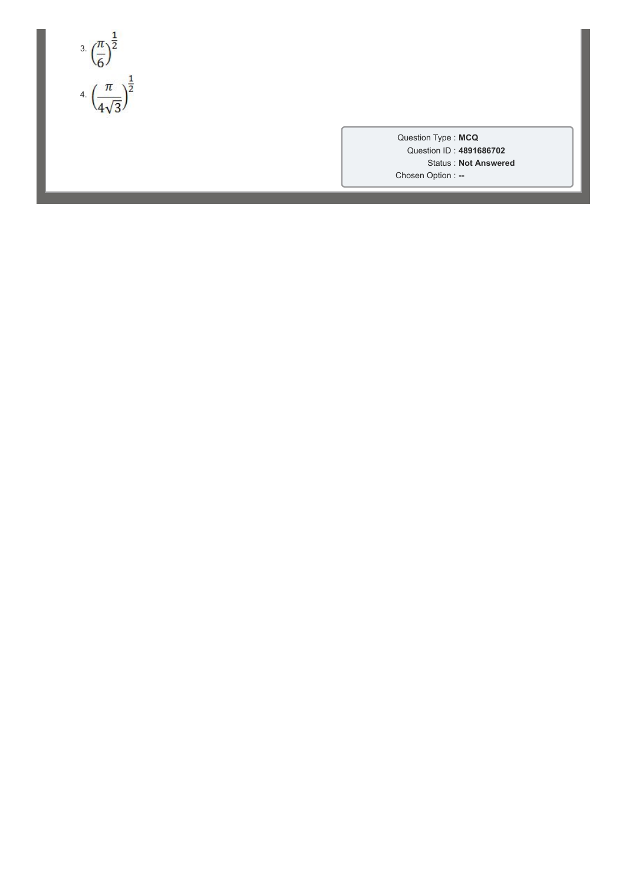3. $\left(\frac{\pi}{6}\right)^{\frac{1}{2}}$

4. $\left(\frac{\pi}{4\sqrt{3}}\right)^{\frac{1}{2}}$

Question Type : **MCQ**

Question ID : **4891686702**

Status : **Not Answered**

Chosen Option : **--**